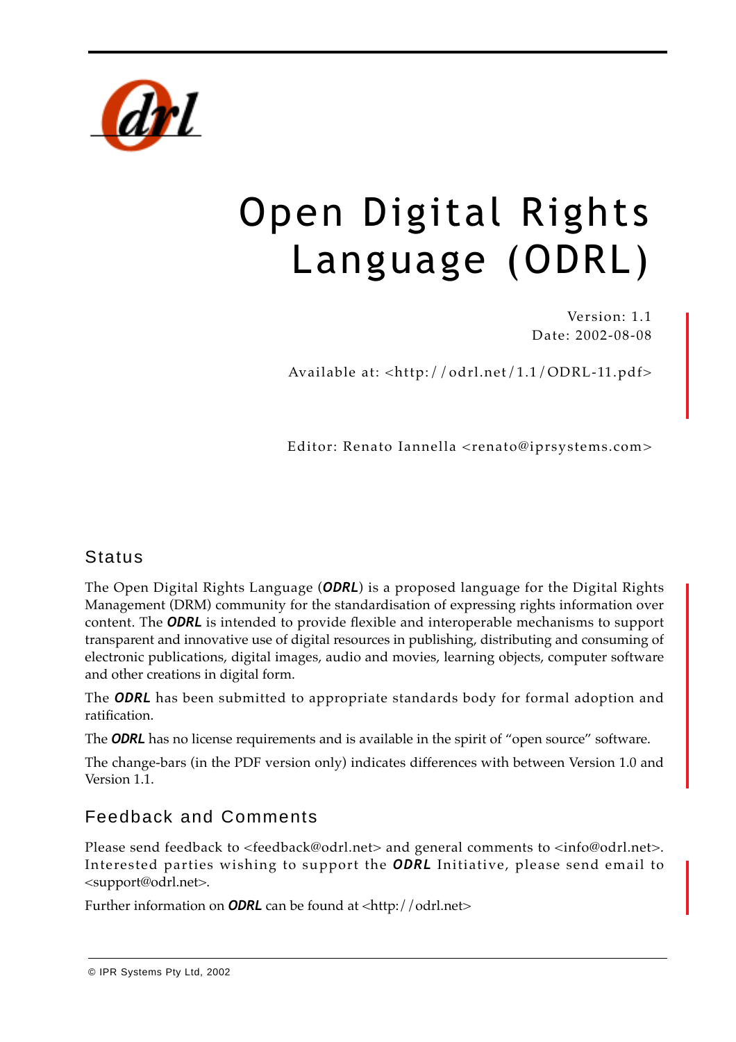# Open Digital Rights Language (ODRL)

Version: 1.1
Date: 2002-08-08

Available at: <http://odrl.net/1.1/ODRL-11.pdf>

Editor: Renato Iannella <renato@iprsystems.com>

## Status

The Open Digital Rights Language (***ODRL***) is a proposed language for the Digital Rights Management (DRM) community for the standardisation of expressing rights information over content. The ***ODRL*** is intended to provide flexible and interoperable mechanisms to support transparent and innovative use of digital resources in publishing, distributing and consuming of electronic publications, digital images, audio and movies, learning objects, computer software and other creations in digital form.

The ***ODRL*** has been submitted to appropriate standards body for formal adoption and ratification.

The ***ODRL*** has no license requirements and is available in the spirit of "open source" software.

The change-bars (in the PDF version only) indicates differences with between Version 1.0 and Version 1.1.

## Feedback and Comments

Please send feedback to <feedback@odrl.net> and general comments to <info@odrl.net>. Interested parties wishing to support the ***ODRL*** Initiative, please send email to <support@odrl.net>.

Further information on ***ODRL*** can be found at <http://odrl.net>

© IPR Systems Pty Ltd, 2002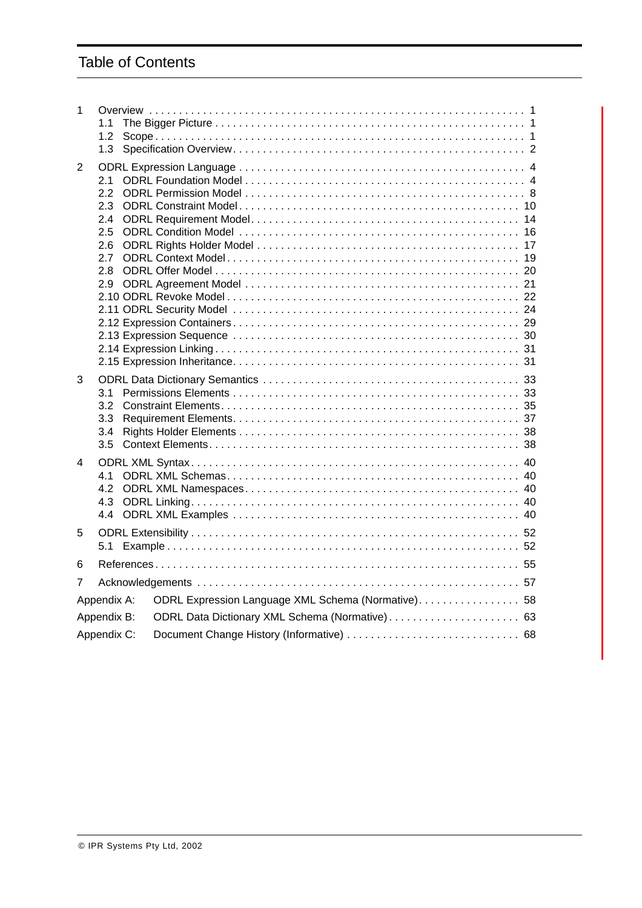# Table of Contents

- 1 Overview . . . 1
  - 1.1 The Bigger Picture . . . 1
  - 1.2 Scope . . . 1
  - 1.3 Specification Overview . . . 2
- 2 ODRL Expression Language . . . 4
  - 2.1 ODRL Foundation Model . . . 4
  - 2.2 ODRL Permission Model . . . 8
  - 2.3 ODRL Constraint Model . . . 10
  - 2.4 ODRL Requirement Model . . . 14
  - 2.5 ODRL Condition Model . . . 16
  - 2.6 ODRL Rights Holder Model . . . 17
  - 2.7 ODRL Context Model . . . 19
  - 2.8 ODRL Offer Model . . . 20
  - 2.9 ODRL Agreement Model . . . 21
  - 2.10 ODRL Revoke Model . . . 22
  - 2.11 ODRL Security Model . . . 24
  - 2.12 Expression Containers . . . 29
  - 2.13 Expression Sequence . . . 30
  - 2.14 Expression Linking . . . 31
  - 2.15 Expression Inheritance . . . 31
- 3 ODRL Data Dictionary Semantics . . . 33
  - 3.1 Permissions Elements . . . 33
  - 3.2 Constraint Elements . . . 35
  - 3.3 Requirement Elements . . . 37
  - 3.4 Rights Holder Elements . . . 38
  - 3.5 Context Elements . . . 38
- 4 ODRL XML Syntax . . . 40
  - 4.1 ODRL XML Schemas . . . 40
  - 4.2 ODRL XML Namespaces . . . 40
  - 4.3 ODRL Linking . . . 40
  - 4.4 ODRL XML Examples . . . 40
- 5 ODRL Extensibility . . . 52
  - 5.1 Example . . . 52
- 6 References . . . 55
- 7 Acknowledgements . . . 57
- Appendix A: ODRL Expression Language XML Schema (Normative) . . . 58
- Appendix B: ODRL Data Dictionary XML Schema (Normative) . . . 63
- Appendix C: Document Change History (Informative) . . . 68

© IPR Systems Pty Ltd, 2002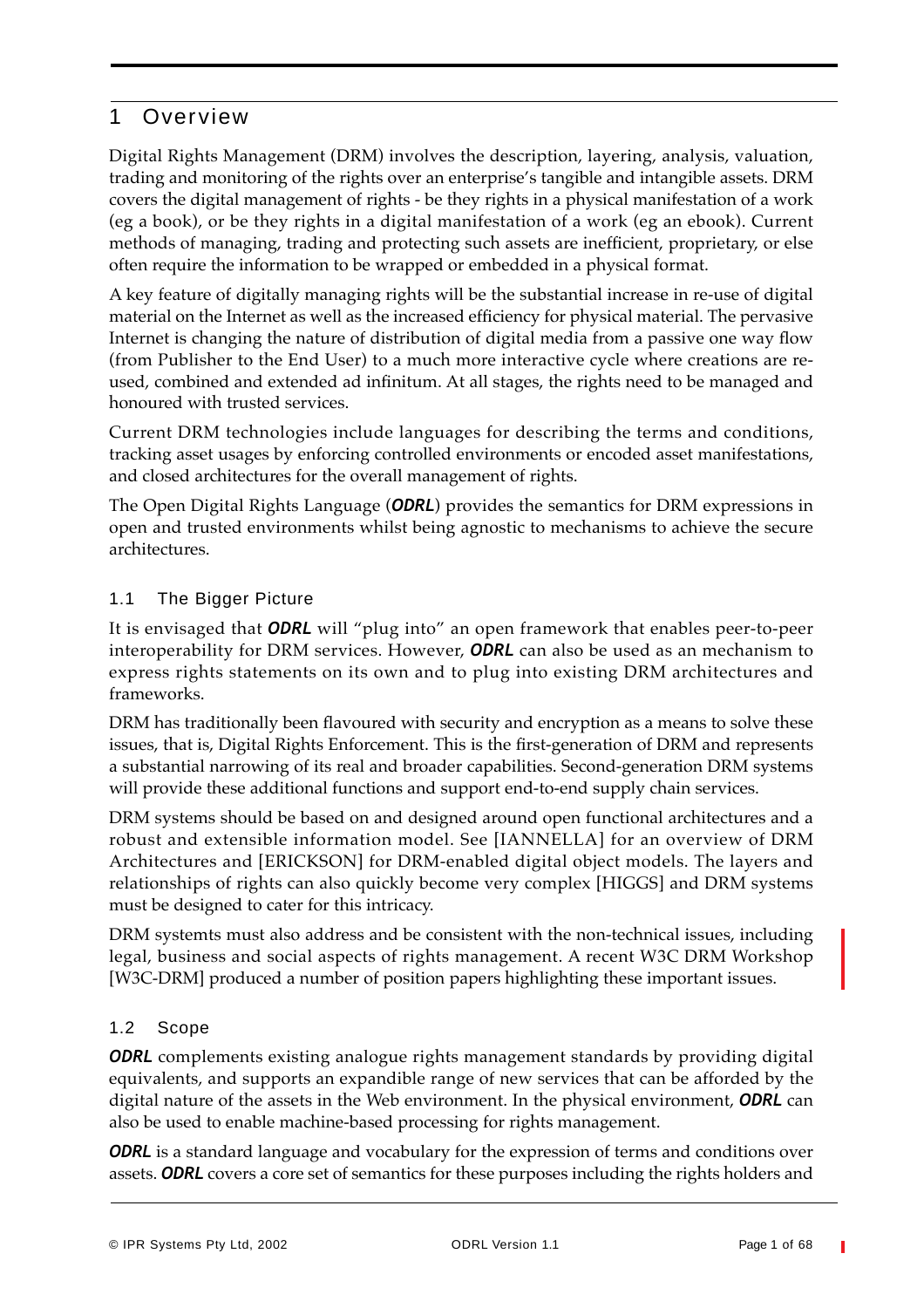# 1 Overview

Digital Rights Management (DRM) involves the description, layering, analysis, valuation, trading and monitoring of the rights over an enterprise's tangible and intangible assets. DRM covers the digital management of rights - be they rights in a physical manifestation of a work (eg a book), or be they rights in a digital manifestation of a work (eg an ebook). Current methods of managing, trading and protecting such assets are inefficient, proprietary, or else often require the information to be wrapped or embedded in a physical format.

A key feature of digitally managing rights will be the substantial increase in re-use of digital material on the Internet as well as the increased efficiency for physical material. The pervasive Internet is changing the nature of distribution of digital media from a passive one way flow (from Publisher to the End User) to a much more interactive cycle where creations are re-used, combined and extended ad infinitum. At all stages, the rights need to be managed and honoured with trusted services.

Current DRM technologies include languages for describing the terms and conditions, tracking asset usages by enforcing controlled environments or encoded asset manifestations, and closed architectures for the overall management of rights.

The Open Digital Rights Language (***ODRL***) provides the semantics for DRM expressions in open and trusted environments whilst being agnostic to mechanisms to achieve the secure architectures.

## 1.1 The Bigger Picture

It is envisaged that ***ODRL*** will "plug into" an open framework that enables peer-to-peer interoperability for DRM services. However, ***ODRL*** can also be used as an mechanism to express rights statements on its own and to plug into existing DRM architectures and frameworks.

DRM has traditionally been flavoured with security and encryption as a means to solve these issues, that is, Digital Rights Enforcement. This is the first-generation of DRM and represents a substantial narrowing of its real and broader capabilities. Second-generation DRM systems will provide these additional functions and support end-to-end supply chain services.

DRM systems should be based on and designed around open functional architectures and a robust and extensible information model. See [IANNELLA] for an overview of DRM Architectures and [ERICKSON] for DRM-enabled digital object models. The layers and relationships of rights can also quickly become very complex [HIGGS] and DRM systems must be designed to cater for this intricacy.

DRM systemts must also address and be consistent with the non-technical issues, including legal, business and social aspects of rights management. A recent W3C DRM Workshop [W3C-DRM] produced a number of position papers highlighting these important issues.

## 1.2 Scope

***ODRL*** complements existing analogue rights management standards by providing digital equivalents, and supports an expandible range of new services that can be afforded by the digital nature of the assets in the Web environment. In the physical environment, ***ODRL*** can also be used to enable machine-based processing for rights management.

***ODRL*** is a standard language and vocabulary for the expression of terms and conditions over assets. ***ODRL*** covers a core set of semantics for these purposes including the rights holders and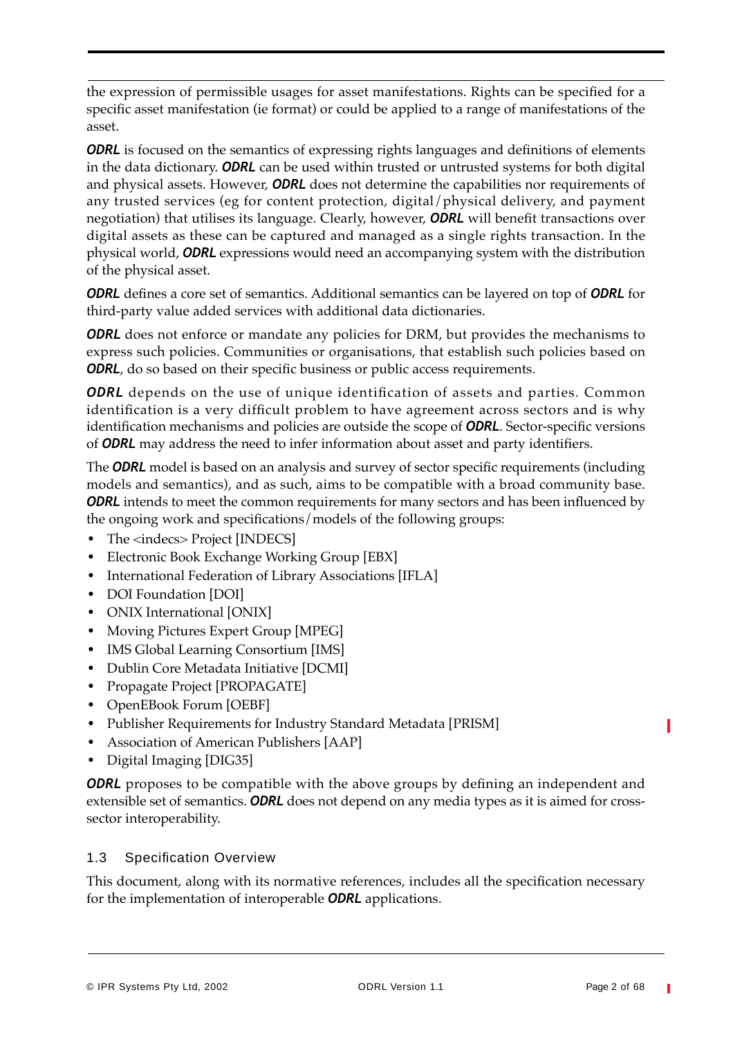the expression of permissible usages for asset manifestations. Rights can be specified for a specific asset manifestation (ie format) or could be applied to a range of manifestations of the asset.

***ODRL*** is focused on the semantics of expressing rights languages and definitions of elements in the data dictionary. ***ODRL*** can be used within trusted or untrusted systems for both digital and physical assets. However, ***ODRL*** does not determine the capabilities nor requirements of any trusted services (eg for content protection, digital/physical delivery, and payment negotiation) that utilises its language. Clearly, however, ***ODRL*** will benefit transactions over digital assets as these can be captured and managed as a single rights transaction. In the physical world, ***ODRL*** expressions would need an accompanying system with the distribution of the physical asset.

***ODRL*** defines a core set of semantics. Additional semantics can be layered on top of ***ODRL*** for third-party value added services with additional data dictionaries.

***ODRL*** does not enforce or mandate any policies for DRM, but provides the mechanisms to express such policies. Communities or organisations, that establish such policies based on ***ODRL***, do so based on their specific business or public access requirements.

***ODRL*** depends on the use of unique identification of assets and parties. Common identification is a very difficult problem to have agreement across sectors and is why identification mechanisms and policies are outside the scope of ***ODRL***. Sector-specific versions of ***ODRL*** may address the need to infer information about asset and party identifiers.

The ***ODRL*** model is based on an analysis and survey of sector specific requirements (including models and semantics), and as such, aims to be compatible with a broad community base. ***ODRL*** intends to meet the common requirements for many sectors and has been influenced by the ongoing work and specifications/models of the following groups:

- The <indecs> Project [INDECS]
- Electronic Book Exchange Working Group [EBX]
- International Federation of Library Associations [IFLA]
- DOI Foundation [DOI]
- ONIX International [ONIX]
- Moving Pictures Expert Group [MPEG]
- IMS Global Learning Consortium [IMS]
- Dublin Core Metadata Initiative [DCMI]
- Propagate Project [PROPAGATE]
- OpenEBook Forum [OEBF]
- Publisher Requirements for Industry Standard Metadata [PRISM]
- Association of American Publishers [AAP]
- Digital Imaging [DIG35]

***ODRL*** proposes to be compatible with the above groups by defining an independent and extensible set of semantics. ***ODRL*** does not depend on any media types as it is aimed for cross-sector interoperability.

### 1.3 Specification Overview

This document, along with its normative references, includes all the specification necessary for the implementation of interoperable ***ODRL*** applications.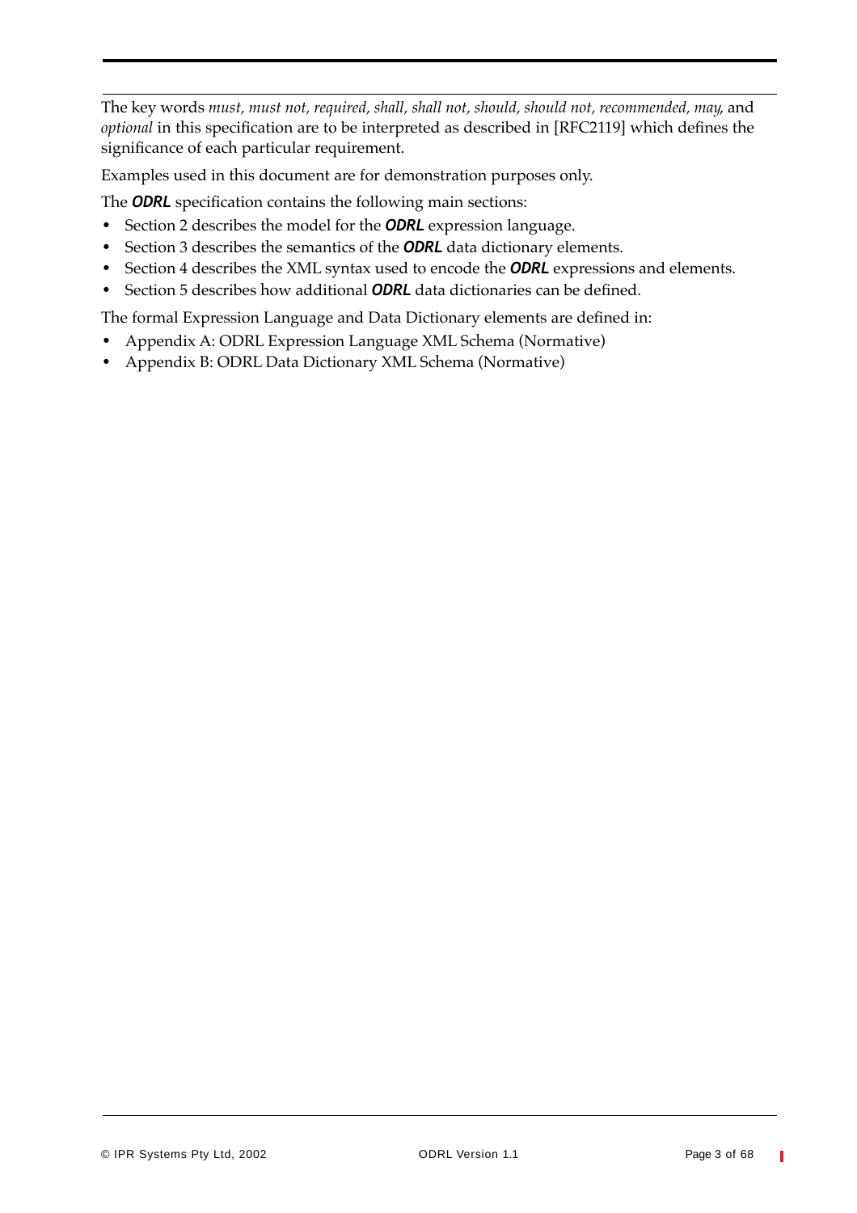The key words *must*, *must not*, *required*, *shall*, *shall not*, *should*, *should not*, *recommended*, *may*, and *optional* in this specification are to be interpreted as described in [RFC2119] which defines the significance of each particular requirement.

Examples used in this document are for demonstration purposes only.

The ***ODRL*** specification contains the following main sections:

- Section 2 describes the model for the ***ODRL*** expression language.
- Section 3 describes the semantics of the ***ODRL*** data dictionary elements.
- Section 4 describes the XML syntax used to encode the ***ODRL*** expressions and elements.
- Section 5 describes how additional ***ODRL*** data dictionaries can be defined.

The formal Expression Language and Data Dictionary elements are defined in:

- Appendix A: ODRL Expression Language XML Schema (Normative)
- Appendix B: ODRL Data Dictionary XML Schema (Normative)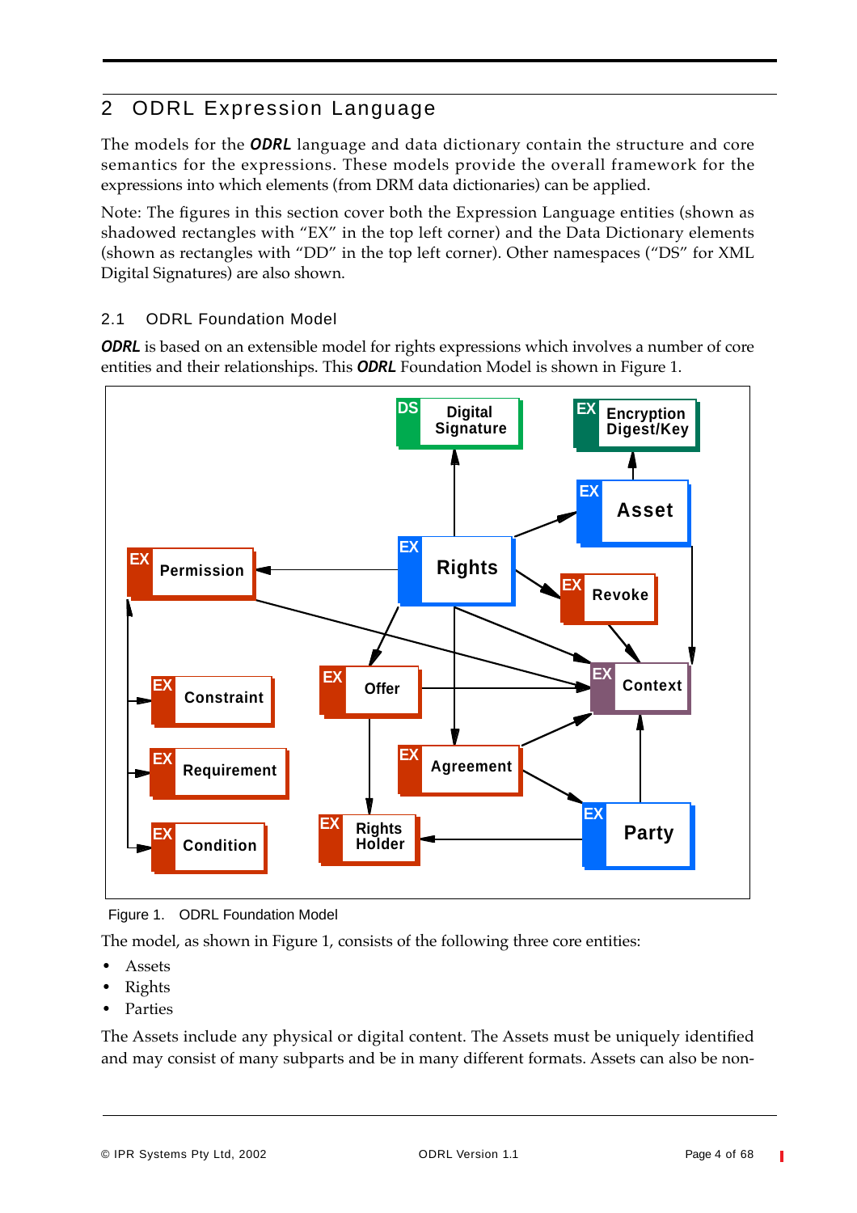## 2 ODRL Expression Language

The models for the ***ODRL*** language and data dictionary contain the structure and core semantics for the expressions. These models provide the overall framework for the expressions into which elements (from DRM data dictionaries) can be applied.

Note: The figures in this section cover both the Expression Language entities (shown as shadowed rectangles with "EX" in the top left corner) and the Data Dictionary elements (shown as rectangles with "DD" in the top left corner). Other namespaces ("DS" for XML Digital Signatures) are also shown.

### 2.1 ODRL Foundation Model

***ODRL*** is based on an extensible model for rights expressions which involves a number of core entities and their relationships. This ***ODRL*** Foundation Model is shown in Figure 1.

Figure 1. ODRL Foundation Model

The model, as shown in Figure 1, consists of the following three core entities:

- Assets
- Rights
- Parties

The Assets include any physical or digital content. The Assets must be uniquely identified and may consist of many subparts and be in many different formats. Assets can also be non-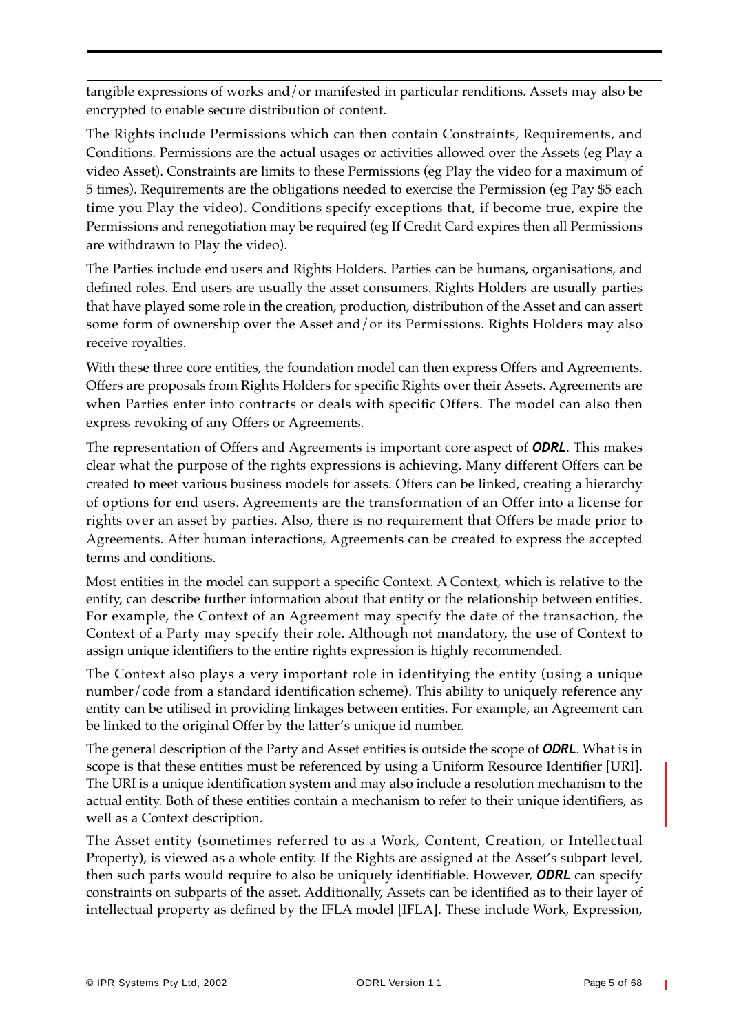tangible expressions of works and/or manifested in particular renditions. Assets may also be encrypted to enable secure distribution of content.

The Rights include Permissions which can then contain Constraints, Requirements, and Conditions. Permissions are the actual usages or activities allowed over the Assets (eg Play a video Asset). Constraints are limits to these Permissions (eg Play the video for a maximum of 5 times). Requirements are the obligations needed to exercise the Permission (eg Pay $5 each time you Play the video). Conditions specify exceptions that, if become true, expire the Permissions and renegotiation may be required (eg If Credit Card expires then all Permissions are withdrawn to Play the video).

The Parties include end users and Rights Holders. Parties can be humans, organisations, and defined roles. End users are usually the asset consumers. Rights Holders are usually parties that have played some role in the creation, production, distribution of the Asset and can assert some form of ownership over the Asset and/or its Permissions. Rights Holders may also receive royalties.

With these three core entities, the foundation model can then express Offers and Agreements. Offers are proposals from Rights Holders for specific Rights over their Assets. Agreements are when Parties enter into contracts or deals with specific Offers. The model can also then express revoking of any Offers or Agreements.

The representation of Offers and Agreements is important core aspect of ***ODRL***. This makes clear what the purpose of the rights expressions is achieving. Many different Offers can be created to meet various business models for assets. Offers can be linked, creating a hierarchy of options for end users. Agreements are the transformation of an Offer into a license for rights over an asset by parties. Also, there is no requirement that Offers be made prior to Agreements. After human interactions, Agreements can be created to express the accepted terms and conditions.

Most entities in the model can support a specific Context. A Context, which is relative to the entity, can describe further information about that entity or the relationship between entities. For example, the Context of an Agreement may specify the date of the transaction, the Context of a Party may specify their role. Although not mandatory, the use of Context to assign unique identifiers to the entire rights expression is highly recommended.

The Context also plays a very important role in identifying the entity (using a unique number/code from a standard identification scheme). This ability to uniquely reference any entity can be utilised in providing linkages between entities. For example, an Agreement can be linked to the original Offer by the latter's unique id number.

The general description of the Party and Asset entities is outside the scope of ***ODRL***. What is in scope is that these entities must be referenced by using a Uniform Resource Identifier [URI]. The URI is a unique identification system and may also include a resolution mechanism to the actual entity. Both of these entities contain a mechanism to refer to their unique identifiers, as well as a Context description.

The Asset entity (sometimes referred to as a Work, Content, Creation, or Intellectual Property), is viewed as a whole entity. If the Rights are assigned at the Asset's subpart level, then such parts would require to also be uniquely identifiable. However, ***ODRL*** can specify constraints on subparts of the asset. Additionally, Assets can be identified as to their layer of intellectual property as defined by the IFLA model [IFLA]. These include Work, Expression,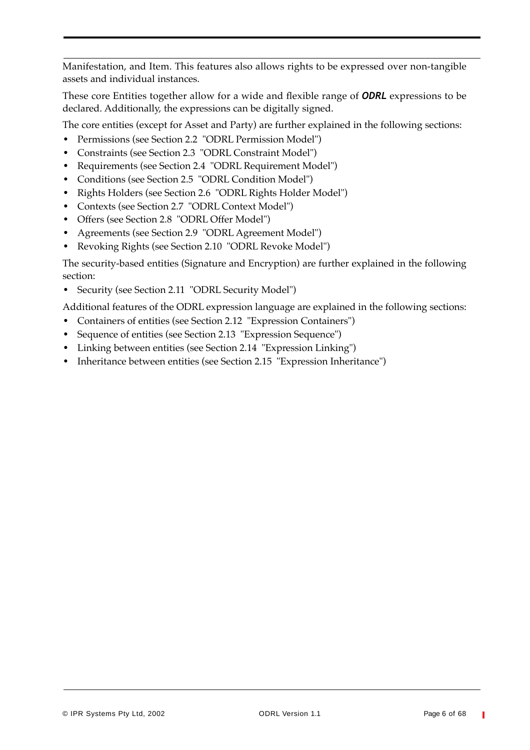Manifestation, and Item. This features also allows rights to be expressed over non-tangible assets and individual instances.

These core Entities together allow for a wide and flexible range of ***ODRL*** expressions to be declared. Additionally, the expressions can be digitally signed.

The core entities (except for Asset and Party) are further explained in the following sections:

- Permissions (see Section 2.2 "ODRL Permission Model")
- Constraints (see Section 2.3 "ODRL Constraint Model")
- Requirements (see Section 2.4 "ODRL Requirement Model")
- Conditions (see Section 2.5 "ODRL Condition Model")
- Rights Holders (see Section 2.6 "ODRL Rights Holder Model")
- Contexts (see Section 2.7 "ODRL Context Model")
- Offers (see Section 2.8 "ODRL Offer Model")
- Agreements (see Section 2.9 "ODRL Agreement Model")
- Revoking Rights (see Section 2.10 "ODRL Revoke Model")

The security-based entities (Signature and Encryption) are further explained in the following section:

- Security (see Section 2.11 "ODRL Security Model")

Additional features of the ODRL expression language are explained in the following sections:

- Containers of entities (see Section 2.12 "Expression Containers")
- Sequence of entities (see Section 2.13 "Expression Sequence")
- Linking between entities (see Section 2.14 "Expression Linking")
- Inheritance between entities (see Section 2.15 "Expression Inheritance")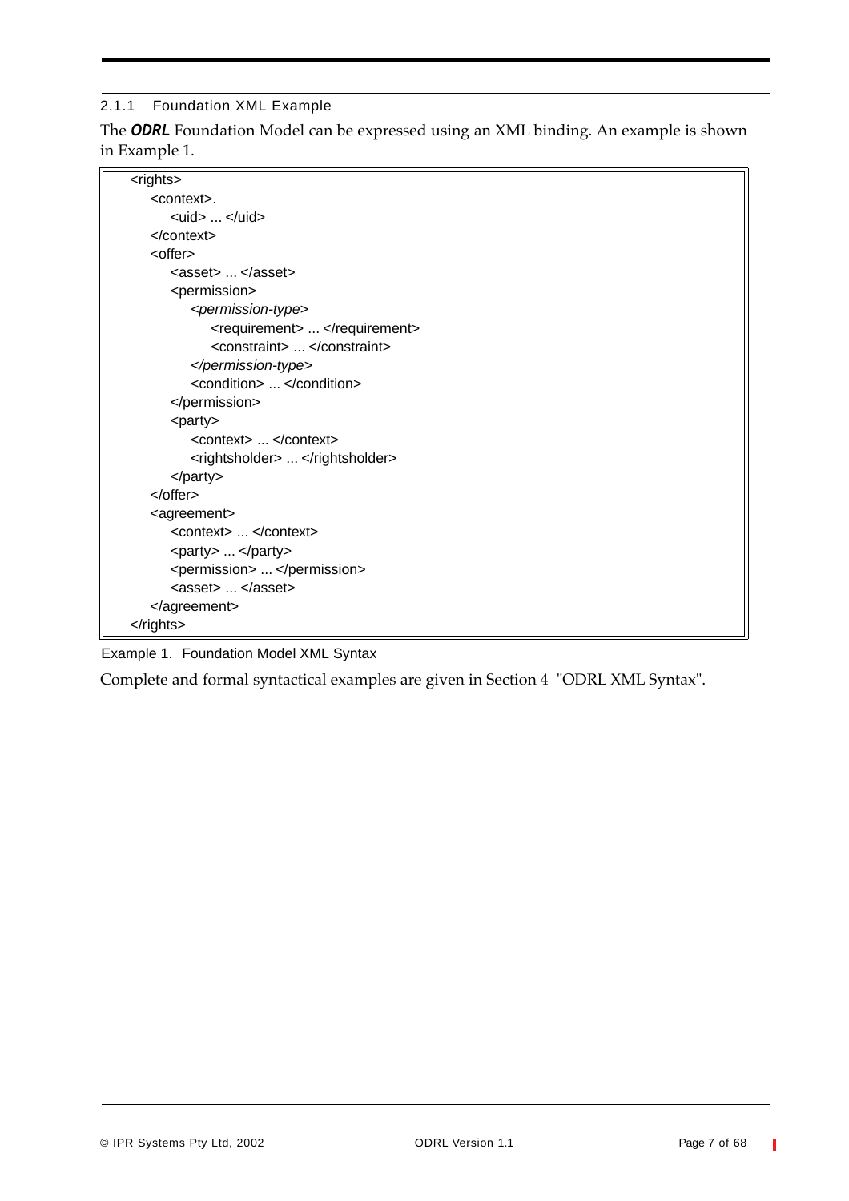### 2.1.1 Foundation XML Example

The ***ODRL*** Foundation Model can be expressed using an XML binding. An example is shown in Example 1.

```
<rights>
    <context>.
        <uid> ... </uid>
    </context>
    <offer>
        <asset> ... </asset>
        <permission>
            <permission-type>
                <requirement> ... </requirement>
                <constraint> ... </constraint>
            </permission-type>
            <condition> ... </condition>
        </permission>
        <party>
            <context> ... </context>
            <rightsholder> ... </rightsholder>
        </party>
    </offer>
    <agreement>
        <context> ... </context>
        <party> ... </party>
        <permission> ... </permission>
        <asset> ... </asset>
    </agreement>
</rights>
```

Example 1. Foundation Model XML Syntax

Complete and formal syntactical examples are given in Section 4 "ODRL XML Syntax".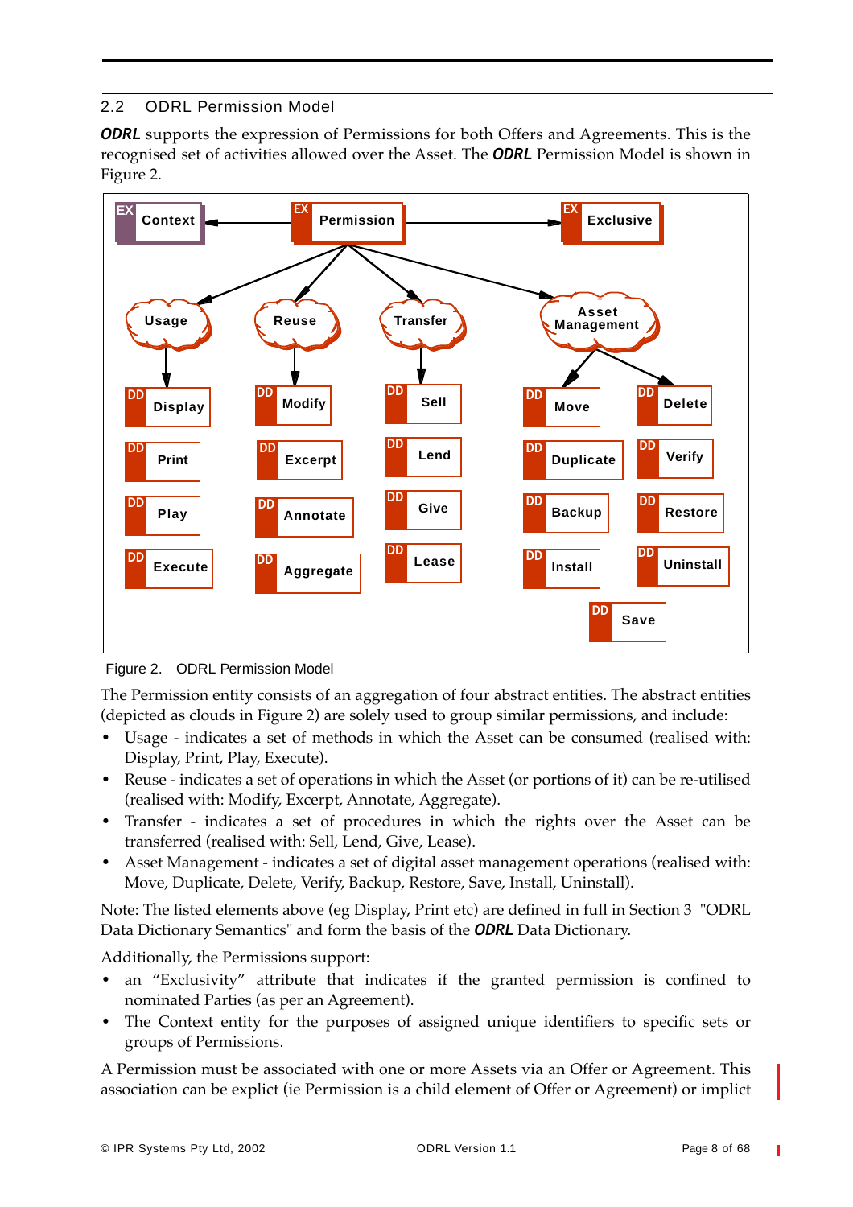## 2.2 ODRL Permission Model

***ODRL*** supports the expression of Permissions for both Offers and Agreements. This is the recognised set of activities allowed over the Asset. The ***ODRL*** Permission Model is shown in Figure 2.

Figure 2. ODRL Permission Model

The Permission entity consists of an aggregation of four abstract entities. The abstract entities (depicted as clouds in Figure 2) are solely used to group similar permissions, and include:

- Usage - indicates a set of methods in which the Asset can be consumed (realised with: Display, Print, Play, Execute).
- Reuse - indicates a set of operations in which the Asset (or portions of it) can be re-utilised (realised with: Modify, Excerpt, Annotate, Aggregate).
- Transfer - indicates a set of procedures in which the rights over the Asset can be transferred (realised with: Sell, Lend, Give, Lease).
- Asset Management - indicates a set of digital asset management operations (realised with: Move, Duplicate, Delete, Verify, Backup, Restore, Save, Install, Uninstall).

Note: The listed elements above (eg Display, Print etc) are defined in full in Section 3 "ODRL Data Dictionary Semantics" and form the basis of the ***ODRL*** Data Dictionary.

Additionally, the Permissions support:

- an "Exclusivity" attribute that indicates if the granted permission is confined to nominated Parties (as per an Agreement).
- The Context entity for the purposes of assigned unique identifiers to specific sets or groups of Permissions.

A Permission must be associated with one or more Assets via an Offer or Agreement. This association can be explict (ie Permission is a child element of Offer or Agreement) or implict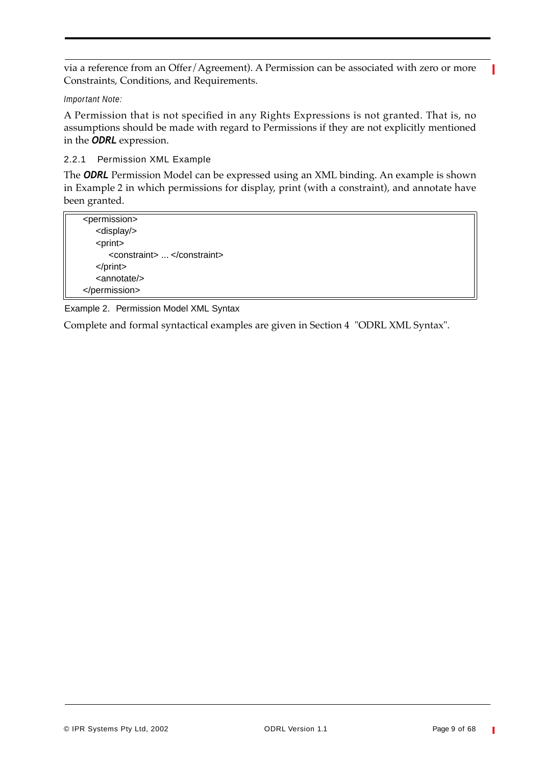via a reference from an Offer/Agreement). A Permission can be associated with zero or more Constraints, Conditions, and Requirements.

*Important Note:*

A Permission that is not specified in any Rights Expressions is not granted. That is, no assumptions should be made with regard to Permissions if they are not explicitly mentioned in the ***ODRL*** expression.

### 2.2.1 Permission XML Example

The ***ODRL*** Permission Model can be expressed using an XML binding. An example is shown in Example 2 in which permissions for display, print (with a constraint), and annotate have been granted.

```
<permission>
    <display/>
    <print>
        <constraint> ... </constraint>
    </print>
    <annotate/>
</permission>
```

Example 2. Permission Model XML Syntax

Complete and formal syntactical examples are given in Section 4 "ODRL XML Syntax".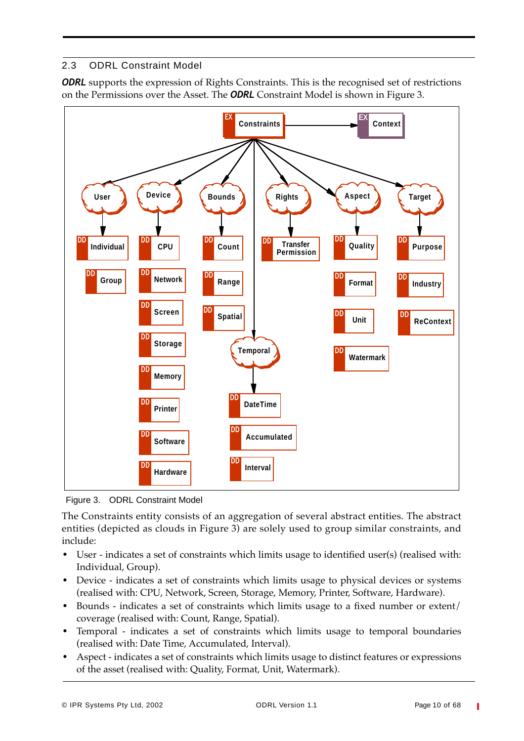## 2.3 ODRL Constraint Model

***ODRL*** supports the expression of Rights Constraints. This is the recognised set of restrictions on the Permissions over the Asset. The ***ODRL*** Constraint Model is shown in Figure 3.

Figure 3. ODRL Constraint Model

The Constraints entity consists of an aggregation of several abstract entities. The abstract entities (depicted as clouds in Figure 3) are solely used to group similar constraints, and include:

- User - indicates a set of constraints which limits usage to identified user(s) (realised with: Individual, Group).
- Device - indicates a set of constraints which limits usage to physical devices or systems (realised with: CPU, Network, Screen, Storage, Memory, Printer, Software, Hardware).
- Bounds - indicates a set of constraints which limits usage to a fixed number or extent/coverage (realised with: Count, Range, Spatial).
- Temporal - indicates a set of constraints which limits usage to temporal boundaries (realised with: Date Time, Accumulated, Interval).
- Aspect - indicates a set of constraints which limits usage to distinct features or expressions of the asset (realised with: Quality, Format, Unit, Watermark).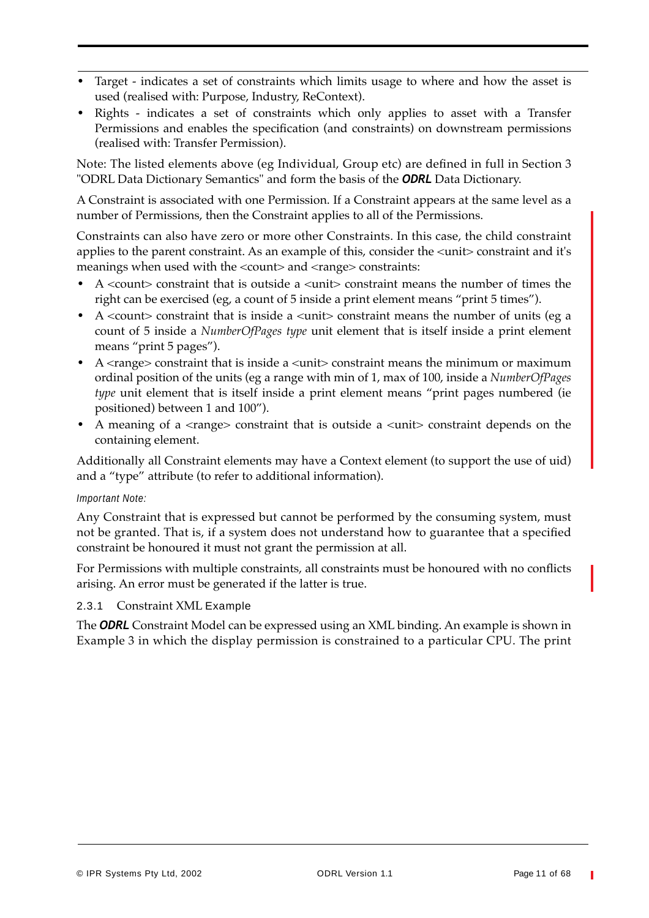- Target - indicates a set of constraints which limits usage to where and how the asset is used (realised with: Purpose, Industry, ReContext).
- Rights - indicates a set of constraints which only applies to asset with a Transfer Permissions and enables the specification (and constraints) on downstream permissions (realised with: Transfer Permission).

Note: The listed elements above (eg Individual, Group etc) are defined in full in Section 3 "ODRL Data Dictionary Semantics" and form the basis of the ***ODRL*** Data Dictionary.

A Constraint is associated with one Permission. If a Constraint appears at the same level as a number of Permissions, then the Constraint applies to all of the Permissions.

Constraints can also have zero or more other Constraints. In this case, the child constraint applies to the parent constraint. As an example of this, consider the <unit> constraint and it's meanings when used with the <count> and <range> constraints:

- A <count> constraint that is outside a <unit> constraint means the number of times the right can be exercised (eg, a count of 5 inside a print element means "print 5 times").
- A <count> constraint that is inside a <unit> constraint means the number of units (eg a count of 5 inside a *NumberOfPages type* unit element that is itself inside a print element means "print 5 pages").
- A <range> constraint that is inside a <unit> constraint means the minimum or maximum ordinal position of the units (eg a range with min of 1, max of 100, inside a *NumberOfPages type* unit element that is itself inside a print element means "print pages numbered (ie positioned) between 1 and 100").
- A meaning of a <range> constraint that is outside a <unit> constraint depends on the containing element.

Additionally all Constraint elements may have a Context element (to support the use of uid) and a "type" attribute (to refer to additional information).

*Important Note:*

Any Constraint that is expressed but cannot be performed by the consuming system, must not be granted. That is, if a system does not understand how to guarantee that a specified constraint be honoured it must not grant the permission at all.

For Permissions with multiple constraints, all constraints must be honoured with no conflicts arising. An error must be generated if the latter is true.

### 2.3.1 Constraint XML Example

The ***ODRL*** Constraint Model can be expressed using an XML binding. An example is shown in Example 3 in which the display permission is constrained to a particular CPU. The print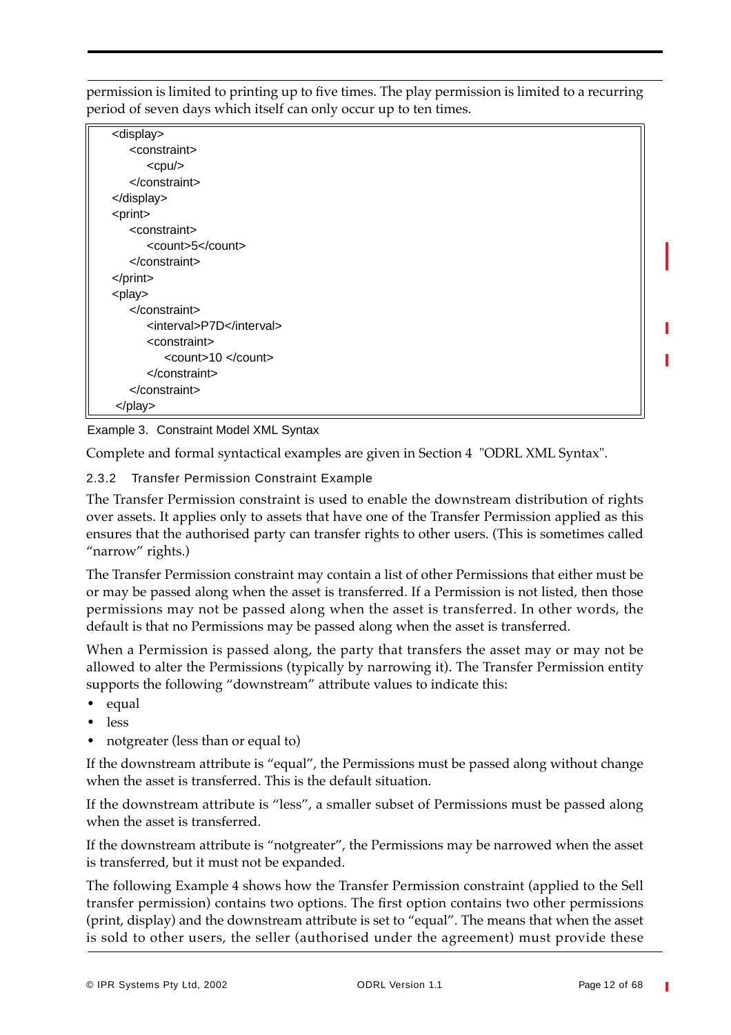permission is limited to printing up to five times. The play permission is limited to a recurring period of seven days which itself can only occur up to ten times.

```
<display>
    <constraint>
        <cpu/>
    </constraint>
</display>
<print>
    <constraint>
        <count>5</count>
    </constraint>
</print>
<play>
    </constraint>
        <interval>P7D</interval>
        <constraint>
            <count>10 </count>
        </constraint>
    </constraint>
 </play>
```

Example 3. Constraint Model XML Syntax

Complete and formal syntactical examples are given in Section 4 "ODRL XML Syntax".

### 2.3.2 Transfer Permission Constraint Example

The Transfer Permission constraint is used to enable the downstream distribution of rights over assets. It applies only to assets that have one of the Transfer Permission applied as this ensures that the authorised party can transfer rights to other users. (This is sometimes called "narrow" rights.)

The Transfer Permission constraint may contain a list of other Permissions that either must be or may be passed along when the asset is transferred. If a Permission is not listed, then those permissions may not be passed along when the asset is transferred. In other words, the default is that no Permissions may be passed along when the asset is transferred.

When a Permission is passed along, the party that transfers the asset may or may not be allowed to alter the Permissions (typically by narrowing it). The Transfer Permission entity supports the following "downstream" attribute values to indicate this:

- equal
- less
- notgreater (less than or equal to)

If the downstream attribute is "equal", the Permissions must be passed along without change when the asset is transferred. This is the default situation.

If the downstream attribute is "less", a smaller subset of Permissions must be passed along when the asset is transferred.

If the downstream attribute is "notgreater", the Permissions may be narrowed when the asset is transferred, but it must not be expanded.

The following Example 4 shows how the Transfer Permission constraint (applied to the Sell transfer permission) contains two options. The first option contains two other permissions (print, display) and the downstream attribute is set to "equal". The means that when the asset is sold to other users, the seller (authorised under the agreement) must provide these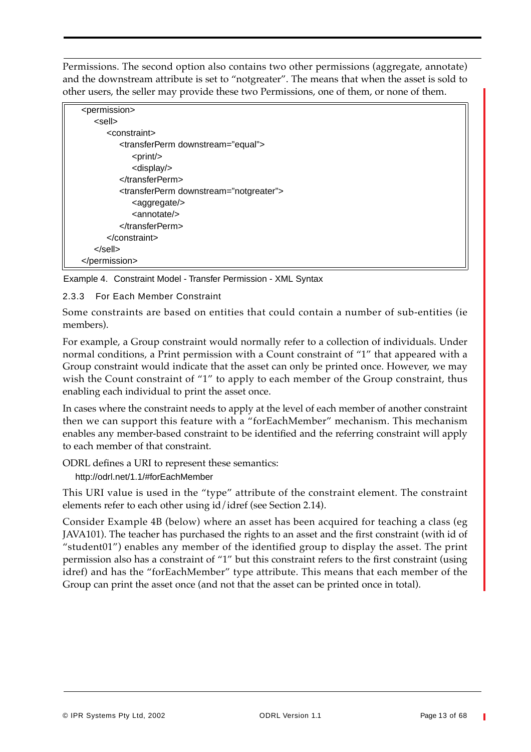Permissions. The second option also contains two other permissions (aggregate, annotate) and the downstream attribute is set to "notgreater". The means that when the asset is sold to other users, the seller may provide these two Permissions, one of them, or none of them.

```
<permission>
    <sell>
        <constraint>
            <transferPerm downstream="equal">
                <print/>
                <display/>
            </transferPerm>
            <transferPerm downstream="notgreater">
                <aggregate/>
                <annotate/>
            </transferPerm>
        </constraint>
    </sell>
</permission>
```

Example 4. Constraint Model - Transfer Permission - XML Syntax

### 2.3.3 For Each Member Constraint

Some constraints are based on entities that could contain a number of sub-entities (ie members).

For example, a Group constraint would normally refer to a collection of individuals. Under normal conditions, a Print permission with a Count constraint of "1" that appeared with a Group constraint would indicate that the asset can only be printed once. However, we may wish the Count constraint of "1" to apply to each member of the Group constraint, thus enabling each individual to print the asset once.

In cases where the constraint needs to apply at the level of each member of another constraint then we can support this feature with a "forEachMember" mechanism. This mechanism enables any member-based constraint to be identified and the referring constraint will apply to each member of that constraint.

ODRL defines a URI to represent these semantics:

http://odrl.net/1.1/#forEachMember

This URI value is used in the "type" attribute of the constraint element. The constraint elements refer to each other using id/idref (see Section 2.14).

Consider Example 4B (below) where an asset has been acquired for teaching a class (eg JAVA101). The teacher has purchased the rights to an asset and the first constraint (with id of "student01") enables any member of the identified group to display the asset. The print permission also has a constraint of "1" but this constraint refers to the first constraint (using idref) and has the "forEachMember" type attribute. This means that each member of the Group can print the asset once (and not that the asset can be printed once in total).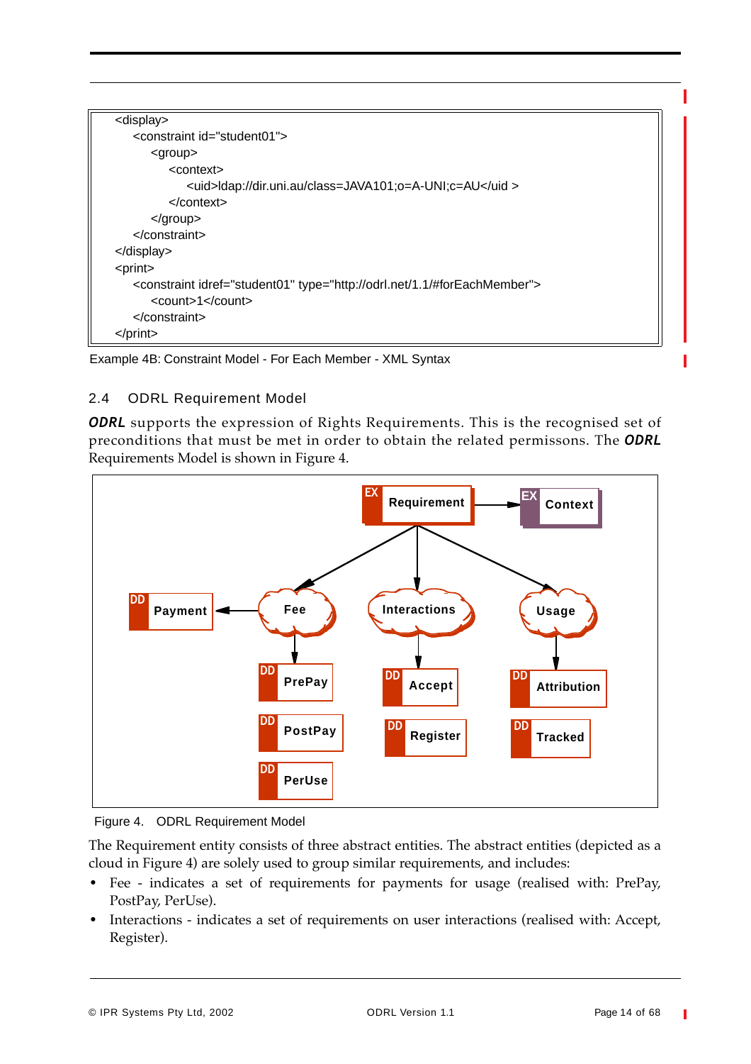```
<display>
    <constraint id="student01">
        <group>
            <context>
                <uid>ldap://dir.uni.au/class=JAVA101;o=A-UNI;c=AU</uid >
            </context>
        </group>
    </constraint>
</display>
<print>
    <constraint idref="student01" type="http://odrl.net/1.1/#forEachMember">
        <count>1</count>
    </constraint>
</print>
```

Example 4B: Constraint Model - For Each Member - XML Syntax

## 2.4 ODRL Requirement Model

***ODRL*** supports the expression of Rights Requirements. This is the recognised set of preconditions that must be met in order to obtain the related permissons. The ***ODRL*** Requirements Model is shown in Figure 4.

Figure 4. ODRL Requirement Model

The Requirement entity consists of three abstract entities. The abstract entities (depicted as a cloud in Figure 4) are solely used to group similar requirements, and includes:

- Fee - indicates a set of requirements for payments for usage (realised with: PrePay, PostPay, PerUse).
- Interactions - indicates a set of requirements on user interactions (realised with: Accept, Register).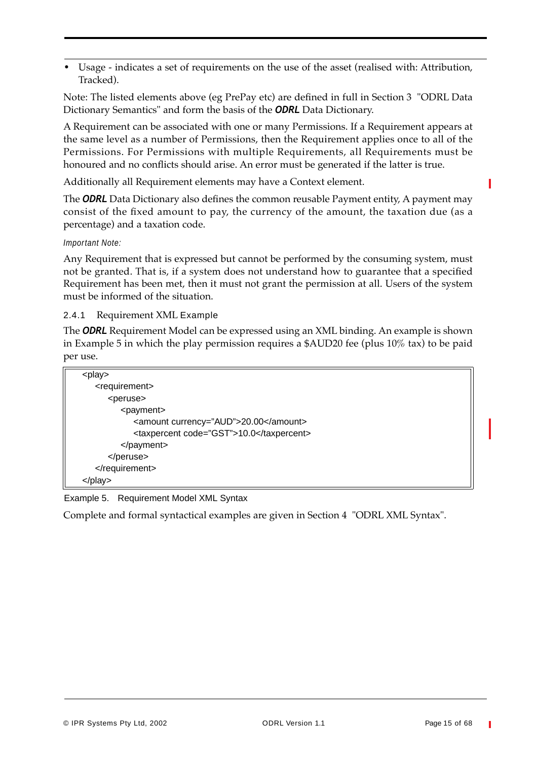- Usage - indicates a set of requirements on the use of the asset (realised with: Attribution, Tracked).

Note: The listed elements above (eg PrePay etc) are defined in full in Section 3 "ODRL Data Dictionary Semantics" and form the basis of the ***ODRL*** Data Dictionary.

A Requirement can be associated with one or many Permissions. If a Requirement appears at the same level as a number of Permissions, then the Requirement applies once to all of the Permissions. For Permissions with multiple Requirements, all Requirements must be honoured and no conflicts should arise. An error must be generated if the latter is true.

Additionally all Requirement elements may have a Context element.

The ***ODRL*** Data Dictionary also defines the common reusable Payment entity, A payment may consist of the fixed amount to pay, the currency of the amount, the taxation due (as a percentage) and a taxation code.

*Important Note:*

Any Requirement that is expressed but cannot be performed by the consuming system, must not be granted. That is, if a system does not understand how to guarantee that a specified Requirement has been met, then it must not grant the permission at all. Users of the system must be informed of the situation.

### 2.4.1 Requirement XML Example

The ***ODRL*** Requirement Model can be expressed using an XML binding. An example is shown in Example 5 in which the play permission requires a $AUD20 fee (plus 10% tax) to be paid per use.

```
<play>
    <requirement>
        <peruse>
            <payment>
                <amount currency="AUD">20.00</amount>
                <taxpercent code="GST">10.0</taxpercent>
            </payment>
        </peruse>
    </requirement>
</play>
```

Example 5. Requirement Model XML Syntax

Complete and formal syntactical examples are given in Section 4 "ODRL XML Syntax".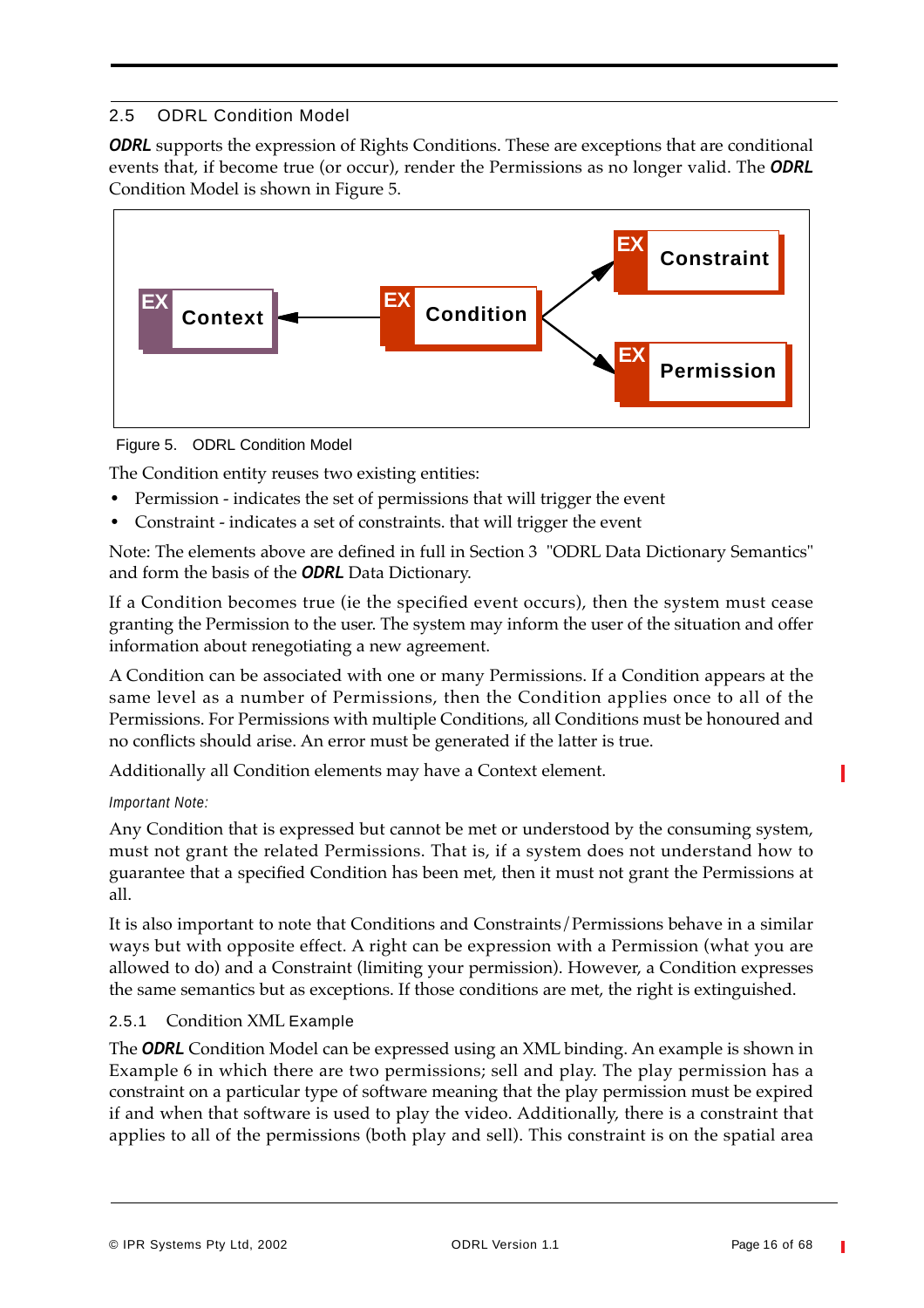## 2.5 ODRL Condition Model

***ODRL*** supports the expression of Rights Conditions. These are exceptions that are conditional events that, if become true (or occur), render the Permissions as no longer valid. The ***ODRL*** Condition Model is shown in Figure 5.

Figure 5. ODRL Condition Model

The Condition entity reuses two existing entities:

- Permission - indicates the set of permissions that will trigger the event
- Constraint - indicates a set of constraints. that will trigger the event

Note: The elements above are defined in full in Section 3 "ODRL Data Dictionary Semantics" and form the basis of the ***ODRL*** Data Dictionary.

If a Condition becomes true (ie the specified event occurs), then the system must cease granting the Permission to the user. The system may inform the user of the situation and offer information about renegotiating a new agreement.

A Condition can be associated with one or many Permissions. If a Condition appears at the same level as a number of Permissions, then the Condition applies once to all of the Permissions. For Permissions with multiple Conditions, all Conditions must be honoured and no conflicts should arise. An error must be generated if the latter is true.

Additionally all Condition elements may have a Context element.

*Important Note:*

Any Condition that is expressed but cannot be met or understood by the consuming system, must not grant the related Permissions. That is, if a system does not understand how to guarantee that a specified Condition has been met, then it must not grant the Permissions at all.

It is also important to note that Conditions and Constraints/Permissions behave in a similar ways but with opposite effect. A right can be expression with a Permission (what you are allowed to do) and a Constraint (limiting your permission). However, a Condition expresses the same semantics but as exceptions. If those conditions are met, the right is extinguished.

### 2.5.1 Condition XML Example

The ***ODRL*** Condition Model can be expressed using an XML binding. An example is shown in Example 6 in which there are two permissions; sell and play. The play permission has a constraint on a particular type of software meaning that the play permission must be expired if and when that software is used to play the video. Additionally, there is a constraint that applies to all of the permissions (both play and sell). This constraint is on the spatial area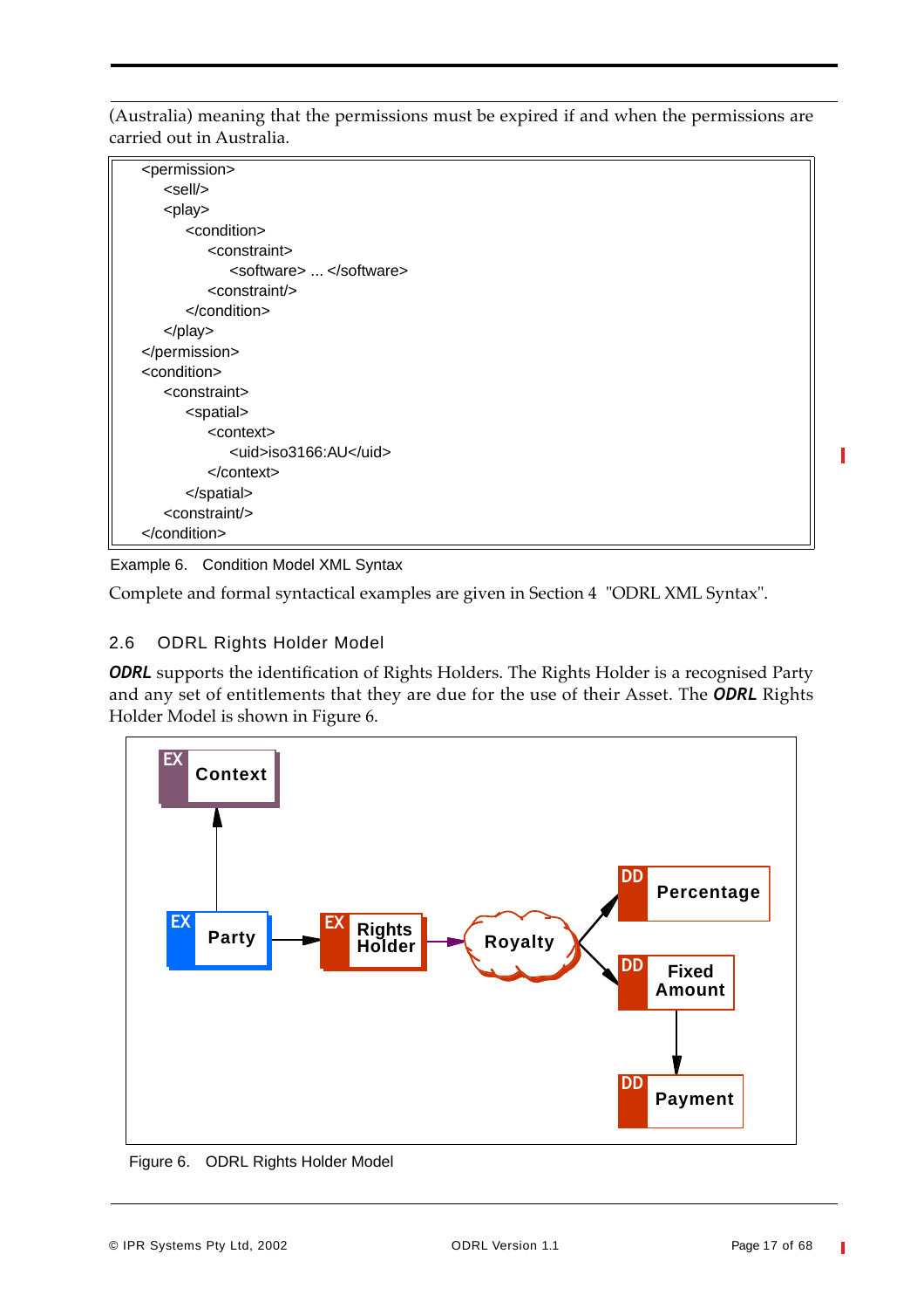(Australia) meaning that the permissions must be expired if and when the permissions are carried out in Australia.

```
<permission>
    <sell/>
    <play>
        <condition>
            <constraint>
                <software> ... </software>
            <constraint/>
        </condition>
    </play>
</permission>
<condition>
    <constraint>
        <spatial>
            <context>
                <uid>iso3166:AU</uid>
            </context>
        </spatial>
    <constraint/>
</condition>
```

Example 6. Condition Model XML Syntax

Complete and formal syntactical examples are given in Section 4 "ODRL XML Syntax".

## 2.6 ODRL Rights Holder Model

***ODRL*** supports the identification of Rights Holders. The Rights Holder is a recognised Party and any set of entitlements that they are due for the use of their Asset. The ***ODRL*** Rights Holder Model is shown in Figure 6.

Figure 6. ODRL Rights Holder Model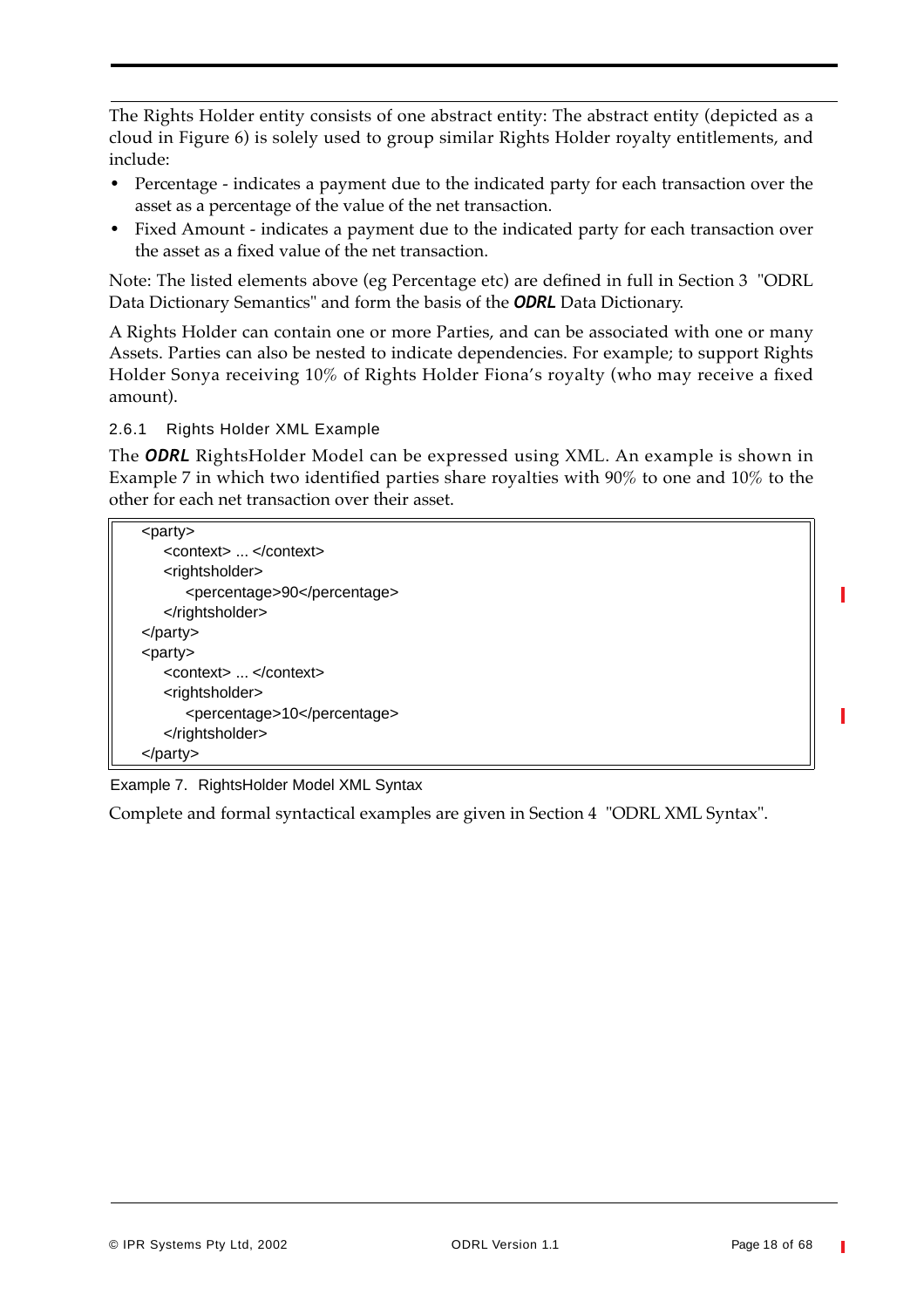The Rights Holder entity consists of one abstract entity: The abstract entity (depicted as a cloud in Figure 6) is solely used to group similar Rights Holder royalty entitlements, and include:

- Percentage - indicates a payment due to the indicated party for each transaction over the asset as a percentage of the value of the net transaction.
- Fixed Amount - indicates a payment due to the indicated party for each transaction over the asset as a fixed value of the net transaction.

Note: The listed elements above (eg Percentage etc) are defined in full in Section 3 "ODRL Data Dictionary Semantics" and form the basis of the ***ODRL*** Data Dictionary.

A Rights Holder can contain one or more Parties, and can be associated with one or many Assets. Parties can also be nested to indicate dependencies. For example; to support Rights Holder Sonya receiving 10% of Rights Holder Fiona's royalty (who may receive a fixed amount).

### 2.6.1 Rights Holder XML Example

The ***ODRL*** RightsHolder Model can be expressed using XML. An example is shown in Example 7 in which two identified parties share royalties with 90% to one and 10% to the other for each net transaction over their asset.

```
<party>
    <context> ... </context>
    <rightsholder>
        <percentage>90</percentage>
    </rightsholder>
</party>
<party>
    <context> ... </context>
    <rightsholder>
        <percentage>10</percentage>
    </rightsholder>
</party>
```

Example 7. RightsHolder Model XML Syntax

Complete and formal syntactical examples are given in Section 4 "ODRL XML Syntax".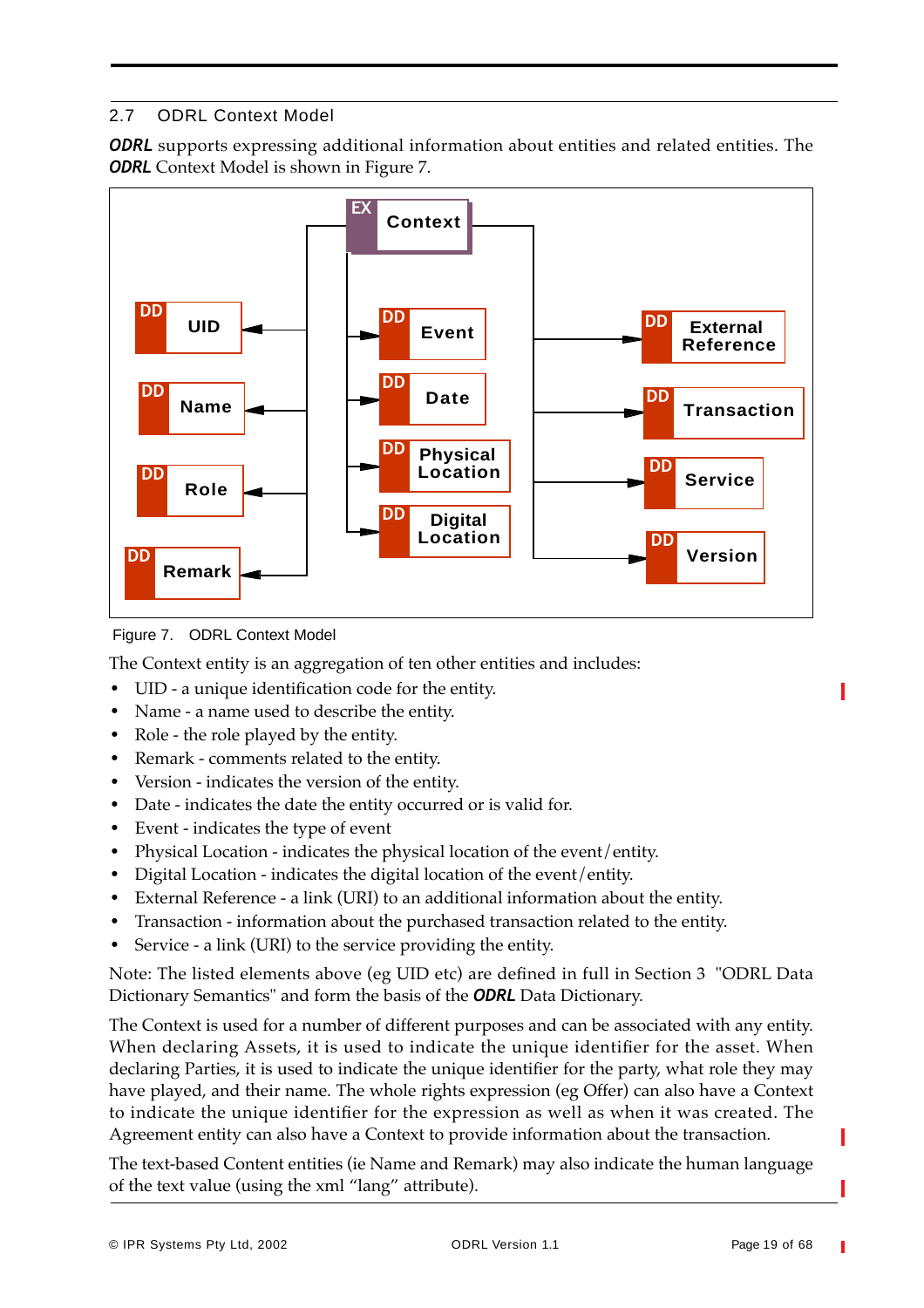## 2.7 ODRL Context Model

***ODRL*** supports expressing additional information about entities and related entities. The ***ODRL*** Context Model is shown in Figure 7.

Figure 7. ODRL Context Model

The Context entity is an aggregation of ten other entities and includes:

- UID - a unique identification code for the entity.
- Name - a name used to describe the entity.
- Role - the role played by the entity.
- Remark - comments related to the entity.
- Version - indicates the version of the entity.
- Date - indicates the date the entity occurred or is valid for.
- Event - indicates the type of event
- Physical Location - indicates the physical location of the event/entity.
- Digital Location - indicates the digital location of the event/entity.
- External Reference - a link (URI) to an additional information about the entity.
- Transaction - information about the purchased transaction related to the entity.
- Service - a link (URI) to the service providing the entity.

Note: The listed elements above (eg UID etc) are defined in full in Section 3 "ODRL Data Dictionary Semantics" and form the basis of the ***ODRL*** Data Dictionary.

The Context is used for a number of different purposes and can be associated with any entity. When declaring Assets, it is used to indicate the unique identifier for the asset. When declaring Parties, it is used to indicate the unique identifier for the party, what role they may have played, and their name. The whole rights expression (eg Offer) can also have a Context to indicate the unique identifier for the expression as well as when it was created. The Agreement entity can also have a Context to provide information about the transaction.

The text-based Content entities (ie Name and Remark) may also indicate the human language of the text value (using the xml "lang" attribute).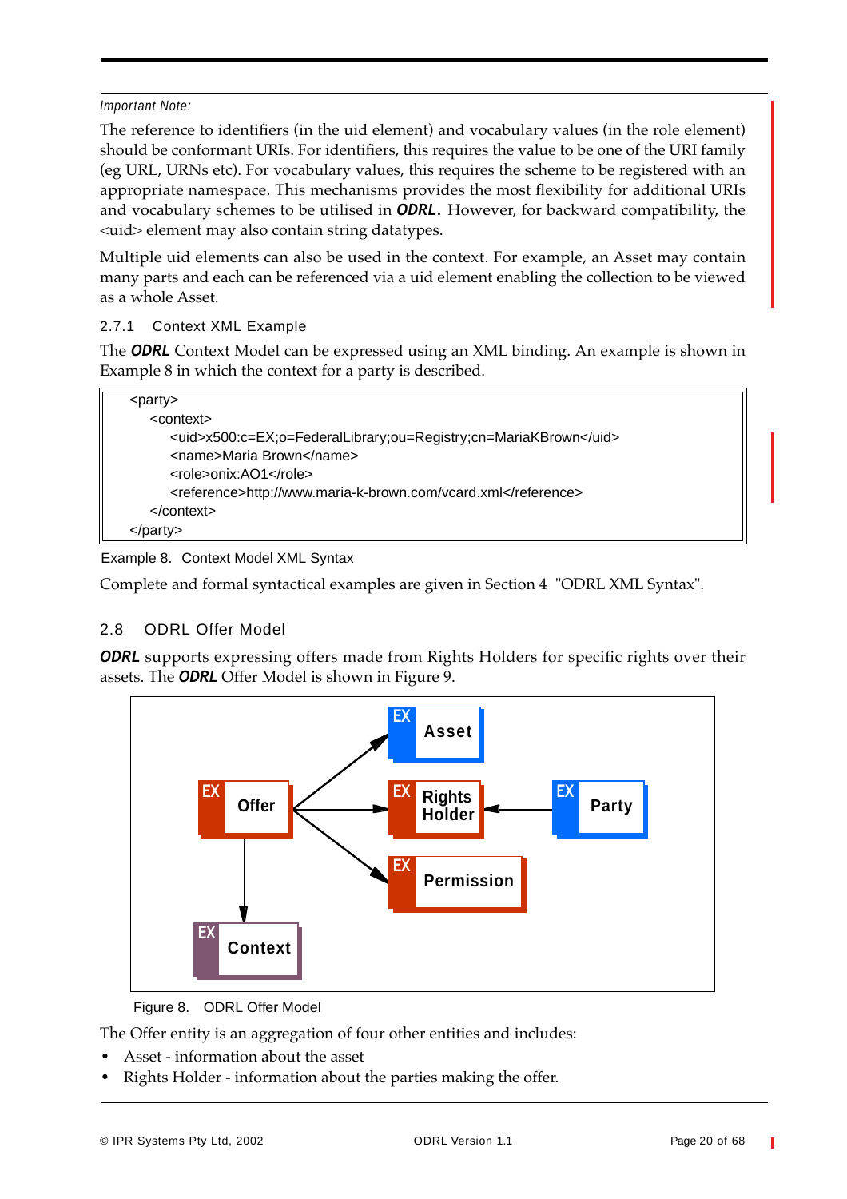*Important Note:*

The reference to identifiers (in the uid element) and vocabulary values (in the role element) should be conformant URIs. For identifiers, this requires the value to be one of the URI family (eg URL, URNs etc). For vocabulary values, this requires the scheme to be registered with an appropriate namespace. This mechanisms provides the most flexibility for additional URIs and vocabulary schemes to be utilised in ***ODRL***. However, for backward compatibility, the <uid> element may also contain string datatypes.

Multiple uid elements can also be used in the context. For example, an Asset may contain many parts and each can be referenced via a uid element enabling the collection to be viewed as a whole Asset.

### 2.7.1 Context XML Example

The ***ODRL*** Context Model can be expressed using an XML binding. An example is shown in Example 8 in which the context for a party is described.

```
<party>
    <context>
        <uid>x500:c=EX;o=FederalLibrary;ou=Registry;cn=MariaKBrown</uid>
        <name>Maria Brown</name>
        <role>onix:AO1</role>
        <reference>http://www.maria-k-brown.com/vcard.xml</reference>
    </context>
</party>
```

Example 8. Context Model XML Syntax

Complete and formal syntactical examples are given in Section 4 "ODRL XML Syntax".

## 2.8 ODRL Offer Model

***ODRL*** supports expressing offers made from Rights Holders for specific rights over their assets. The ***ODRL*** Offer Model is shown in Figure 9.

Figure 8. ODRL Offer Model

The Offer entity is an aggregation of four other entities and includes:

- Asset - information about the asset
- Rights Holder - information about the parties making the offer.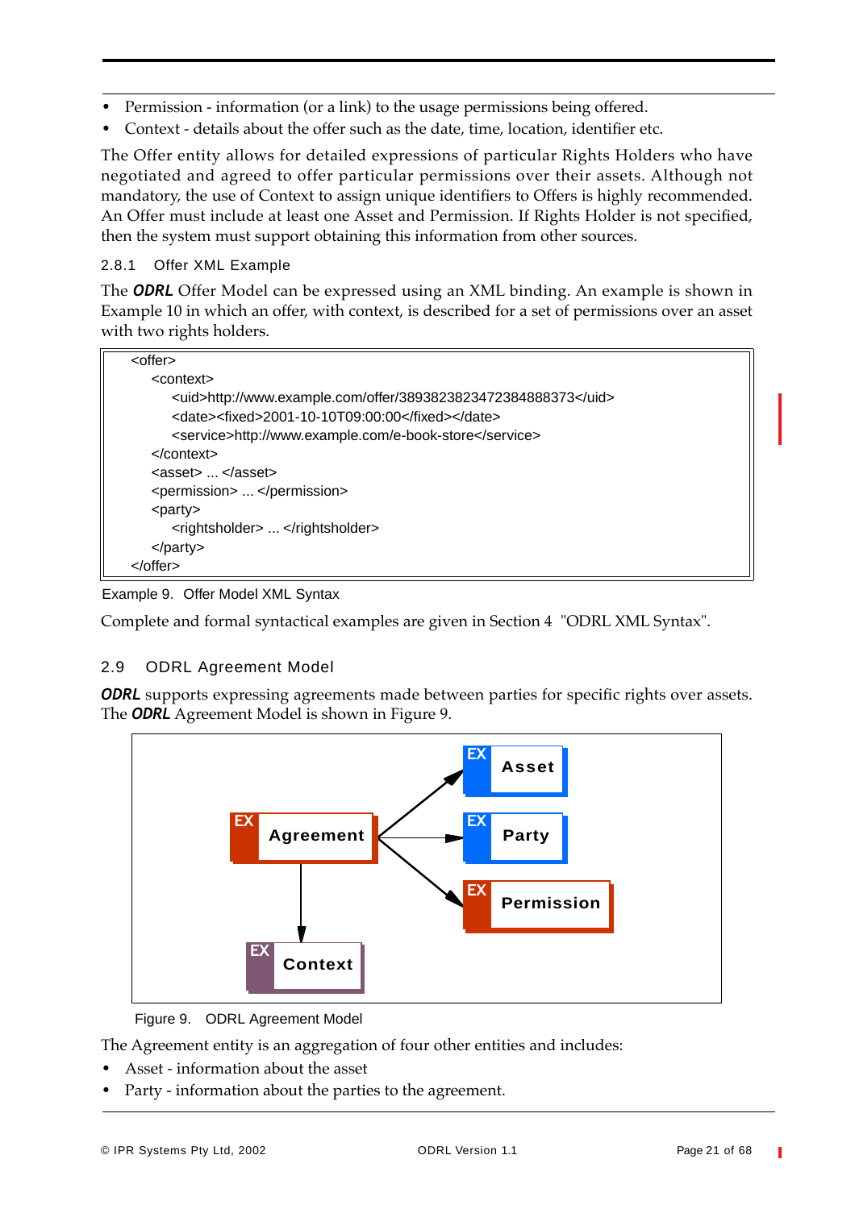- Permission - information (or a link) to the usage permissions being offered.
- Context - details about the offer such as the date, time, location, identifier etc.

The Offer entity allows for detailed expressions of particular Rights Holders who have negotiated and agreed to offer particular permissions over their assets. Although not mandatory, the use of Context to assign unique identifiers to Offers is highly recommended. An Offer must include at least one Asset and Permission. If Rights Holder is not specified, then the system must support obtaining this information from other sources.

### 2.8.1 Offer XML Example

The ***ODRL*** Offer Model can be expressed using an XML binding. An example is shown in Example 10 in which an offer, with context, is described for a set of permissions over an asset with two rights holders.

```
<offer>
    <context>
        <uid>http://www.example.com/offer/38938238234723848883373</uid>
        <date><fixed>2001-10-10T09:00:00</fixed></date>
        <service>http://www.example.com/e-book-store</service>
    </context>
    <asset> ... </asset>
    <permission> ... </permission>
    <party>
        <rightsholder> ... </rightsholder>
    </party>
</offer>
```

Example 9. Offer Model XML Syntax

Complete and formal syntactical examples are given in Section 4 "ODRL XML Syntax".

## 2.9 ODRL Agreement Model

***ODRL*** supports expressing agreements made between parties for specific rights over assets. The ***ODRL*** Agreement Model is shown in Figure 9.

Figure 9. ODRL Agreement Model

The Agreement entity is an aggregation of four other entities and includes:

- Asset - information about the asset
- Party - information about the parties to the agreement.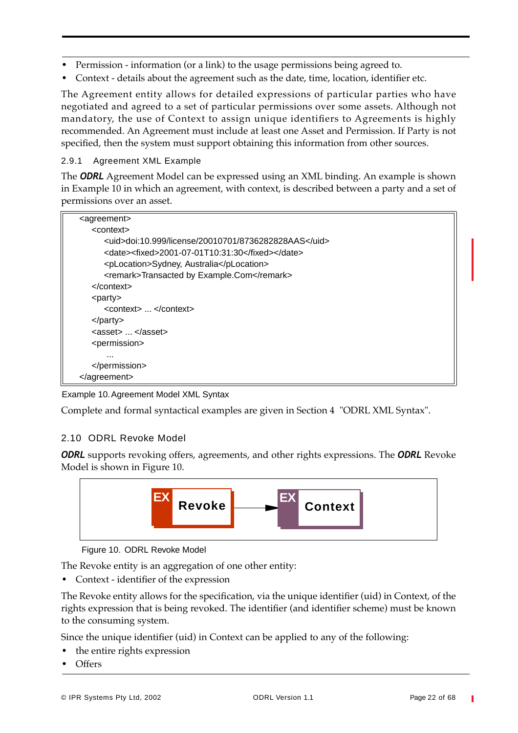- Permission - information (or a link) to the usage permissions being agreed to.
- Context - details about the agreement such as the date, time, location, identifier etc.

The Agreement entity allows for detailed expressions of particular parties who have negotiated and agreed to a set of particular permissions over some assets. Although not mandatory, the use of Context to assign unique identifiers to Agreements is highly recommended. An Agreement must include at least one Asset and Permission. If Party is not specified, then the system must support obtaining this information from other sources.

### 2.9.1 Agreement XML Example

The ***ODRL*** Agreement Model can be expressed using an XML binding. An example is shown in Example 10 in which an agreement, with context, is described between a party and a set of permissions over an asset.

```
<agreement>
    <context>
        <uid>doi:10.999/license/20010701/8736282828AAS</uid>
        <date><fixed>2001-07-01T10:31:30</fixed></date>
        <pLocation>Sydney, Australia</pLocation>
        <remark>Transacted by Example.Com</remark>
    </context>
    <party>
        <context> ... </context>
    </party>
    <asset> ... </asset>
    <permission>
        ...
    </permission>
</agreement>
```

Example 10. Agreement Model XML Syntax

Complete and formal syntactical examples are given in Section 4 "ODRL XML Syntax".

## 2.10 ODRL Revoke Model

***ODRL*** supports revoking offers, agreements, and other rights expressions. The ***ODRL*** Revoke Model is shown in Figure 10.

Figure 10. ODRL Revoke Model

The Revoke entity is an aggregation of one other entity:

- Context - identifier of the expression

The Revoke entity allows for the specification, via the unique identifier (uid) in Context, of the rights expression that is being revoked. The identifier (and identifier scheme) must be known to the consuming system.

Since the unique identifier (uid) in Context can be applied to any of the following:

- the entire rights expression
- Offers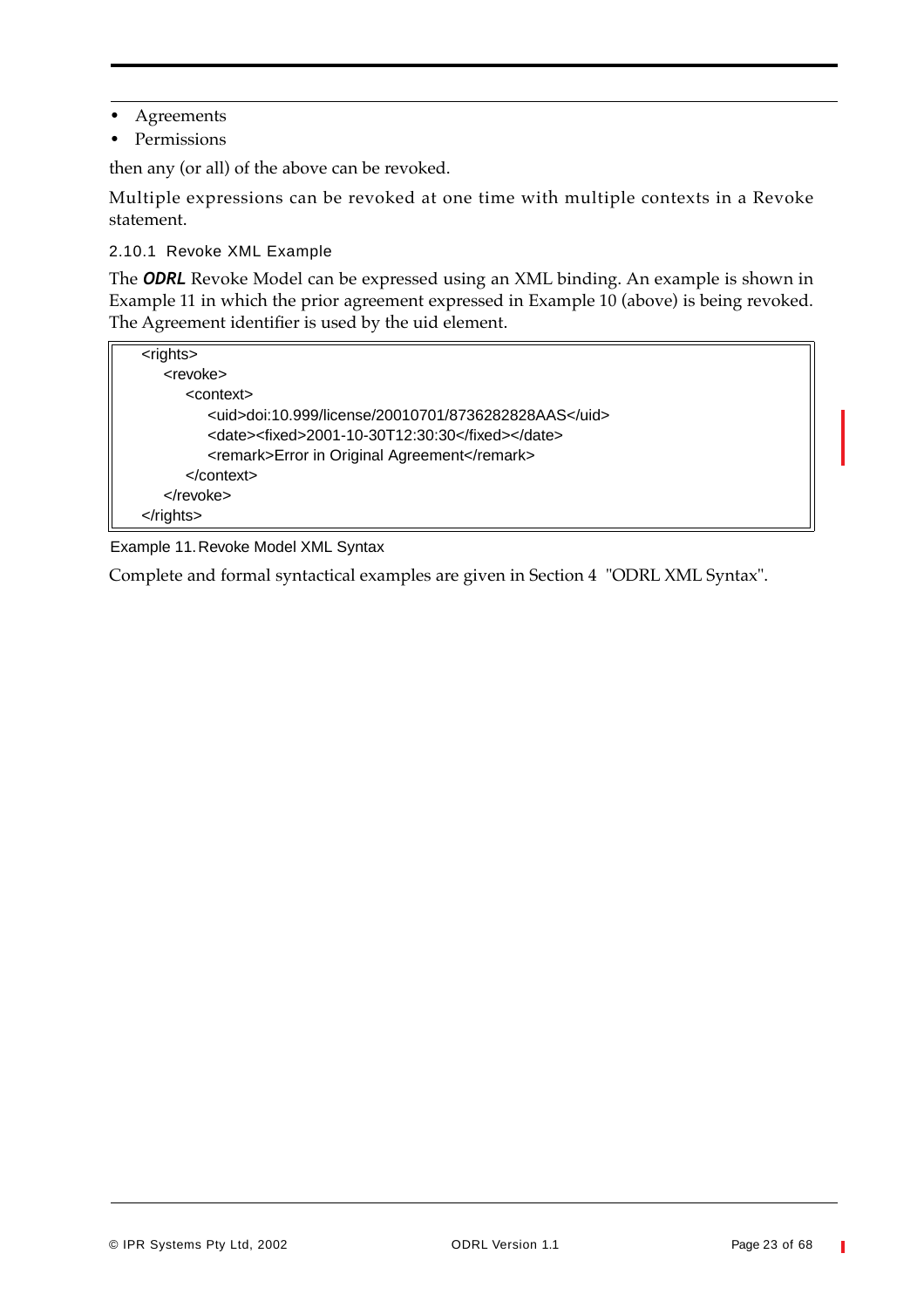- Agreements
- Permissions

then any (or all) of the above can be revoked.

Multiple expressions can be revoked at one time with multiple contexts in a Revoke statement.

### 2.10.1 Revoke XML Example

The ***ODRL*** Revoke Model can be expressed using an XML binding. An example is shown in Example 11 in which the prior agreement expressed in Example 10 (above) is being revoked. The Agreement identifier is used by the uid element.

```
<rights>
    <revoke>
        <context>
            <uid>doi:10.999/license/20010701/8736282828AAS</uid>
            <date><fixed>2001-10-30T12:30:30</fixed></date>
            <remark>Error in Original Agreement</remark>
        </context>
    </revoke>
</rights>
```

Example 11. Revoke Model XML Syntax

Complete and formal syntactical examples are given in Section 4 "ODRL XML Syntax".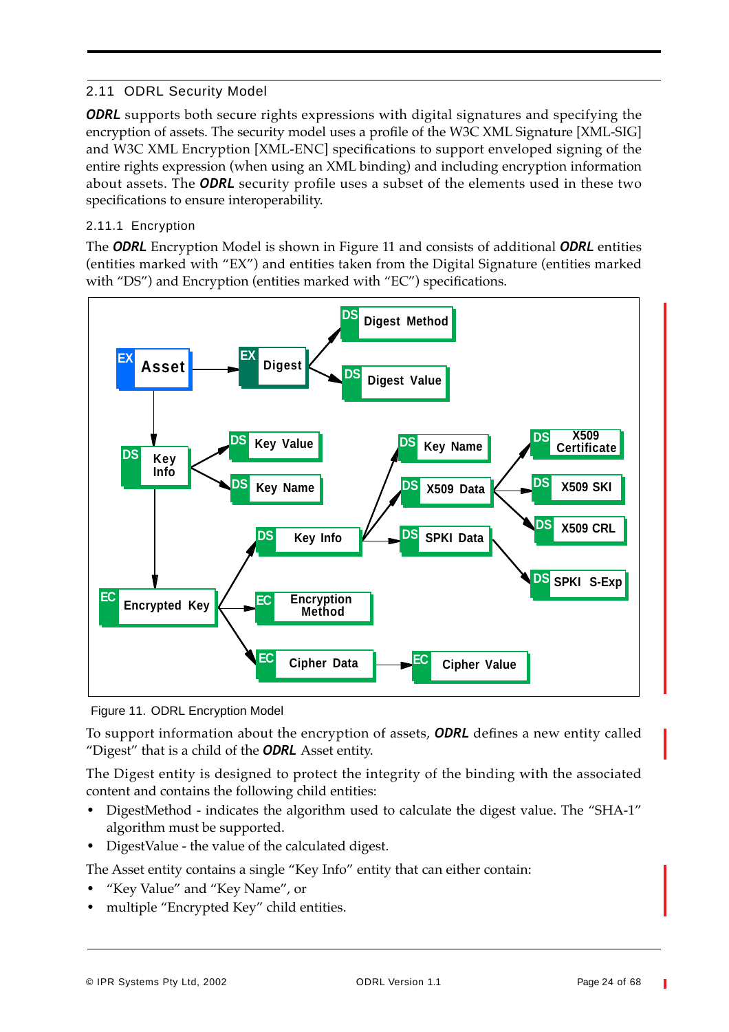## 2.11 ODRL Security Model

***ODRL*** supports both secure rights expressions with digital signatures and specifying the encryption of assets. The security model uses a profile of the W3C XML Signature [XML-SIG] and W3C XML Encryption [XML-ENC] specifications to support enveloped signing of the entire rights expression (when using an XML binding) and including encryption information about assets. The ***ODRL*** security profile uses a subset of the elements used in these two specifications to ensure interoperability.

### 2.11.1 Encryption

The ***ODRL*** Encryption Model is shown in Figure 11 and consists of additional ***ODRL*** entities (entities marked with “EX”) and entities taken from the Digital Signature (entities marked with “DS”) and Encryption (entities marked with “EC”) specifications.

Figure 11. ODRL Encryption Model

To support information about the encryption of assets, ***ODRL*** defines a new entity called “Digest” that is a child of the ***ODRL*** Asset entity.

The Digest entity is designed to protect the integrity of the binding with the associated content and contains the following child entities:

- DigestMethod - indicates the algorithm used to calculate the digest value. The “SHA-1” algorithm must be supported.
- DigestValue - the value of the calculated digest.

The Asset entity contains a single “Key Info” entity that can either contain:

- “Key Value” and “Key Name”, or
- multiple “Encrypted Key” child entities.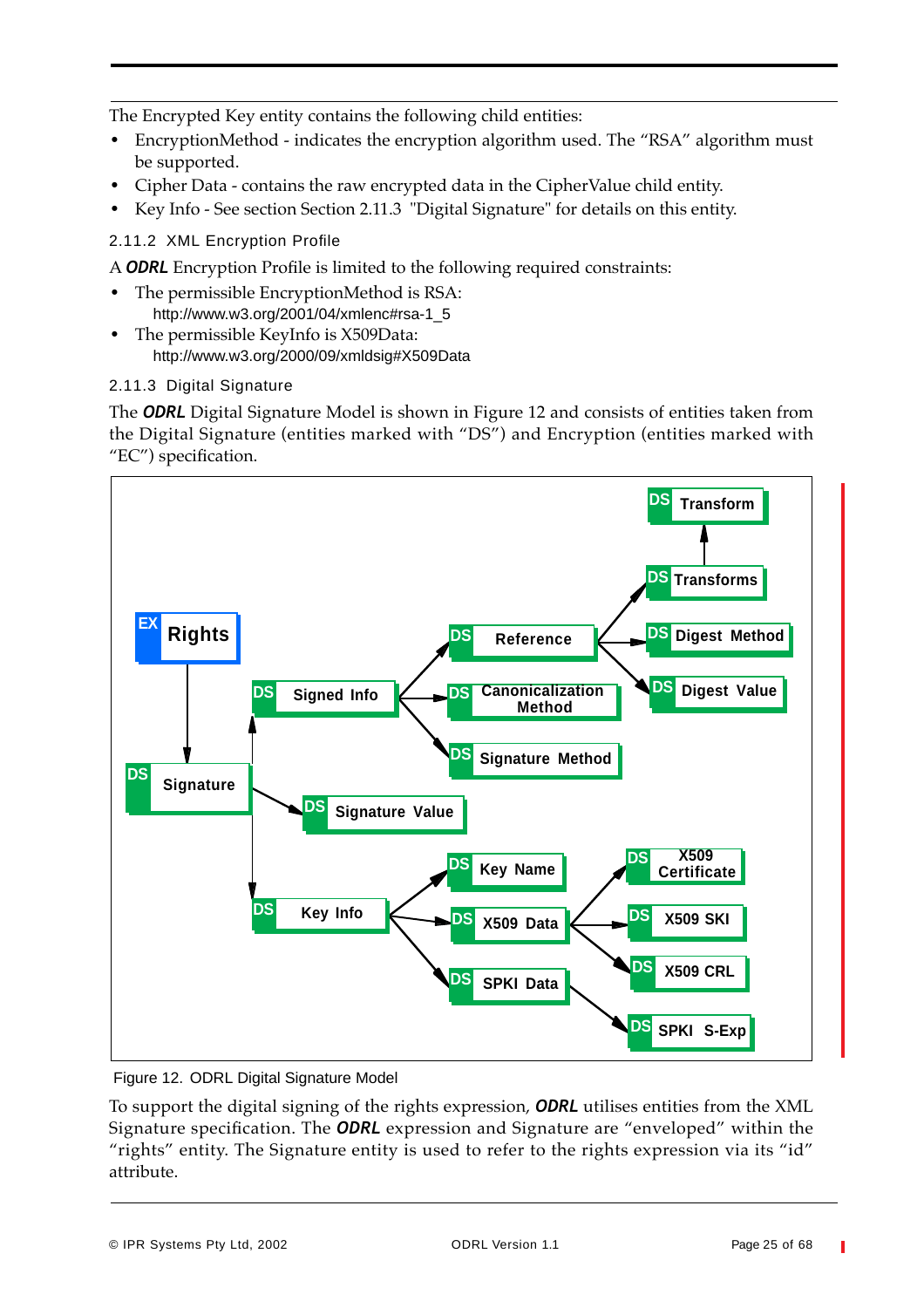The Encrypted Key entity contains the following child entities:

- EncryptionMethod - indicates the encryption algorithm used. The “RSA” algorithm must be supported.
- Cipher Data - contains the raw encrypted data in the CipherValue child entity.
- Key Info - See section Section 2.11.3 "Digital Signature" for details on this entity.

### 2.11.2 XML Encryption Profile

A ***ODRL*** Encryption Profile is limited to the following required constraints:

- The permissible EncryptionMethod is RSA:
  http://www.w3.org/2001/04/xmlenc#rsa-1_5
- The permissible KeyInfo is X509Data:
  http://www.w3.org/2000/09/xmldsig#X509Data

### 2.11.3 Digital Signature

The ***ODRL*** Digital Signature Model is shown in Figure 12 and consists of entities taken from the Digital Signature (entities marked with “DS”) and Encryption (entities marked with “EC”) specification.

Figure 12. ODRL Digital Signature Model

To support the digital signing of the rights expression, ***ODRL*** utilises entities from the XML Signature specification. The ***ODRL*** expression and Signature are “enveloped” within the “rights” entity. The Signature entity is used to refer to the rights expression via its “id” attribute.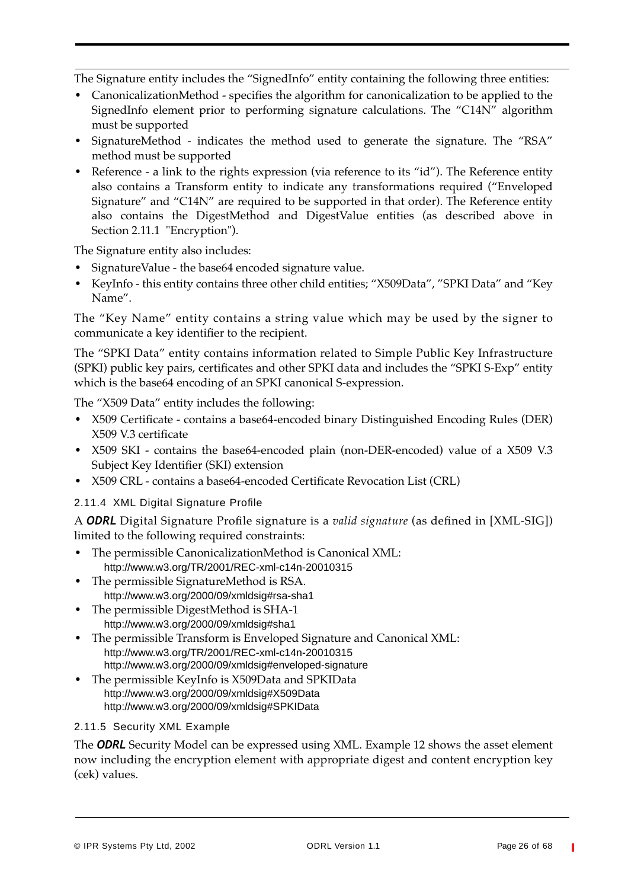The Signature entity includes the "SignedInfo" entity containing the following three entities:

- CanonicalizationMethod - specifies the algorithm for canonicalization to be applied to the SignedInfo element prior to performing signature calculations. The "C14N" algorithm must be supported
- SignatureMethod - indicates the method used to generate the signature. The "RSA" method must be supported
- Reference - a link to the rights expression (via reference to its "id"). The Reference entity also contains a Transform entity to indicate any transformations required ("Enveloped Signature" and "C14N" are required to be supported in that order). The Reference entity also contains the DigestMethod and DigestValue entities (as described above in Section 2.11.1 "Encryption").

The Signature entity also includes:

- SignatureValue - the base64 encoded signature value.
- KeyInfo - this entity contains three other child entities; "X509Data", "SPKI Data" and "Key Name".

The "Key Name" entity contains a string value which may be used by the signer to communicate a key identifier to the recipient.

The "SPKI Data" entity contains information related to Simple Public Key Infrastructure (SPKI) public key pairs, certificates and other SPKI data and includes the "SPKI S-Exp" entity which is the base64 encoding of an SPKI canonical S-expression.

The "X509 Data" entity includes the following:

- X509 Certificate - contains a base64-encoded binary Distinguished Encoding Rules (DER) X509 V.3 certificate
- X509 SKI - contains the base64-encoded plain (non-DER-encoded) value of a X509 V.3 Subject Key Identifier (SKI) extension
- X509 CRL - contains a base64-encoded Certificate Revocation List (CRL)

### 2.11.4 XML Digital Signature Profile

A ***ODRL*** Digital Signature Profile signature is a *valid signature* (as defined in [XML-SIG]) limited to the following required constraints:

- The permissible CanonicalizationMethod is Canonical XML:
  http://www.w3.org/TR/2001/REC-xml-c14n-20010315
- The permissible SignatureMethod is RSA.
  http://www.w3.org/2000/09/xmldsig#rsa-sha1
- The permissible DigestMethod is SHA-1
  http://www.w3.org/2000/09/xmldsig#sha1
- The permissible Transform is Enveloped Signature and Canonical XML:
  http://www.w3.org/TR/2001/REC-xml-c14n-20010315
  http://www.w3.org/2000/09/xmldsig#enveloped-signature
- The permissible KeyInfo is X509Data and SPKIData
  http://www.w3.org/2000/09/xmldsig#X509Data
  http://www.w3.org/2000/09/xmldsig#SPKIData

### 2.11.5 Security XML Example

The ***ODRL*** Security Model can be expressed using XML. Example 12 shows the asset element now including the encryption element with appropriate digest and content encryption key (cek) values.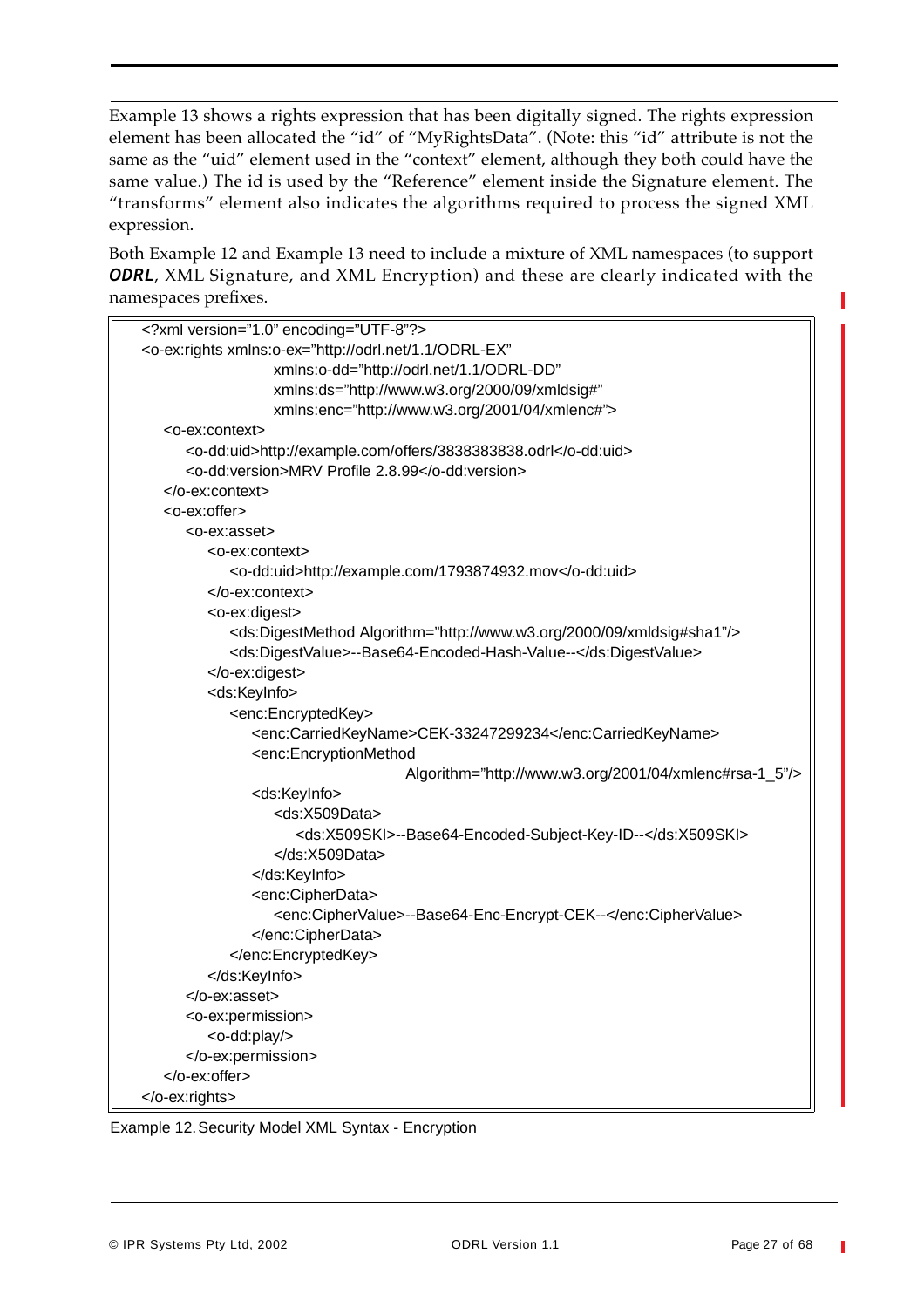Example 13 shows a rights expression that has been digitally signed. The rights expression element has been allocated the “id” of “MyRightsData”. (Note: this “id” attribute is not the same as the “uid” element used in the “context” element, although they both could have the same value.) The id is used by the “Reference” element inside the Signature element. The “transforms” element also indicates the algorithms required to process the signed XML expression.

Both Example 12 and Example 13 need to include a mixture of XML namespaces (to support ***ODRL***, XML Signature, and XML Encryption) and these are clearly indicated with the namespaces prefixes.

```
<?xml version="1.0" encoding="UTF-8"?>
<o-ex:rights xmlns:o-ex="http://odrl.net/1.1/ODRL-EX"
             xmlns:o-dd="http://odrl.net/1.1/ODRL-DD"
             xmlns:ds="http://www.w3.org/2000/09/xmldsig#"
             xmlns:enc="http://www.w3.org/2001/04/xmlenc#">
  <o-ex:context>
    <o-dd:uid>http://example.com/offers/3838383838.odrl</o-dd:uid>
    <o-dd:version>MRV Profile 2.8.99</o-dd:version>
  </o-ex:context>
  <o-ex:offer>
    <o-ex:asset>
      <o-ex:context>
        <o-dd:uid>http://example.com/1793874932.mov</o-dd:uid>
      </o-ex:context>
      <o-ex:digest>
        <ds:DigestMethod Algorithm="http://www.w3.org/2000/09/xmldsig#sha1"/>
        <ds:DigestValue>--Base64-Encoded-Hash-Value--</ds:DigestValue>
      </o-ex:digest>
      <ds:KeyInfo>
        <enc:EncryptedKey>
          <enc:CarriedKeyName>CEK-33247299234</enc:CarriedKeyName>
          <enc:EncryptionMethod
                        Algorithm="http://www.w3.org/2001/04/xmlenc#rsa-1_5"/>
          <ds:KeyInfo>
            <ds:X509Data>
              <ds:X509SKI>--Base64-Encoded-Subject-Key-ID--</ds:X509SKI>
            </ds:X509Data>
          </ds:KeyInfo>
          <enc:CipherData>
            <enc:CipherValue>--Base64-Enc-Encrypt-CEK--</enc:CipherValue>
          </enc:CipherData>
        </enc:EncryptedKey>
      </ds:KeyInfo>
    </o-ex:asset>
    <o-ex:permission>
      <o-dd:play/>
    </o-ex:permission>
  </o-ex:offer>
</o-ex:rights>
```

Example 12. Security Model XML Syntax - Encryption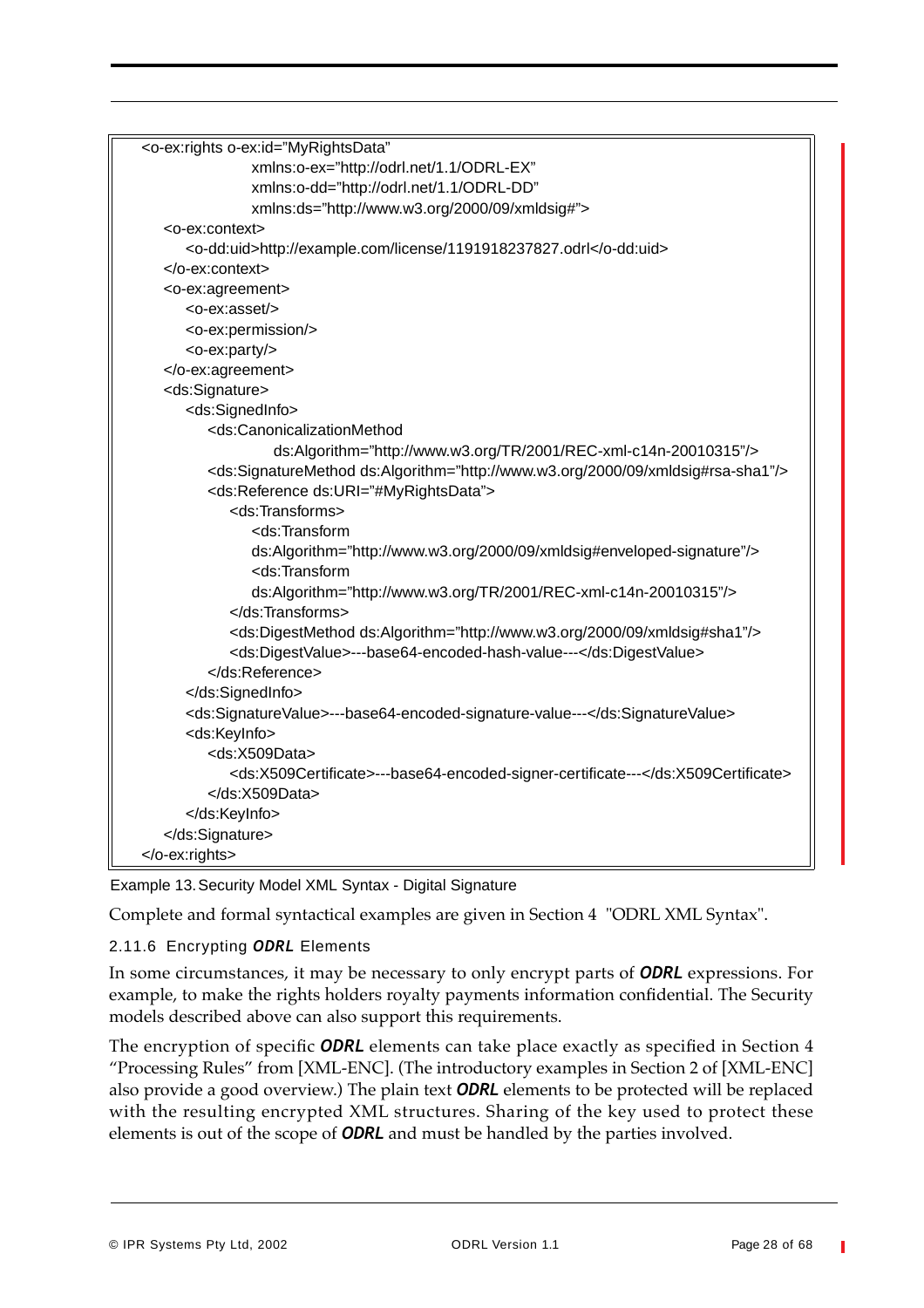```
<o-ex:rights o-ex:id="MyRightsData"
            xmlns:o-ex="http://odrl.net/1.1/ODRL-EX"
            xmlns:o-dd="http://odrl.net/1.1/ODRL-DD"
            xmlns:ds="http://www.w3.org/2000/09/xmldsig#">
  <o-ex:context>
    <o-dd:uid>http://example.com/license/1191918237827.odrl</o-dd:uid>
  </o-ex:context>
  <o-ex:agreement>
    <o-ex:asset/>
    <o-ex:permission/>
    <o-ex:party/>
  </o-ex:agreement>
  <ds:Signature>
    <ds:SignedInfo>
      <ds:CanonicalizationMethod
            ds:Algorithm="http://www.w3.org/TR/2001/REC-xml-c14n-20010315"/>
      <ds:SignatureMethod ds:Algorithm="http://www.w3.org/2000/09/xmldsig#rsa-sha1"/>
      <ds:Reference ds:URI="#MyRightsData">
        <ds:Transforms>
          <ds:Transform
          ds:Algorithm="http://www.w3.org/2000/09/xmldsig#enveloped-signature"/>
          <ds:Transform
          ds:Algorithm="http://www.w3.org/TR/2001/REC-xml-c14n-20010315"/>
        </ds:Transforms>
        <ds:DigestMethod ds:Algorithm="http://www.w3.org/2000/09/xmldsig#sha1"/>
        <ds:DigestValue>---base64-encoded-hash-value---</ds:DigestValue>
      </ds:Reference>
    </ds:SignedInfo>
    <ds:SignatureValue>---base64-encoded-signature-value---</ds:SignatureValue>
    <ds:KeyInfo>
      <ds:X509Data>
        <ds:X509Certificate>---base64-encoded-signer-certificate---</ds:X509Certificate>
      </ds:X509Data>
    </ds:KeyInfo>
  </ds:Signature>
</o-ex:rights>
```

Example 13. Security Model XML Syntax - Digital Signature

Complete and formal syntactical examples are given in Section 4 "ODRL XML Syntax".

### 2.11.6 Encrypting *ODRL* Elements

In some circumstances, it may be necessary to only encrypt parts of ***ODRL*** expressions. For example, to make the rights holders royalty payments information confidential. The Security models described above can also support this requirements.

The encryption of specific ***ODRL*** elements can take place exactly as specified in Section 4 "Processing Rules" from [XML-ENC]. (The introductory examples in Section 2 of [XML-ENC] also provide a good overview.) The plain text ***ODRL*** elements to be protected will be replaced with the resulting encrypted XML structures. Sharing of the key used to protect these elements is out of the scope of ***ODRL*** and must be handled by the parties involved.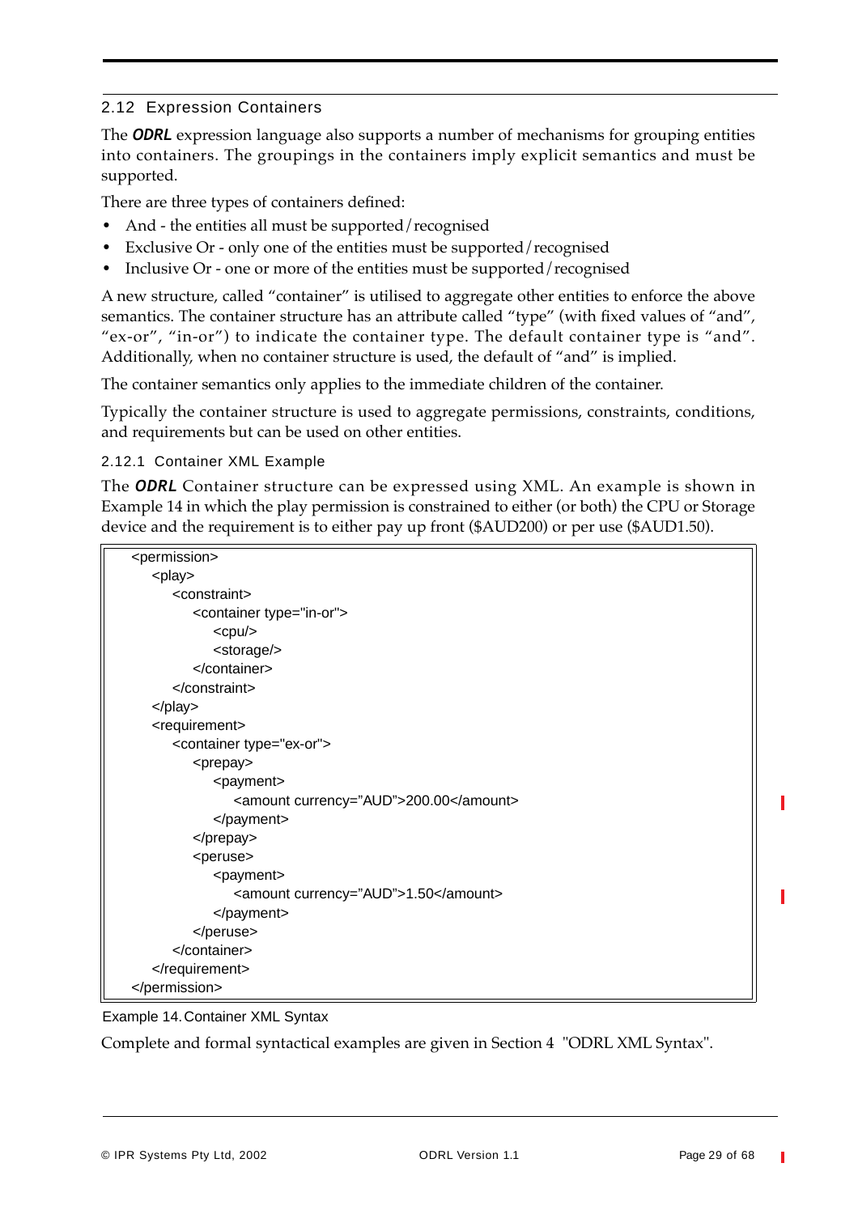### 2.12 Expression Containers

The ***ODRL*** expression language also supports a number of mechanisms for grouping entities into containers. The groupings in the containers imply explicit semantics and must be supported.

There are three types of containers defined:

- And - the entities all must be supported/recognised
- Exclusive Or - only one of the entities must be supported/recognised
- Inclusive Or - one or more of the entities must be supported/recognised

A new structure, called "container" is utilised to aggregate other entities to enforce the above semantics. The container structure has an attribute called "type" (with fixed values of "and", "ex-or", "in-or") to indicate the container type. The default container type is "and". Additionally, when no container structure is used, the default of "and" is implied.

The container semantics only applies to the immediate children of the container.

Typically the container structure is used to aggregate permissions, constraints, conditions, and requirements but can be used on other entities.

#### 2.12.1 Container XML Example

The ***ODRL*** Container structure can be expressed using XML. An example is shown in Example 14 in which the play permission is constrained to either (or both) the CPU or Storage device and the requirement is to either pay up front ($AUD200) or per use ($AUD1.50).

```
<permission>
    <play>
        <constraint>
            <container type="in-or">
                <cpu/>
                <storage/>
            </container>
        </constraint>
    </play>
    <requirement>
        <container type="ex-or">
            <prepay>
                <payment>
                    <amount currency="AUD">200.00</amount>
                </payment>
            </prepay>
            <peruse>
                <payment>
                    <amount currency="AUD">1.50</amount>
                </payment>
            </peruse>
        </container>
    </requirement>
</permission>
```

Example 14. Container XML Syntax

Complete and formal syntactical examples are given in Section 4 "ODRL XML Syntax".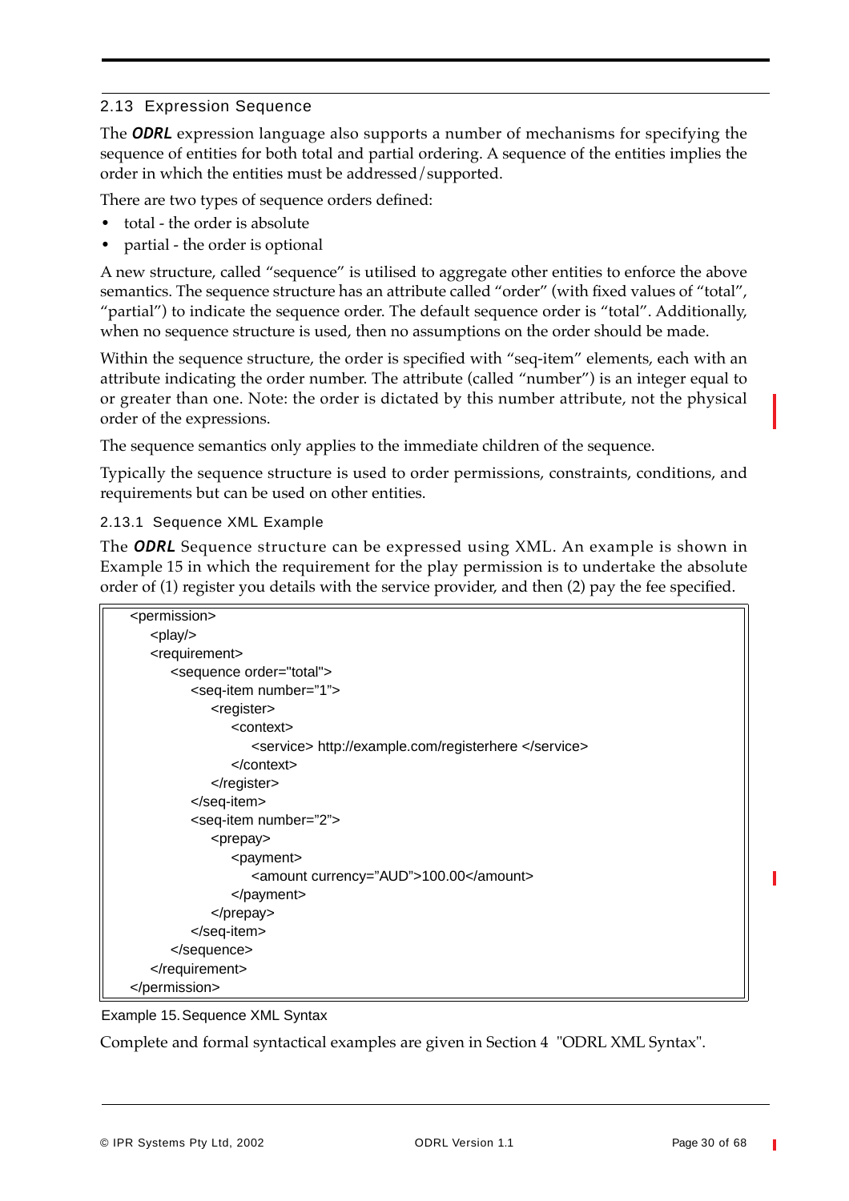## 2.13 Expression Sequence

The ***ODRL*** expression language also supports a number of mechanisms for specifying the sequence of entities for both total and partial ordering. A sequence of the entities implies the order in which the entities must be addressed/supported.

There are two types of sequence orders defined:

- total - the order is absolute
- partial - the order is optional

A new structure, called "sequence" is utilised to aggregate other entities to enforce the above semantics. The sequence structure has an attribute called "order" (with fixed values of "total", "partial") to indicate the sequence order. The default sequence order is "total". Additionally, when no sequence structure is used, then no assumptions on the order should be made.

Within the sequence structure, the order is specified with "seq-item" elements, each with an attribute indicating the order number. The attribute (called "number") is an integer equal to or greater than one. Note: the order is dictated by this number attribute, not the physical order of the expressions.

The sequence semantics only applies to the immediate children of the sequence.

Typically the sequence structure is used to order permissions, constraints, conditions, and requirements but can be used on other entities.

### 2.13.1 Sequence XML Example

The ***ODRL*** Sequence structure can be expressed using XML. An example is shown in Example 15 in which the requirement for the play permission is to undertake the absolute order of (1) register you details with the service provider, and then (2) pay the fee specified.

```
<permission>
    <play/>
    <requirement>
        <sequence order="total">
            <seq-item number="1">
                <register>
                    <context>
                        <service> http://example.com/registerhere </service>
                    </context>
                </register>
            </seq-item>
            <seq-item number="2">
                <prepay>
                    <payment>
                        <amount currency="AUD">100.00</amount>
                    </payment>
                </prepay>
            </seq-item>
        </sequence>
    </requirement>
</permission>
```

Example 15. Sequence XML Syntax

Complete and formal syntactical examples are given in Section 4 "ODRL XML Syntax".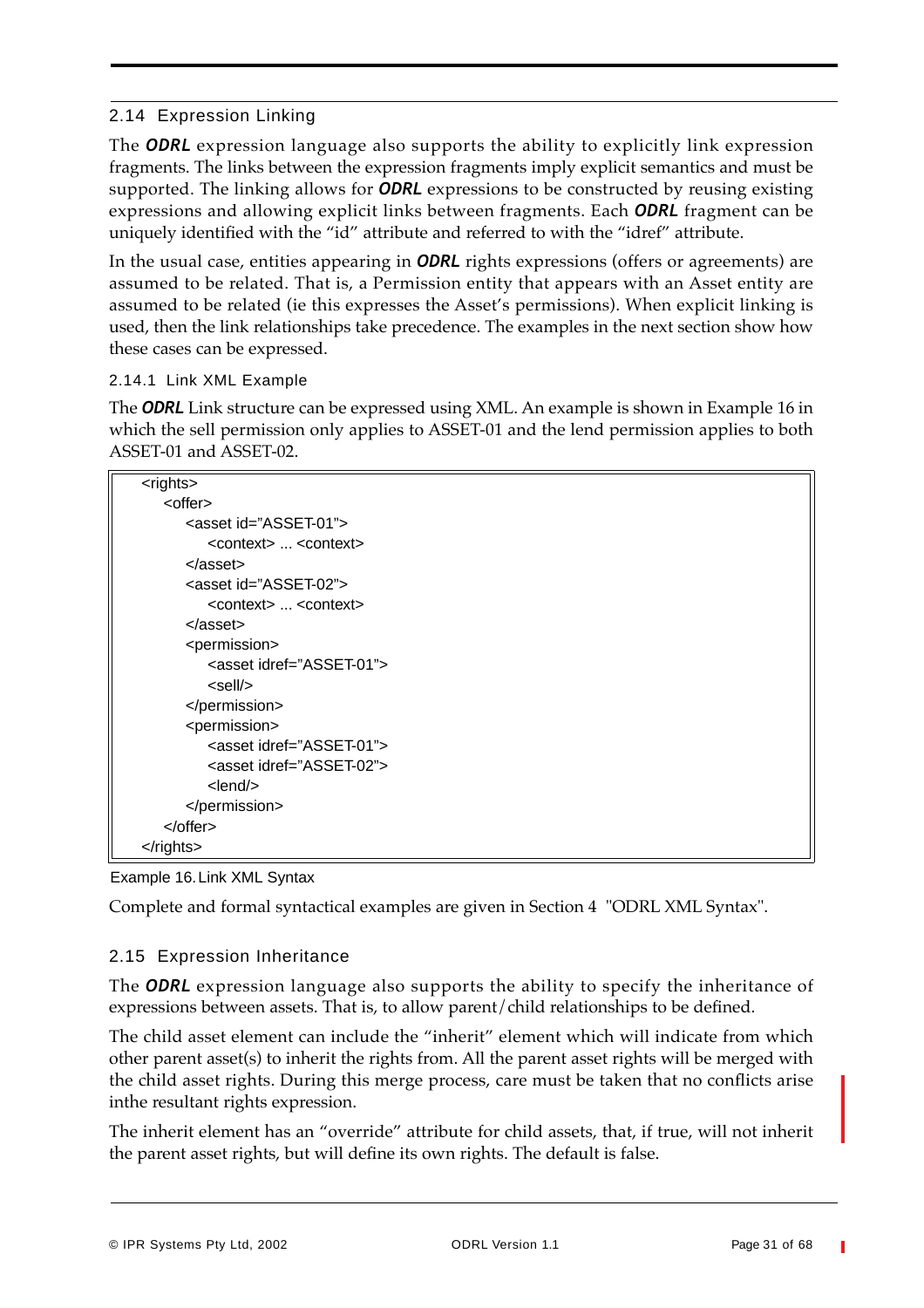## 2.14 Expression Linking

The ***ODRL*** expression language also supports the ability to explicitly link expression fragments. The links between the expression fragments imply explicit semantics and must be supported. The linking allows for ***ODRL*** expressions to be constructed by reusing existing expressions and allowing explicit links between fragments. Each ***ODRL*** fragment can be uniquely identified with the "id" attribute and referred to with the "idref" attribute.

In the usual case, entities appearing in ***ODRL*** rights expressions (offers or agreements) are assumed to be related. That is, a Permission entity that appears with an Asset entity are assumed to be related (ie this expresses the Asset's permissions). When explicit linking is used, then the link relationships take precedence. The examples in the next section show how these cases can be expressed.

### 2.14.1 Link XML Example

The ***ODRL*** Link structure can be expressed using XML. An example is shown in Example 16 in which the sell permission only applies to ASSET-01 and the lend permission applies to both ASSET-01 and ASSET-02.

```
<rights>
    <offer>
        <asset id="ASSET-01">
            <context> ... <context>
        </asset>
        <asset id="ASSET-02">
            <context> ... <context>
        </asset>
        <permission>
            <asset idref="ASSET-01">
            <sell/>
        </permission>
        <permission>
            <asset idref="ASSET-01">
            <asset idref="ASSET-02">
            <lend/>
        </permission>
    </offer>
</rights>
```

Example 16. Link XML Syntax

Complete and formal syntactical examples are given in Section 4 "ODRL XML Syntax".

## 2.15 Expression Inheritance

The ***ODRL*** expression language also supports the ability to specify the inheritance of expressions between assets. That is, to allow parent/child relationships to be defined.

The child asset element can include the "inherit" element which will indicate from which other parent asset(s) to inherit the rights from. All the parent asset rights will be merged with the child asset rights. During this merge process, care must be taken that no conflicts arise inthe resultant rights expression.

The inherit element has an "override" attribute for child assets, that, if true, will not inherit the parent asset rights, but will define its own rights. The default is false.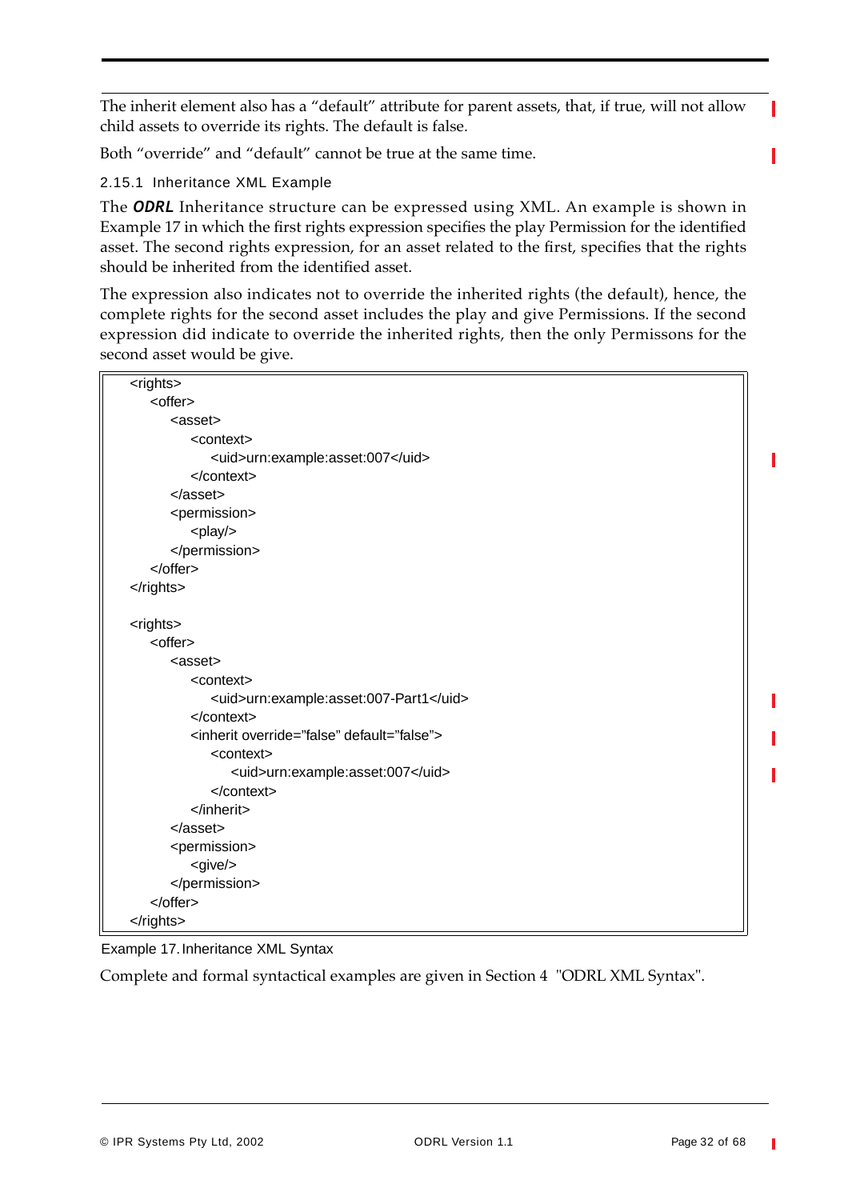The inherit element also has a “default” attribute for parent assets, that, if true, will not allow child assets to override its rights. The default is false.

Both “override” and “default” cannot be true at the same time.

### 2.15.1 Inheritance XML Example

The ***ODRL*** Inheritance structure can be expressed using XML. An example is shown in Example 17 in which the first rights expression specifies the play Permission for the identified asset. The second rights expression, for an asset related to the first, specifies that the rights should be inherited from the identified asset.

The expression also indicates not to override the inherited rights (the default), hence, the complete rights for the second asset includes the play and give Permissions. If the second expression did indicate to override the inherited rights, then the only Permissons for the second asset would be give.

```
<rights>
    <offer>
        <asset>
            <context>
                <uid>urn:example:asset:007</uid>
            </context>
        </asset>
        <permission>
            <play/>
        </permission>
    </offer>
</rights>

<rights>
    <offer>
        <asset>
            <context>
                <uid>urn:example:asset:007-Part1</uid>
            </context>
            <inherit override="false" default="false">
                <context>
                    <uid>urn:example:asset:007</uid>
                </context>
            </inherit>
        </asset>
        <permission>
            <give/>
        </permission>
    </offer>
</rights>
```

Example 17. Inheritance XML Syntax

Complete and formal syntactical examples are given in Section 4 "ODRL XML Syntax".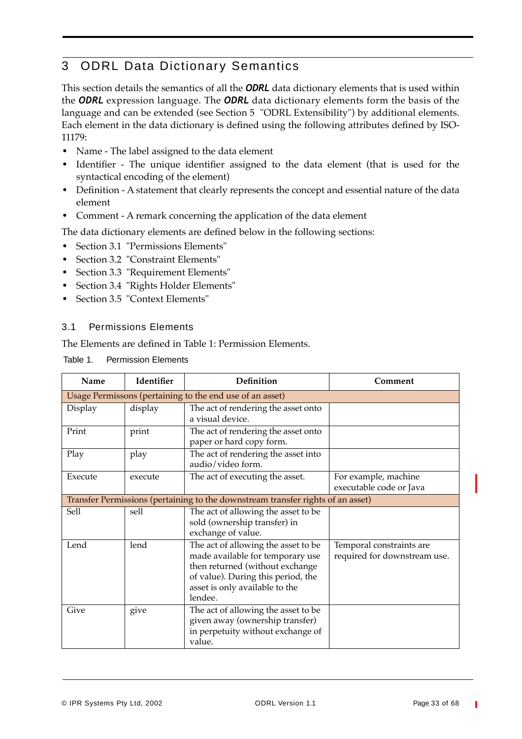# 3 ODRL Data Dictionary Semantics

This section details the semantics of all the ***ODRL*** data dictionary elements that is used within the ***ODRL*** expression language. The ***ODRL*** data dictionary elements form the basis of the language and can be extended (see Section 5 "ODRL Extensibility") by additional elements. Each element in the data dictionary is defined using the following attributes defined by ISO-11179:

- Name - The label assigned to the data element
- Identifier - The unique identifier assigned to the data element (that is used for the syntactical encoding of the element)
- Definition - A statement that clearly represents the concept and essential nature of the data element
- Comment - A remark concerning the application of the data element

The data dictionary elements are defined below in the following sections:

- Section 3.1 "Permissions Elements"
- Section 3.2 "Constraint Elements"
- Section 3.3 "Requirement Elements"
- Section 3.4 "Rights Holder Elements"
- Section 3.5 "Context Elements"

## 3.1 Permissions Elements

The Elements are defined in Table 1: Permission Elements.

Table 1. Permission Elements

| Name | Identifier | Definition | Comment |
|---|---|---|---|
| Usage Permissons (pertaining to the end use of an asset) | | | |
| Display | display | The act of rendering the asset onto a visual device. | |
| Print | print | The act of rendering the asset onto paper or hard copy form. | |
| Play | play | The act of rendering the asset into audio/video form. | |
| Execute | execute | The act of executing the asset. | For example, machine executable code or Java |
| Transfer Permissions (pertaining to the downstream transfer rights of an asset) | | | |
| Sell | sell | The act of allowing the asset to be sold (ownership transfer) in exchange of value. | |
| Lend | lend | The act of allowing the asset to be made available for temporary use then returned (without exchange of value). During this period, the asset is only available to the lendee. | Temporal constraints are required for downstream use. |
| Give | give | The act of allowing the asset to be given away (ownership transfer) in perpetuity without exchange of value. | |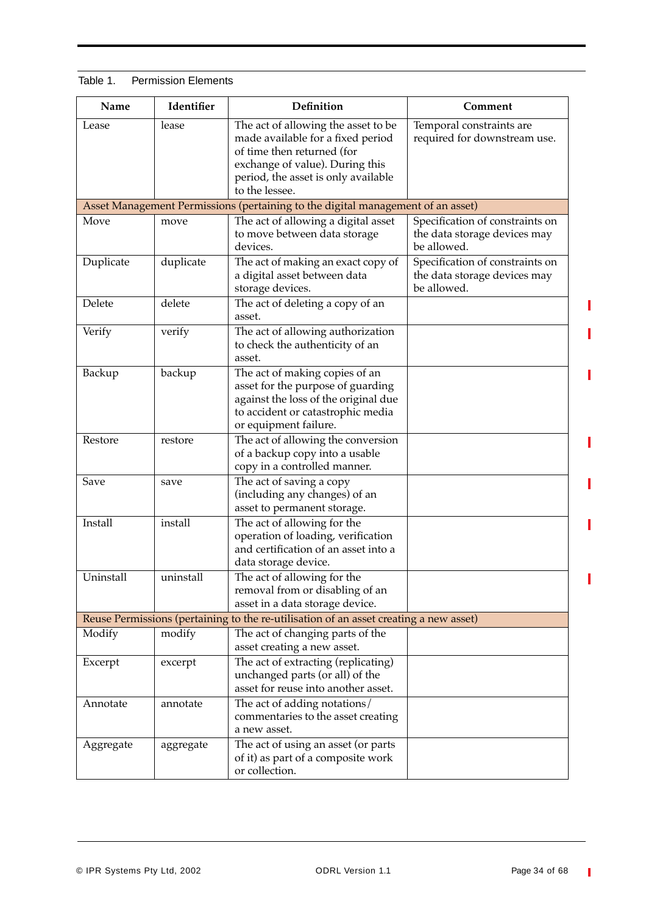Table 1. Permission Elements

| Name | Identifier | Definition | Comment |
| --- | --- | --- | --- |
| Lease | lease | The act of allowing the asset to be made available for a fixed period of time then returned (for exchange of value). During this period, the asset is only available to the lessee. | Temporal constraints are required for downstream use. |
| Asset Management Permissions (pertaining to the digital management of an asset) | | | |
| Move | move | The act of allowing a digital asset to move between data storage devices. | Specification of constraints on the data storage devices may be allowed. |
| Duplicate | duplicate | The act of making an exact copy of a digital asset between data storage devices. | Specification of constraints on the data storage devices may be allowed. |
| Delete | delete | The act of deleting a copy of an asset. | |
| Verify | verify | The act of allowing authorization to check the authenticity of an asset. | |
| Backup | backup | The act of making copies of an asset for the purpose of guarding against the loss of the original due to accident or catastrophic media or equipment failure. | |
| Restore | restore | The act of allowing the conversion of a backup copy into a usable copy in a controlled manner. | |
| Save | save | The act of saving a copy (including any changes) of an asset to permanent storage. | |
| Install | install | The act of allowing for the operation of loading, verification and certification of an asset into a data storage device. | |
| Uninstall | uninstall | The act of allowing for the removal from or disabling of an asset in a data storage device. | |
| Reuse Permissions (pertaining to the re-utilisation of an asset creating a new asset) | | | |
| Modify | modify | The act of changing parts of the asset creating a new asset. | |
| Excerpt | excerpt | The act of extracting (replicating) unchanged parts (or all) of the asset for reuse into another asset. | |
| Annotate | annotate | The act of adding notations/ commentaries to the asset creating a new asset. | |
| Aggregate | aggregate | The act of using an asset (or parts of it) as part of a composite work or collection. | |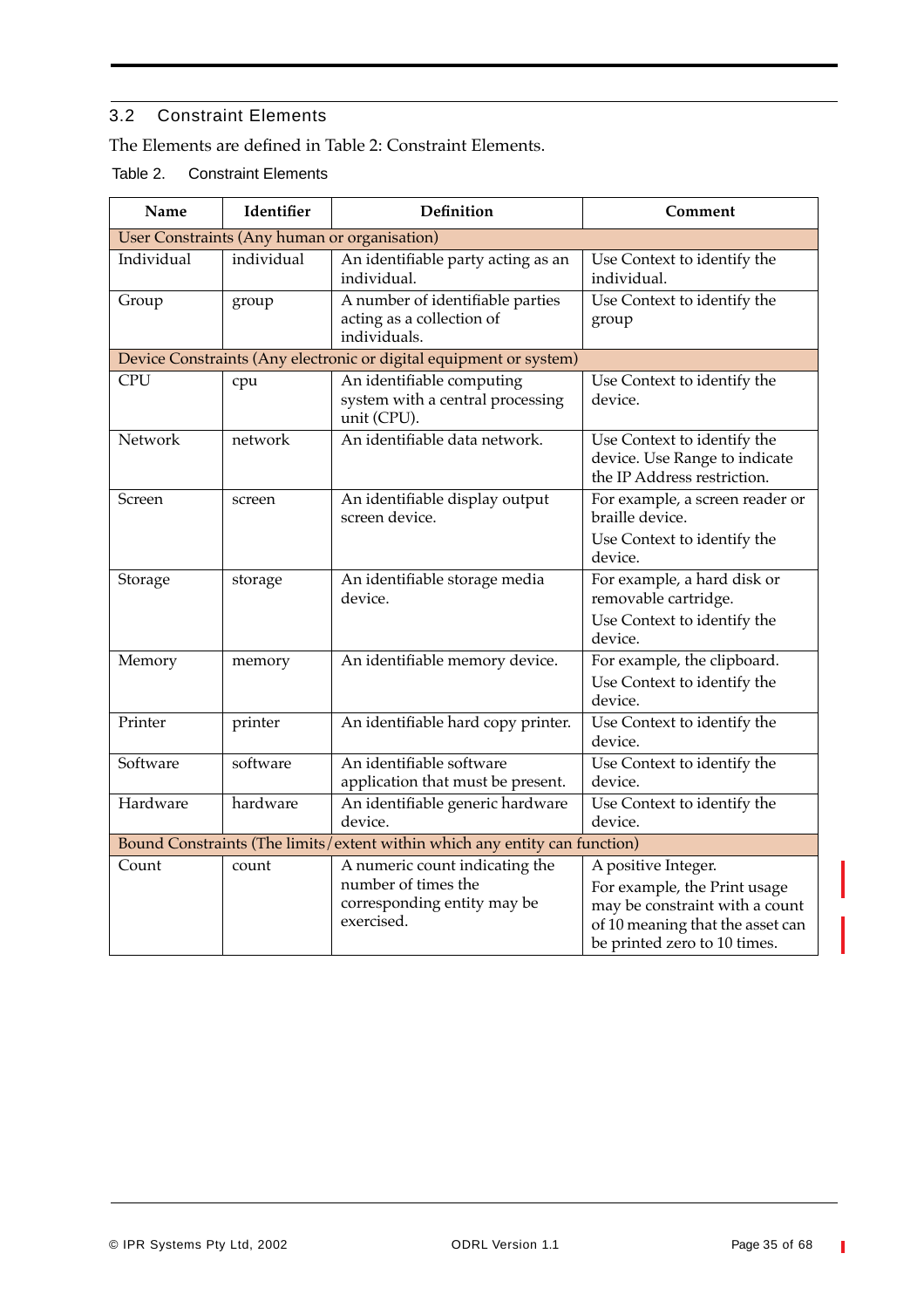## 3.2 Constraint Elements

The Elements are defined in Table 2: Constraint Elements.

Table 2. Constraint Elements

| Name | Identifier | Definition | Comment |
|---|---|---|---|
| User Constraints (Any human or organisation) | | | |
| Individual | individual | An identifiable party acting as an individual. | Use Context to identify the individual. |
| Group | group | A number of identifiable parties acting as a collection of individuals. | Use Context to identify the group |
| Device Constraints (Any electronic or digital equipment or system) | | | |
| CPU | cpu | An identifiable computing system with a central processing unit (CPU). | Use Context to identify the device. |
| Network | network | An identifiable data network. | Use Context to identify the device. Use Range to indicate the IP Address restriction. |
| Screen | screen | An identifiable display output screen device. | For example, a screen reader or braille device. Use Context to identify the device. |
| Storage | storage | An identifiable storage media device. | For example, a hard disk or removable cartridge. Use Context to identify the device. |
| Memory | memory | An identifiable memory device. | For example, the clipboard. Use Context to identify the device. |
| Printer | printer | An identifiable hard copy printer. | Use Context to identify the device. |
| Software | software | An identifiable software application that must be present. | Use Context to identify the device. |
| Hardware | hardware | An identifiable generic hardware device. | Use Context to identify the device. |
| Bound Constraints (The limits/extent within which any entity can function) | | | |
| Count | count | A numeric count indicating the number of times the corresponding entity may be exercised. | A positive Integer. For example, the Print usage may be constraint with a count of 10 meaning that the asset can be printed zero to 10 times. |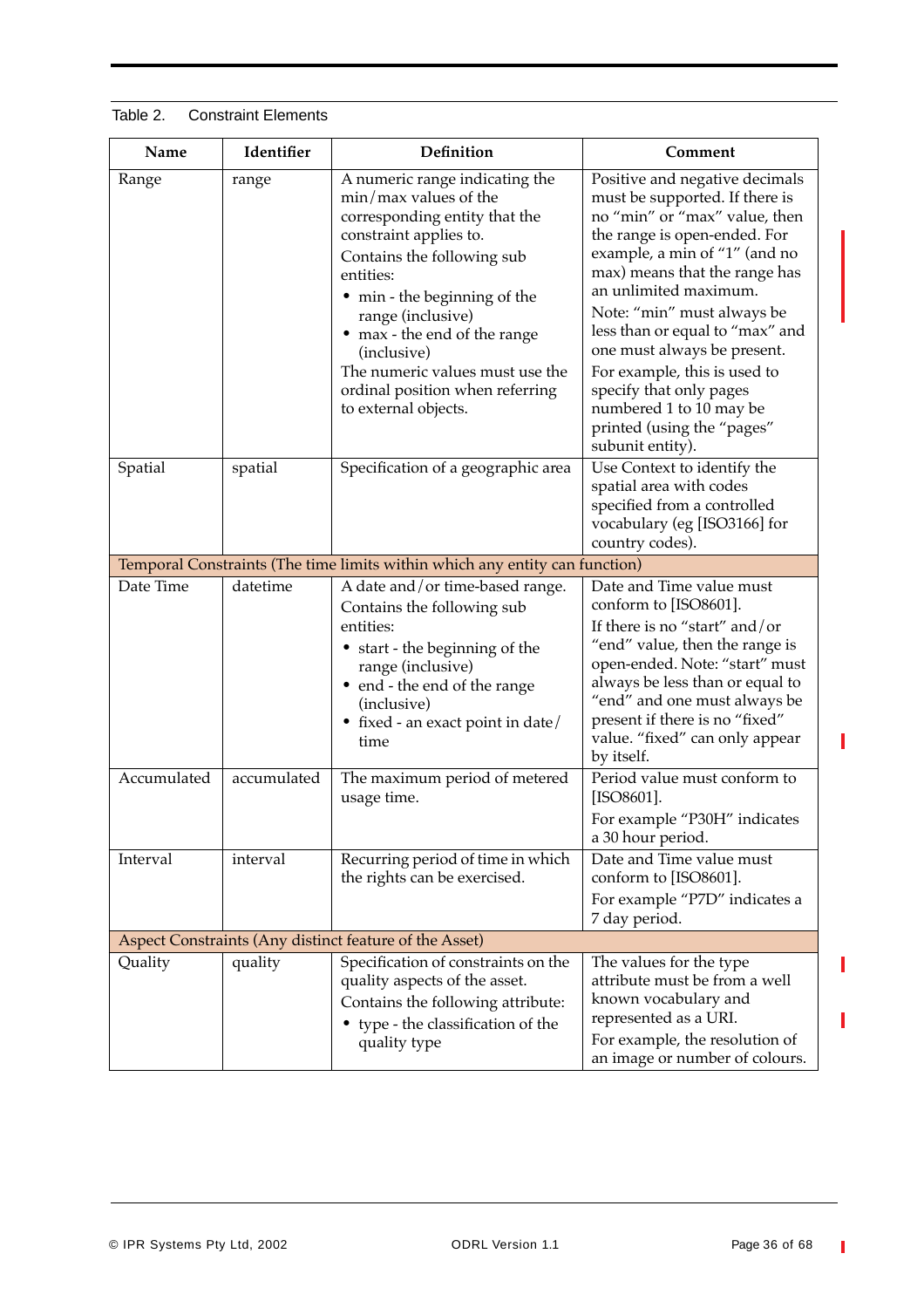Table 2. Constraint Elements

| Name | Identifier | Definition | Comment |
|---|---|---|---|
| Range | range | A numeric range indicating the min/max values of the corresponding entity that the constraint applies to.<br>Contains the following sub entities:<br>• min - the beginning of the range (inclusive)<br>• max - the end of the range (inclusive)<br>The numeric values must use the ordinal position when referring to external objects. | Positive and negative decimals must be supported. If there is no "min" or "max" value, then the range is open-ended. For example, a min of "1" (and no max) means that the range has an unlimited maximum.<br>Note: "min" must always be less than or equal to "max" and one must always be present.<br>For example, this is used to specify that only pages numbered 1 to 10 may be printed (using the "pages" subunit entity). |
| Spatial | spatial | Specification of a geographic area | Use Context to identify the spatial area with codes specified from a controlled vocabulary (eg [ISO3166] for country codes). |
| Temporal Constraints (The time limits within which any entity can function) | | | |
| Date Time | datetime | A date and/or time-based range.<br>Contains the following sub entities:<br>• start - the beginning of the range (inclusive)<br>• end - the end of the range (inclusive)<br>• fixed - an exact point in date/time | Date and Time value must conform to [ISO8601].<br>If there is no "start" and/or "end" value, then the range is open-ended. Note: "start" must always be less than or equal to "end" and one must always be present if there is no "fixed" value. "fixed" can only appear by itself. |
| Accumulated | accumulated | The maximum period of metered usage time. | Period value must conform to [ISO8601].<br>For example "P30H" indicates a 30 hour period. |
| Interval | interval | Recurring period of time in which the rights can be exercised. | Date and Time value must conform to [ISO8601].<br>For example "P7D" indicates a 7 day period. |
| Aspect Constraints (Any distinct feature of the Asset) | | | |
| Quality | quality | Specification of constrains on the quality aspects of the asset.<br>Contains the following attribute:<br>• type - the classification of the quality type | The values for the type attribute must be from a well known vocabulary and represented as a URI.<br>For example, the resolution of an image or number of colours. |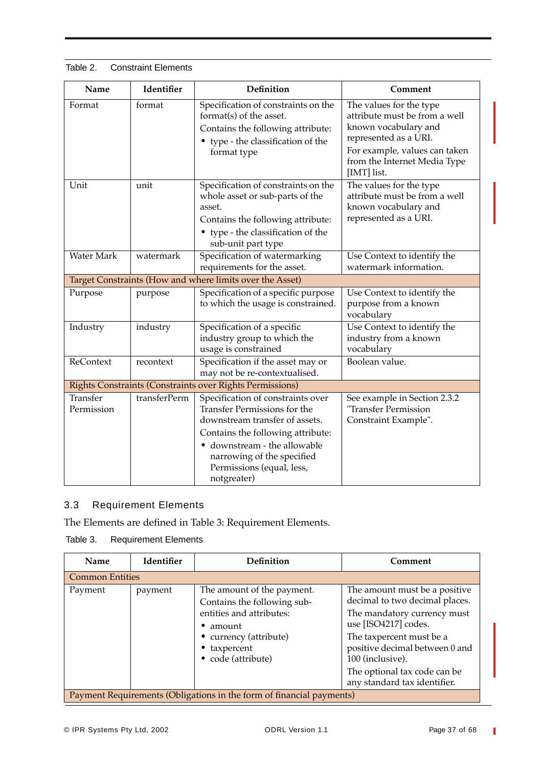Table 2. Constraint Elements

| Name | Identifier | Definition | Comment |
|---|---|---|---|
| Format | format | Specification of constraints on the format(s) of the asset. Contains the following attribute: • type - the classification of the format type | The values for the type attribute must be from a well known vocabulary and represented as a URI. For example, values can taken from the Internet Media Type [IMT] list. |
| Unit | unit | Specification of constraints on the whole asset or sub-parts of the asset. Contains the following attribute: • type - the classification of the sub-unit part type | The values for the type attribute must be from a well known vocabulary and represented as a URI. |
| Water Mark | watermark | Specification of watermarking requirements for the asset. | Use Context to identify the watermark information. |
| Target Constraints (How and where limits over the Asset) | | | |
| Purpose | purpose | Specification of a specific purpose to which the usage is constrained. | Use Context to identify the purpose from a known vocabulary |
| Industry | industry | Specification of a specific industry group to which the usage is constrained | Use Context to identify the industry from a known vocabulary |
| ReContext | recontext | Specification if the asset may or may not be re-contextualised. | Boolean value. |
| Rights Constraints (Constraints over Rights Permissions) | | | |
| Transfer Permission | transferPerm | Specification of constraints over Transfer Permissions for the downstream transfer of assets. Contains the following attribute: • downstream - the allowable narrowing of the specified Permissions (equal, less, notgreater) | See example in Section 2.3.2 "Transfer Permission Constraint Example". |

## 3.3 Requirement Elements

The Elements are defined in Table 3: Requirement Elements.

Table 3. Requirement Elements

| Name | Identifier | Definition | Comment |
|---|---|---|---|
| Common Entities | | | |
| Payment | payment | The amount of the payment. Contains the following sub-entities and attributes: • amount • currency (attribute) • taxpercent • code (attribute) | The amount must be a positive decimal to two decimal places. The mandatory currency must use [ISO4217] codes. The taxpercent must be a positive decimal between 0 and 100 (inclusive). The optional tax code can be any standard tax identifier. |
| Payment Requirements (Obligations in the form of financial payments) | | | |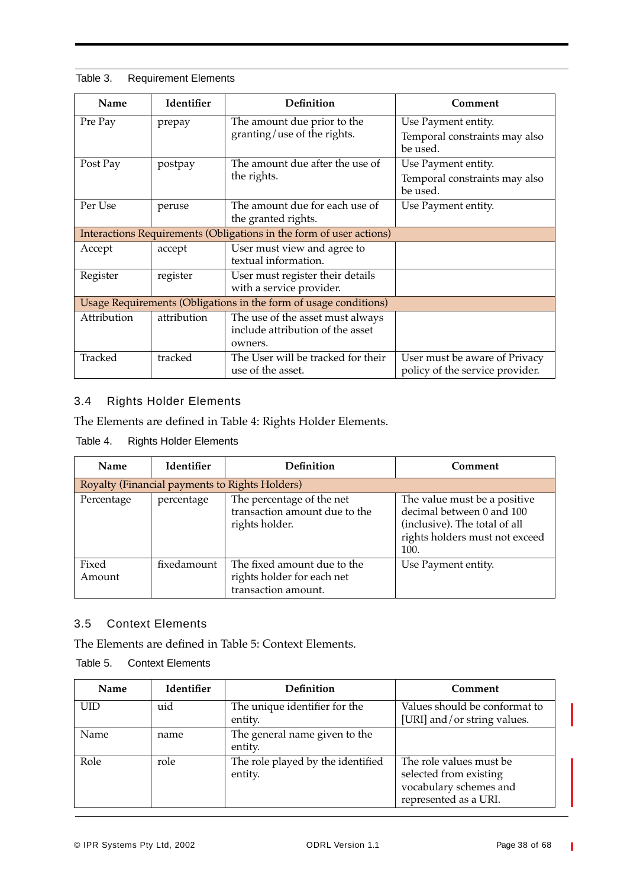Table 3. Requirement Elements

| Name | Identifier | Definition | Comment |
|---|---|---|---|
| Pre Pay | prepay | The amount due prior to the granting/use of the rights. | Use Payment entity. Temporal constraints may also be used. |
| Post Pay | postpay | The amount due after the use of the rights. | Use Payment entity. Temporal constraints may also be used. |
| Per Use | peruse | The amount due for each use of the granted rights. | Use Payment entity. |
| Interactions Requirements (Obligations in the form of user actions) | | | |
| Accept | accept | User must view and agree to textual information. | |
| Register | register | User must register their details with a service provider. | |
| Usage Requirements (Obligations in the form of usage conditions) | | | |
| Attribution | attribution | The use of the asset must always include attribution of the asset owners. | |
| Tracked | tracked | The User will be tracked for their use of the asset. | User must be aware of Privacy policy of the service provider. |

## 3.4 Rights Holder Elements

The Elements are defined in Table 4: Rights Holder Elements.

Table 4. Rights Holder Elements

| Name | Identifier | Definition | Comment |
|---|---|---|---|
| Royalty (Financial payments to Rights Holders) | | | |
| Percentage | percentage | The percentage of the net transaction amount due to the rights holder. | The value must be a positive decimal between 0 and 100 (inclusive). The total of all rights holders must not exceed 100. |
| Fixed Amount | fixedamount | The fixed amount due to the rights holder for each net transaction amount. | Use Payment entity. |

## 3.5 Context Elements

The Elements are defined in Table 5: Context Elements.

Table 5. Context Elements

| Name | Identifier | Definition | Comment |
|---|---|---|---|
| UID | uid | The unique identifier for the entity. | Values should be conformat to [URI] and/or string values. |
| Name | name | The general name given to the entity. | |
| Role | role | The role played by the identified entity. | The role values must be selected from existing vocabulary schemes and represented as a URI. |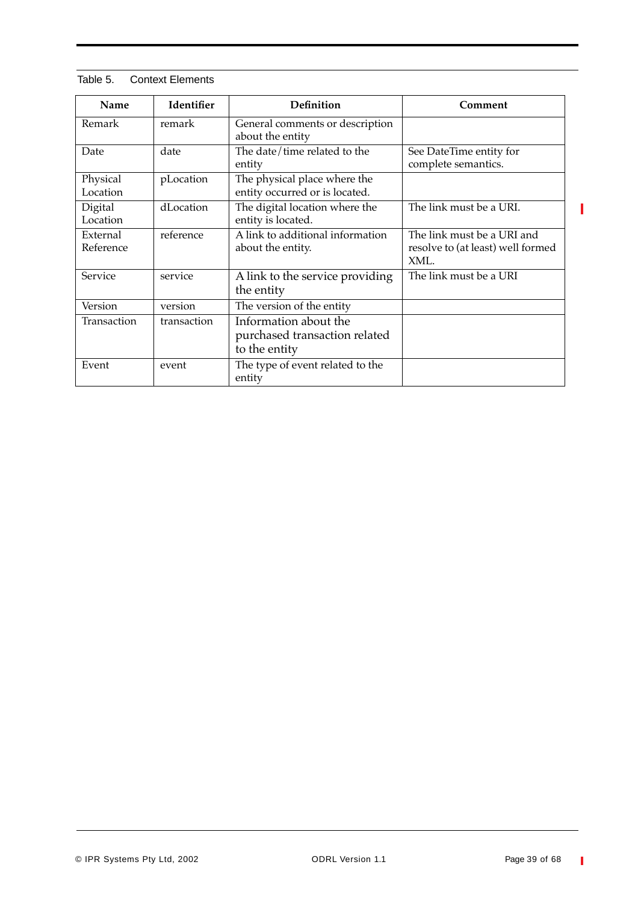Table 5. Context Elements

| Name | Identifier | Definition | Comment |
|---|---|---|---|
| Remark | remark | General comments or description about the entity | |
| Date | date | The date/time related to the entity | See DateTime entity for complete semantics. |
| Physical Location | pLocation | The physical place where the entity occurred or is located. | |
| Digital Location | dLocation | The digital location where the entity is located. | The link must be a URI. |
| External Reference | reference | A link to additional information about the entity. | The link must be a URI and resolve to (at least) well formed XML. |
| Service | service | A link to the service providing the entity | The link must be a URI |
| Version | version | The version of the entity | |
| Transaction | transaction | Information about the purchased transaction related to the entity | |
| Event | event | The type of event related to the entity | |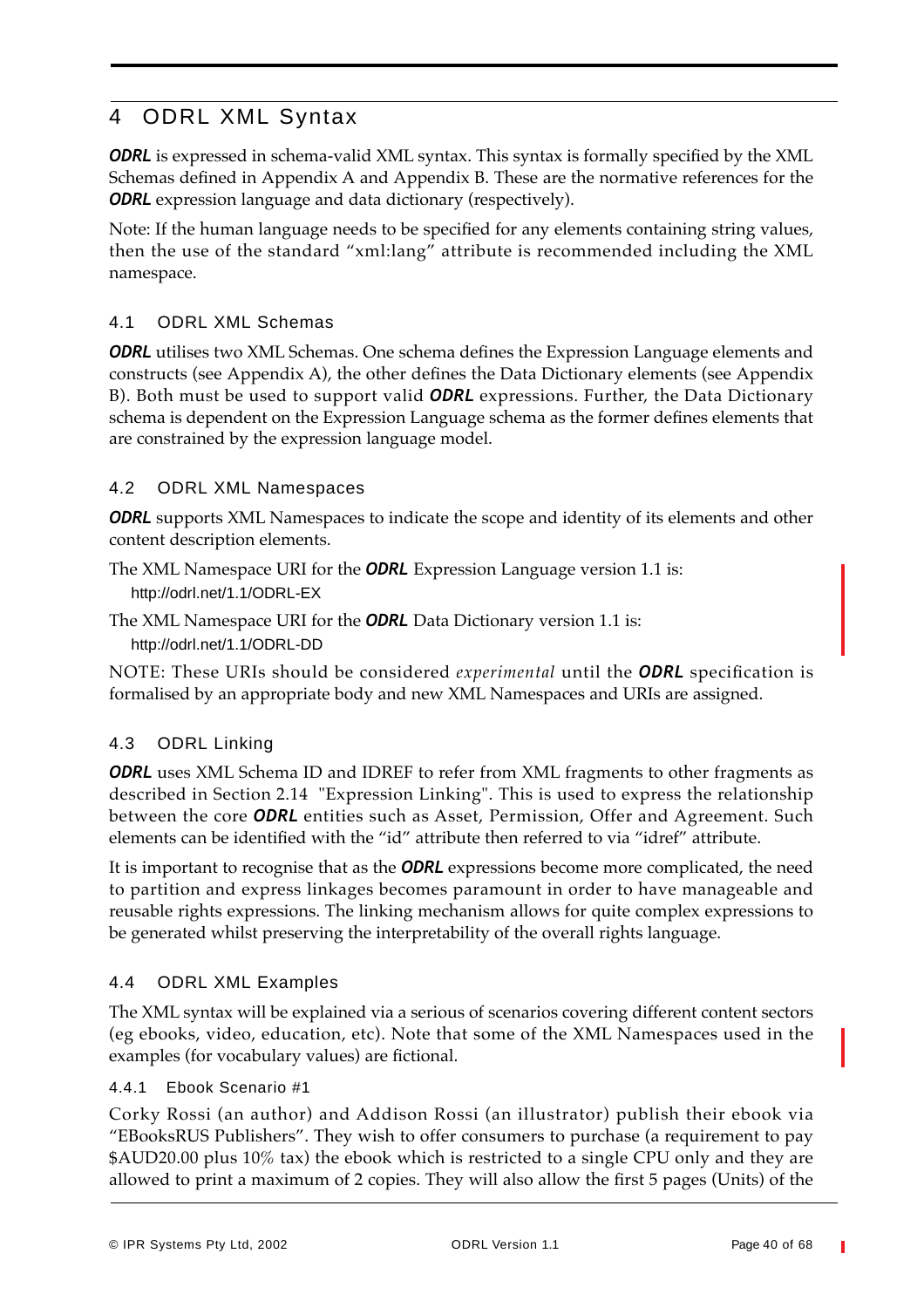# 4 ODRL XML Syntax

***ODRL*** is expressed in schema-valid XML syntax. This syntax is formally specified by the XML Schemas defined in Appendix A and Appendix B. These are the normative references for the ***ODRL*** expression language and data dictionary (respectively).

Note: If the human language needs to be specified for any elements containing string values, then the use of the standard "xml:lang" attribute is recommended including the XML namespace.

## 4.1 ODRL XML Schemas

***ODRL*** utilises two XML Schemas. One schema defines the Expression Language elements and constructs (see Appendix A), the other defines the Data Dictionary elements (see Appendix B). Both must be used to support valid ***ODRL*** expressions. Further, the Data Dictionary schema is dependent on the Expression Language schema as the former defines elements that are constrained by the expression language model.

## 4.2 ODRL XML Namespaces

***ODRL*** supports XML Namespaces to indicate the scope and identity of its elements and other content description elements.

The XML Namespace URI for the ***ODRL*** Expression Language version 1.1 is:

http://odrl.net/1.1/ODRL-EX

The XML Namespace URI for the ***ODRL*** Data Dictionary version 1.1 is:

http://odrl.net/1.1/ODRL-DD

NOTE: These URIs should be considered *experimental* until the ***ODRL*** specification is formalised by an appropriate body and new XML Namespaces and URIs are assigned.

## 4.3 ODRL Linking

***ODRL*** uses XML Schema ID and IDREF to refer from XML fragments to other fragments as described in Section 2.14 "Expression Linking". This is used to express the relationship between the core ***ODRL*** entities such as Asset, Permission, Offer and Agreement. Such elements can be identified with the "id" attribute then referred to via "idref" attribute.

It is important to recognise that as the ***ODRL*** expressions become more complicated, the need to partition and express linkages becomes paramount in order to have manageable and reusable rights expressions. The linking mechanism allows for quite complex expressions to be generated whilst preserving the interpretability of the overall rights language.

## 4.4 ODRL XML Examples

The XML syntax will be explained via a serious of scenarios covering different content sectors (eg ebooks, video, education, etc). Note that some of the XML Namespaces used in the examples (for vocabulary values) are fictional.

### 4.4.1 Ebook Scenario #1

Corky Rossi (an author) and Addison Rossi (an illustrator) publish their ebook via "EBooksRUS Publishers". They wish to offer consumers to purchase (a requirement to pay $AUD20.00 plus 10% tax) the ebook which is restricted to a single CPU only and they are allowed to print a maximum of 2 copies. They will also allow the first 5 pages (Units) of the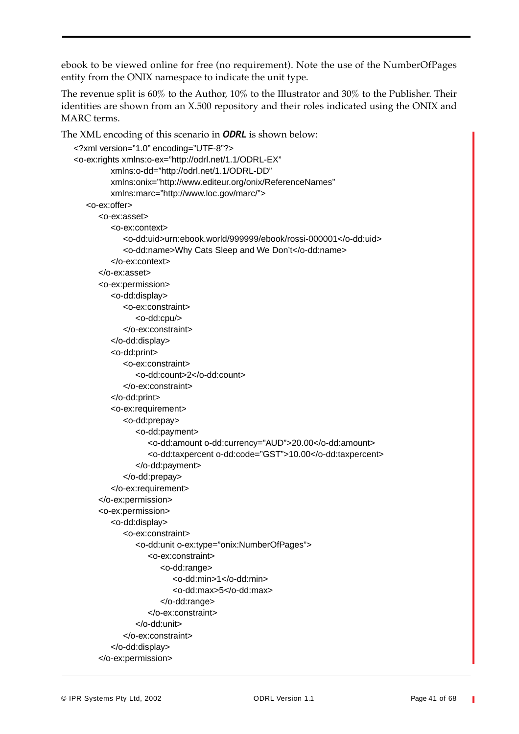ebook to be viewed online for free (no requirement). Note the use of the NumberOfPages entity from the ONIX namespace to indicate the unit type.

The revenue split is 60% to the Author, 10% to the Illustrator and 30% to the Publisher. Their identities are shown from an X.500 repository and their roles indicated using the ONIX and MARC terms.

The XML encoding of this scenario in ***ODRL*** is shown below:

```
<?xml version="1.0" encoding="UTF-8"?>
<o-ex:rights xmlns:o-ex="http://odrl.net/1.1/ODRL-EX"
        xmlns:o-dd="http://odrl.net/1.1/ODRL-DD"
        xmlns:onix="http://www.editeur.org/onix/ReferenceNames"
        xmlns:marc="http://www.loc.gov/marc/">
  <o-ex:offer>
    <o-ex:asset>
      <o-ex:context>
        <o-dd:uid>urn:ebook.world/999999/ebook/rossi-000001</o-dd:uid>
        <o-dd:name>Why Cats Sleep and We Don't</o-dd:name>
      </o-ex:context>
    </o-ex:asset>
    <o-ex:permission>
      <o-dd:display>
        <o-ex:constraint>
          <o-dd:cpu/>
        </o-ex:constraint>
      </o-dd:display>
      <o-dd:print>
        <o-ex:constraint>
          <o-dd:count>2</o-dd:count>
        </o-ex:constraint>
      </o-dd:print>
      <o-ex:requirement>
        <o-dd:prepay>
          <o-dd:payment>
            <o-dd:amount o-dd:currency="AUD">20.00</o-dd:amount>
            <o-dd:taxpercent o-dd:code="GST">10.00</o-dd:taxpercent>
          </o-dd:payment>
        </o-dd:prepay>
      </o-ex:requirement>
    </o-ex:permission>
    <o-ex:permission>
      <o-dd:display>
        <o-ex:constraint>
          <o-dd:unit o-ex:type="onix:NumberOfPages">
            <o-ex:constraint>
              <o-dd:range>
                <o-dd:min>1</o-dd:min>
                <o-dd:max>5</o-dd:max>
              </o-dd:range>
            </o-ex:constraint>
          </o-dd:unit>
        </o-ex:constraint>
      </o-dd:display>
    </o-ex:permission>
```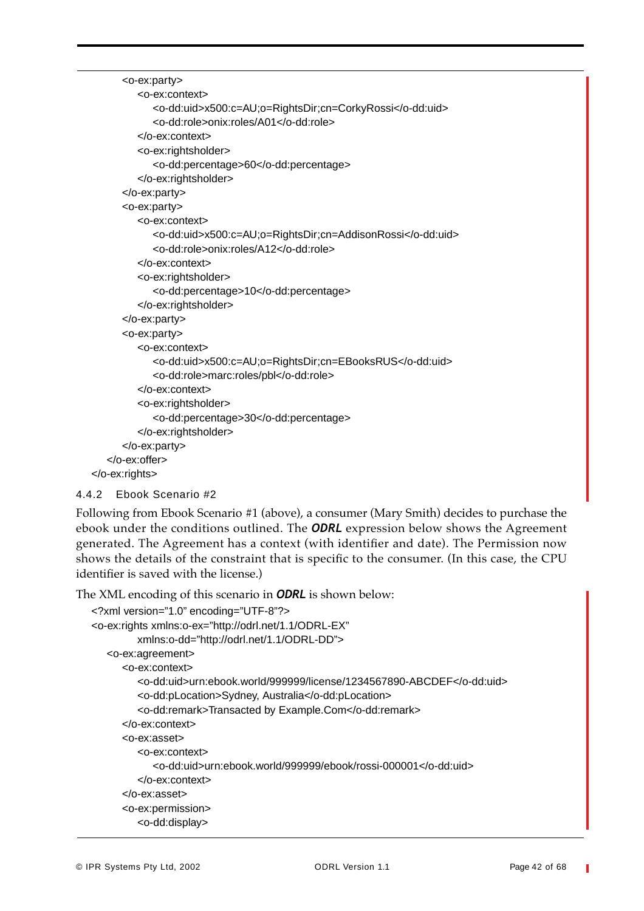```
        <o-ex:party>
            <o-ex:context>
                <o-dd:uid>x500:c=AU;o=RightsDir;cn=CorkyRossi</o-dd:uid>
                <o-dd:role>onix:roles/A01</o-dd:role>
            </o-ex:context>
            <o-ex:rightsholder>
                <o-dd:percentage>60</o-dd:percentage>
            </o-ex:rightsholder>
        </o-ex:party>
        <o-ex:party>
            <o-ex:context>
                <o-dd:uid>x500:c=AU;o=RightsDir;cn=AddisonRossi</o-dd:uid>
                <o-dd:role>onix:roles/A12</o-dd:role>
            </o-ex:context>
            <o-ex:rightsholder>
                <o-dd:percentage>10</o-dd:percentage>
            </o-ex:rightsholder>
        </o-ex:party>
        <o-ex:party>
            <o-ex:context>
                <o-dd:uid>x500:c=AU;o=RightsDir;cn=EBooksRUS</o-dd:uid>
                <o-dd:role>marc:roles/pbl</o-dd:role>
            </o-ex:context>
            <o-ex:rightsholder>
                <o-dd:percentage>30</o-dd:percentage>
            </o-ex:rightsholder>
        </o-ex:party>
    </o-ex:offer>
</o-ex:rights>
```

### 4.4.2 Ebook Scenario #2

Following from Ebook Scenario #1 (above), a consumer (Mary Smith) decides to purchase the ebook under the conditions outlined. The ***ODRL*** expression below shows the Agreement generated. The Agreement has a context (with identifier and date). The Permission now shows the details of the constraint that is specific to the consumer. (In this case, the CPU identifier is saved with the license.)

The XML encoding of this scenario in ***ODRL*** is shown below:

```
<?xml version="1.0" encoding="UTF-8"?>
<o-ex:rights xmlns:o-ex="http://odrl.net/1.1/ODRL-EX"
        xmlns:o-dd="http://odrl.net/1.1/ODRL-DD">
    <o-ex:agreement>
        <o-ex:context>
            <o-dd:uid>urn:ebook.world/999999/license/1234567890-ABCDEF</o-dd:uid>
            <o-dd:pLocation>Sydney, Australia</o-dd:pLocation>
            <o-dd:remark>Transacted by Example.Com</o-dd:remark>
        </o-ex:context>
        <o-ex:asset>
            <o-ex:context>
                <o-dd:uid>urn:ebook.world/999999/ebook/rossi-000001</o-dd:uid>
            </o-ex:context>
        </o-ex:asset>
        <o-ex:permission>
            <o-dd:display>
```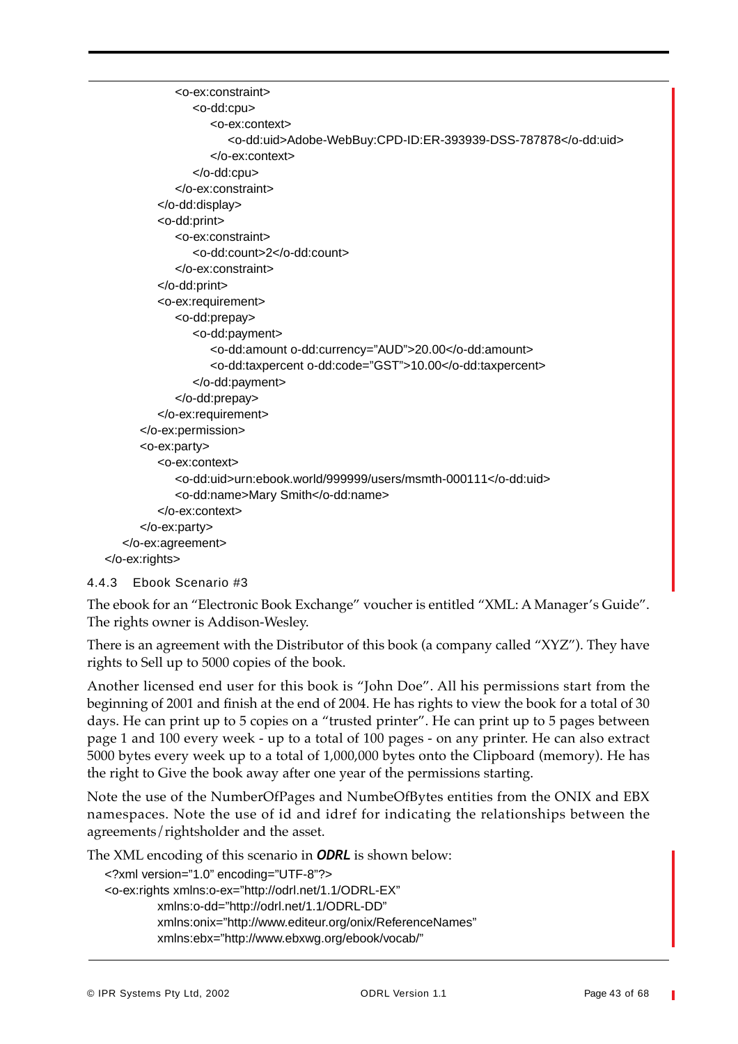```
                <o-ex:constraint>
                    <o-dd:cpu>
                        <o-ex:context>
                            <o-dd:uid>Adobe-WebBuy:CPD-ID:ER-393939-DSS-787878</o-dd:uid>
                        </o-ex:context>
                    </o-dd:cpu>
                </o-ex:constraint>
            </o-dd:display>
            <o-dd:print>
                <o-ex:constraint>
                    <o-dd:count>2</o-dd:count>
                </o-ex:constraint>
            </o-dd:print>
            <o-ex:requirement>
                <o-dd:prepay>
                    <o-dd:payment>
                        <o-dd:amount o-dd:currency="AUD">20.00</o-dd:amount>
                        <o-dd:taxpercent o-dd:code="GST">10.00</o-dd:taxpercent>
                    </o-dd:payment>
                </o-dd:prepay>
            </o-ex:requirement>
        </o-ex:permission>
        <o-ex:party>
            <o-ex:context>
                <o-dd:uid>urn:ebook.world/999999/users/msmth-000111</o-dd:uid>
                <o-dd:name>Mary Smith</o-dd:name>
            </o-ex:context>
        </o-ex:party>
    </o-ex:agreement>
</o-ex:rights>
```

### 4.4.3 Ebook Scenario #3

The ebook for an “Electronic Book Exchange” voucher is entitled “XML: A Manager’s Guide”. The rights owner is Addison-Wesley.

There is an agreement with the Distributor of this book (a company called “XYZ”). They have rights to Sell up to 5000 copies of the book.

Another licensed end user for this book is “John Doe”. All his permissions start from the beginning of 2001 and finish at the end of 2004. He has rights to view the book for a total of 30 days. He can print up to 5 copies on a “trusted printer”. He can print up to 5 pages between page 1 and 100 every week - up to a total of 100 pages - on any printer. He can also extract 5000 bytes every week up to a total of 1,000,000 bytes onto the Clipboard (memory). He has the right to Give the book away after one year of the permissions starting.

Note the use of the NumberOfPages and NumbeOfBytes entities from the ONIX and EBX namespaces. Note the use of id and idref for indicating the relationships between the agreements/rightsholder and the asset.

The XML encoding of this scenario in ***ODRL*** is shown below:

```
<?xml version="1.0" encoding="UTF-8"?>
<o-ex:rights xmlns:o-ex="http://odrl.net/1.1/ODRL-EX"
        xmlns:o-dd="http://odrl.net/1.1/ODRL-DD"
        xmlns:onix="http://www.editeur.org/onix/ReferenceNames"
        xmlns:ebx="http://www.ebxwg.org/ebook/vocab/"
```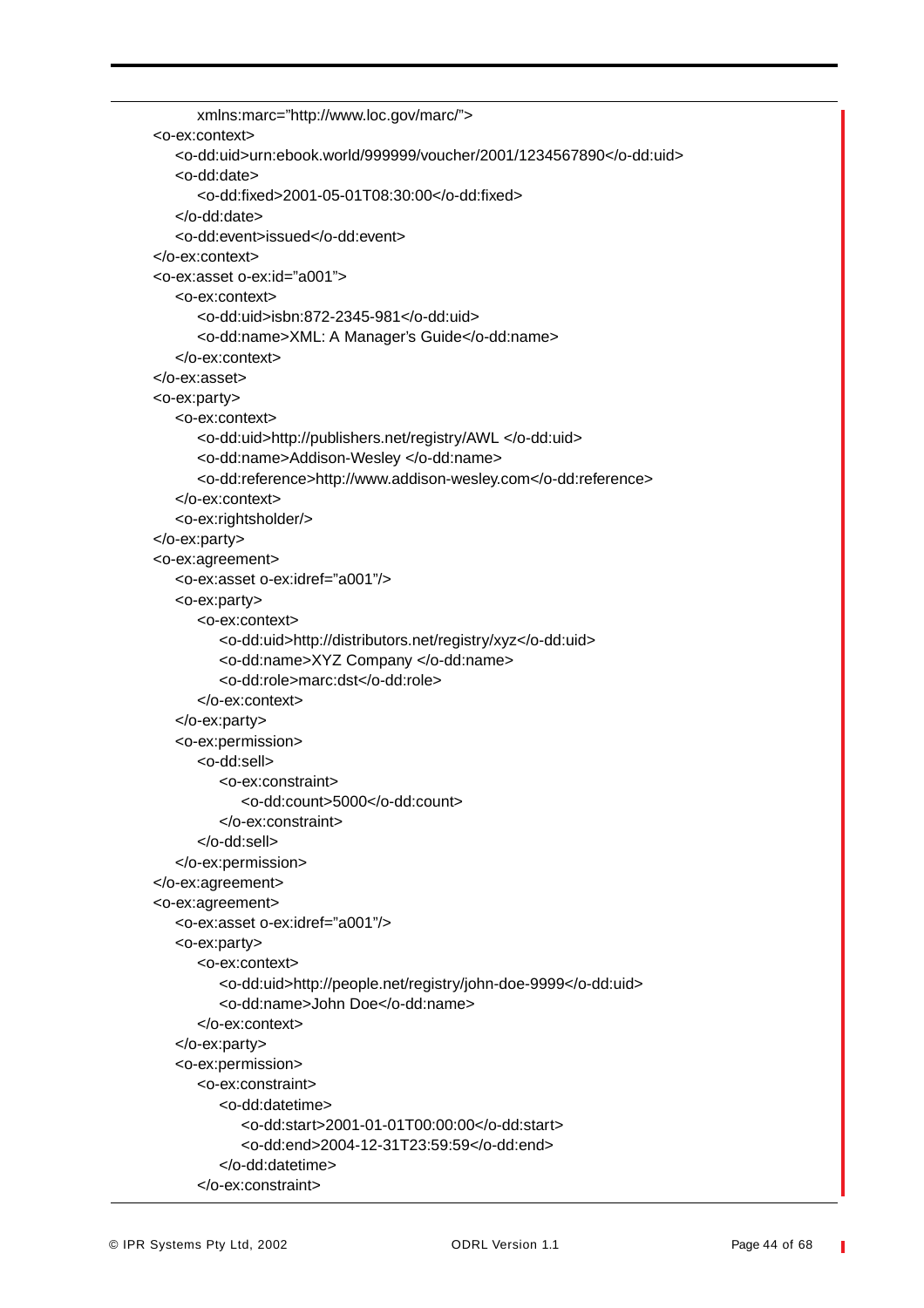```
        xmlns:marc="http://www.loc.gov/marc/">
  <o-ex:context>
    <o-dd:uid>urn:ebook.world/999999/voucher/2001/1234567890</o-dd:uid>
    <o-dd:date>
      <o-dd:fixed>2001-05-01T08:30:00</o-dd:fixed>
    </o-dd:date>
    <o-dd:event>issued</o-dd:event>
  </o-ex:context>
  <o-ex:asset o-ex:id="a001">
    <o-ex:context>
      <o-dd:uid>isbn:872-2345-981</o-dd:uid>
      <o-dd:name>XML: A Manager's Guide</o-dd:name>
    </o-ex:context>
  </o-ex:asset>
  <o-ex:party>
    <o-ex:context>
      <o-dd:uid>http://publishers.net/registry/AWL </o-dd:uid>
      <o-dd:name>Addison-Wesley </o-dd:name>
      <o-dd:reference>http://www.addison-wesley.com</o-dd:reference>
    </o-ex:context>
    <o-ex:rightsholder/>
  </o-ex:party>
  <o-ex:agreement>
    <o-ex:asset o-ex:idref="a001"/>
    <o-ex:party>
      <o-ex:context>
        <o-dd:uid>http://distributors.net/registry/xyz</o-dd:uid>
        <o-dd:name>XYZ Company </o-dd:name>
        <o-dd:role>marc:dst</o-dd:role>
      </o-ex:context>
    </o-ex:party>
    <o-ex:permission>
      <o-dd:sell>
        <o-ex:constraint>
          <o-dd:count>5000</o-dd:count>
        </o-ex:constraint>
      </o-dd:sell>
    </o-ex:permission>
  </o-ex:agreement>
  <o-ex:agreement>
    <o-ex:asset o-ex:idref="a001"/>
    <o-ex:party>
      <o-ex:context>
        <o-dd:uid>http://people.net/registry/john-doe-9999</o-dd:uid>
        <o-dd:name>John Doe</o-dd:name>
      </o-ex:context>
    </o-ex:party>
    <o-ex:permission>
      <o-ex:constraint>
        <o-dd:datetime>
          <o-dd:start>2001-01-01T00:00:00</o-dd:start>
          <o-dd:end>2004-12-31T23:59:59</o-dd:end>
        </o-dd:datetime>
      </o-ex:constraint>
```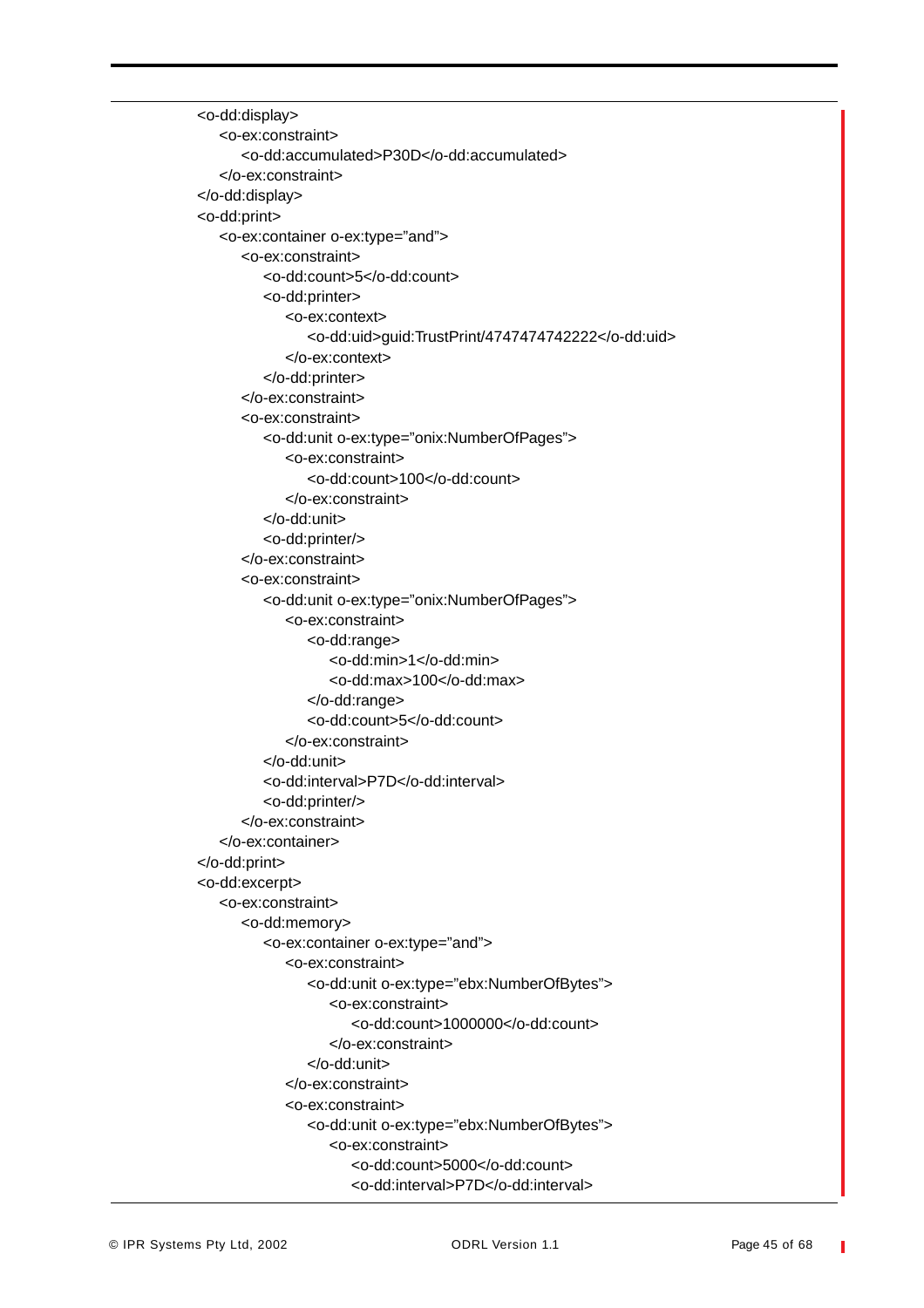```
<o-dd:display>
    <o-ex:constraint>
        <o-dd:accumulated>P30D</o-dd:accumulated>
    </o-ex:constraint>
</o-dd:display>
<o-dd:print>
    <o-ex:container o-ex:type="and">
        <o-ex:constraint>
            <o-dd:count>5</o-dd:count>
            <o-dd:printer>
                <o-ex:context>
                    <o-dd:uid>guid:TrustPrint/4747474742222</o-dd:uid>
                </o-ex:context>
            </o-dd:printer>
        </o-ex:constraint>
        <o-ex:constraint>
            <o-dd:unit o-ex:type="onix:NumberOfPages">
                <o-ex:constraint>
                    <o-dd:count>100</o-dd:count>
                </o-ex:constraint>
            </o-dd:unit>
            <o-dd:printer/>
        </o-ex:constraint>
        <o-ex:constraint>
            <o-dd:unit o-ex:type="onix:NumberOfPages">
                <o-ex:constraint>
                    <o-dd:range>
                        <o-dd:min>1</o-dd:min>
                        <o-dd:max>100</o-dd:max>
                    </o-dd:range>
                    <o-dd:count>5</o-dd:count>
                </o-ex:constraint>
            </o-dd:unit>
            <o-dd:interval>P7D</o-dd:interval>
            <o-dd:printer/>
        </o-ex:constraint>
    </o-ex:container>
</o-dd:print>
<o-dd:excerpt>
    <o-ex:constraint>
        <o-dd:memory>
            <o-ex:container o-ex:type="and">
                <o-ex:constraint>
                    <o-dd:unit o-ex:type="ebx:NumberOfBytes">
                        <o-ex:constraint>
                            <o-dd:count>1000000</o-dd:count>
                        </o-ex:constraint>
                    </o-dd:unit>
                </o-ex:constraint>
                <o-ex:constraint>
                    <o-dd:unit o-ex:type="ebx:NumberOfBytes">
                        <o-ex:constraint>
                            <o-dd:count>5000</o-dd:count>
                            <o-dd:interval>P7D</o-dd:interval>
```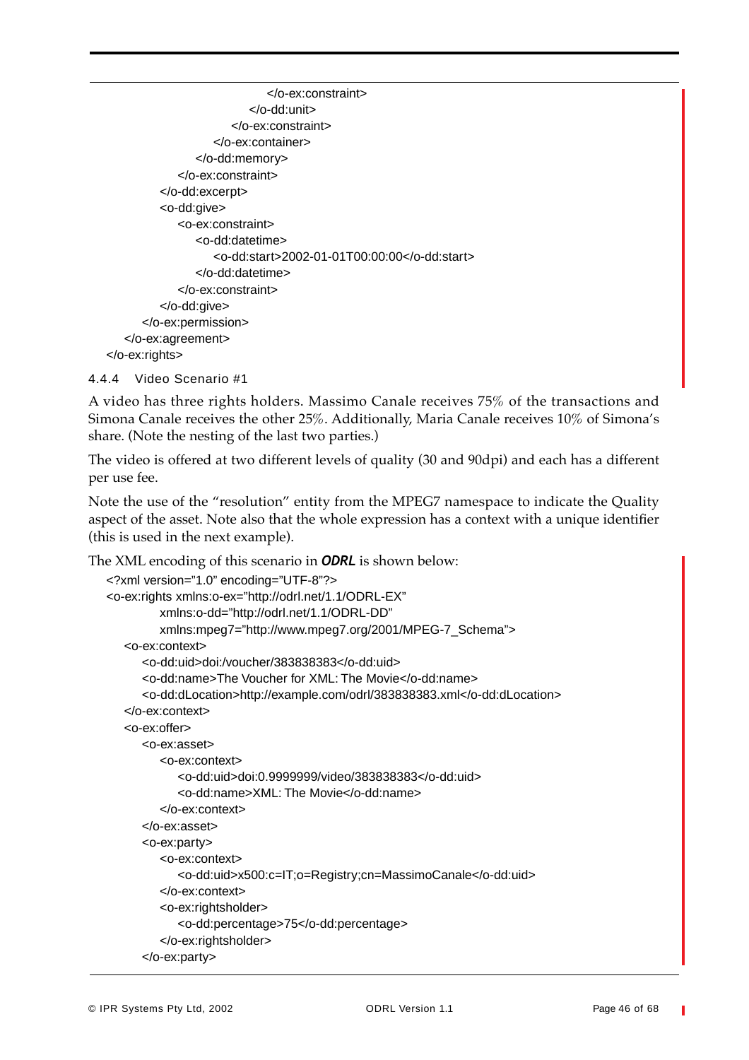```
                    </o-ex:constraint>
                </o-dd:unit>
            </o-ex:constraint>
        </o-ex:container>
    </o-dd:memory>
</o-ex:constraint>
</o-dd:excerpt>
<o-dd:give>
    <o-ex:constraint>
        <o-dd:datetime>
            <o-dd:start>2002-01-01T00:00:00</o-dd:start>
        </o-dd:datetime>
    </o-ex:constraint>
</o-dd:give>
</o-ex:permission>
</o-ex:agreement>
</o-ex:rights>
```

#### 4.4.4 Video Scenario #1

A video has three rights holders. Massimo Canale receives 75% of the transactions and Simona Canale receives the other 25%. Additionally, Maria Canale receives 10% of Simona's share. (Note the nesting of the last two parties.)

The video is offered at two different levels of quality (30 and 90dpi) and each has a different per use fee.

Note the use of the "resolution" entity from the MPEG7 namespace to indicate the Quality aspect of the asset. Note also that the whole expression has a context with a unique identifier (this is used in the next example).

The XML encoding of this scenario in ***ODRL*** is shown below:

```
<?xml version="1.0" encoding="UTF-8"?>
<o-ex:rights xmlns:o-ex="http://odrl.net/1.1/ODRL-EX"
        xmlns:o-dd="http://odrl.net/1.1/ODRL-DD"
        xmlns:mpeg7="http://www.mpeg7.org/2001/MPEG-7_Schema">
    <o-ex:context>
        <o-dd:uid>doi:/voucher/383838383</o-dd:uid>
        <o-dd:name>The Voucher for XML: The Movie</o-dd:name>
        <o-dd:dLocation>http://example.com/odrl/383838383.xml</o-dd:dLocation>
    </o-ex:context>
    <o-ex:offer>
        <o-ex:asset>
            <o-ex:context>
                <o-dd:uid>doi:0.9999999/video/383838383</o-dd:uid>
                <o-dd:name>XML: The Movie</o-dd:name>
            </o-ex:context>
        </o-ex:asset>
        <o-ex:party>
            <o-ex:context>
                <o-dd:uid>x500:c=IT;o=Registry;cn=MassimoCanale</o-dd:uid>
            </o-ex:context>
            <o-ex:rightsholder>
                <o-dd:percentage>75</o-dd:percentage>
            </o-ex:rightsholder>
        </o-ex:party>
```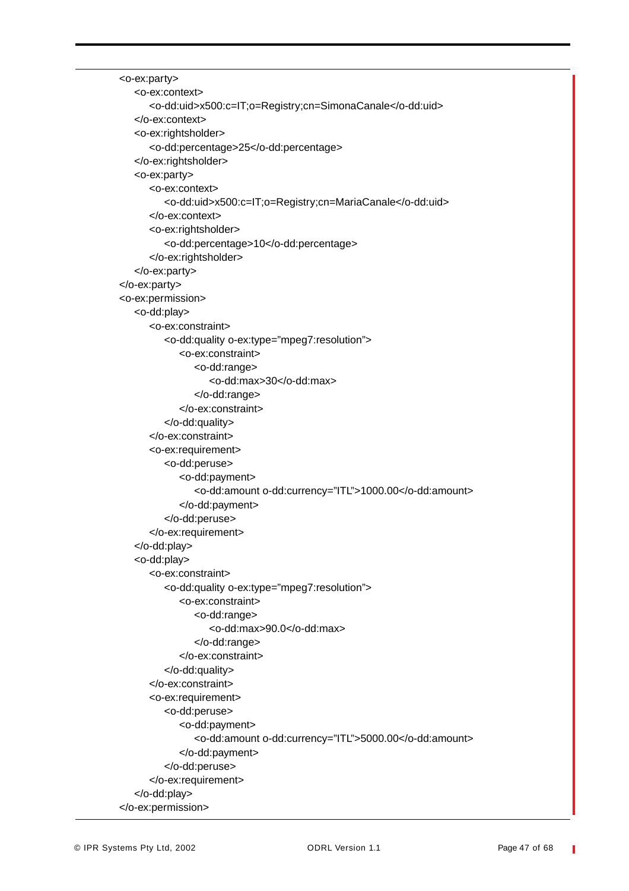```
<o-ex:party>
    <o-ex:context>
        <o-dd:uid>x500:c=IT;o=Registry;cn=SimonaCanale</o-dd:uid>
    </o-ex:context>
    <o-ex:rightsholder>
        <o-dd:percentage>25</o-dd:percentage>
    </o-ex:rightsholder>
    <o-ex:party>
        <o-ex:context>
            <o-dd:uid>x500:c=IT;o=Registry;cn=MariaCanale</o-dd:uid>
        </o-ex:context>
        <o-ex:rightsholder>
            <o-dd:percentage>10</o-dd:percentage>
        </o-ex:rightsholder>
    </o-ex:party>
</o-ex:party>
<o-ex:permission>
    <o-dd:play>
        <o-ex:constraint>
            <o-dd:quality o-ex:type="mpeg7:resolution">
                <o-ex:constraint>
                    <o-dd:range>
                        <o-dd:max>30</o-dd:max>
                    </o-dd:range>
                </o-ex:constraint>
            </o-dd:quality>
        </o-ex:constraint>
        <o-ex:requirement>
            <o-dd:peruse>
                <o-dd:payment>
                    <o-dd:amount o-dd:currency="ITL">1000.00</o-dd:amount>
                </o-dd:payment>
            </o-dd:peruse>
        </o-ex:requirement>
    </o-dd:play>
    <o-dd:play>
        <o-ex:constraint>
            <o-dd:quality o-ex:type="mpeg7:resolution">
                <o-ex:constraint>
                    <o-dd:range>
                        <o-dd:max>90.0</o-dd:max>
                    </o-dd:range>
                </o-ex:constraint>
            </o-dd:quality>
        </o-ex:constraint>
        <o-ex:requirement>
            <o-dd:peruse>
                <o-dd:payment>
                    <o-dd:amount o-dd:currency="ITL">5000.00</o-dd:amount>
                </o-dd:payment>
            </o-dd:peruse>
        </o-ex:requirement>
    </o-dd:play>
</o-ex:permission>
```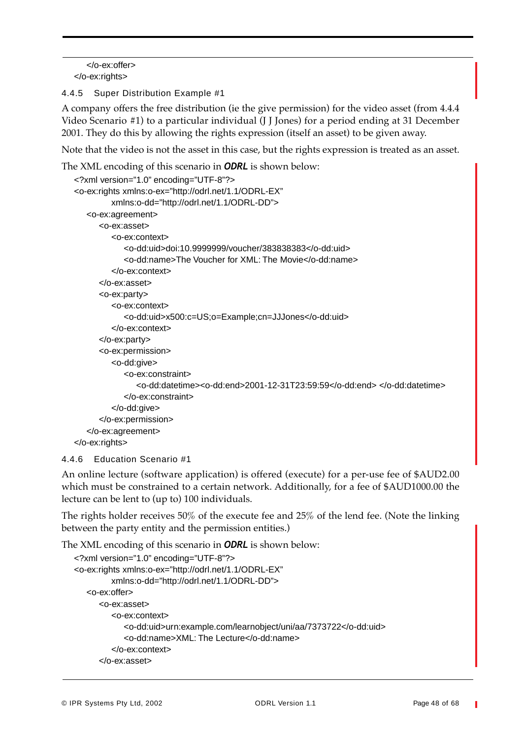```
    </o-ex:offer>
</o-ex:rights>
```

### 4.4.5 Super Distribution Example #1

A company offers the free distribution (ie the give permission) for the video asset (from 4.4.4 Video Scenario #1) to a particular individual (J J Jones) for a period ending at 31 December 2001. They do this by allowing the rights expression (itself an asset) to be given away.

Note that the video is not the asset in this case, but the rights expression is treated as an asset.

The XML encoding of this scenario in ***ODRL*** is shown below:

```
<?xml version="1.0" encoding="UTF-8"?>
<o-ex:rights xmlns:o-ex="http://odrl.net/1.1/ODRL-EX"
        xmlns:o-dd="http://odrl.net/1.1/ODRL-DD">
    <o-ex:agreement>
        <o-ex:asset>
            <o-ex:context>
                <o-dd:uid>doi:10.9999999/voucher/383838383</o-dd:uid>
                <o-dd:name>The Voucher for XML: The Movie</o-dd:name>
            </o-ex:context>
        </o-ex:asset>
        <o-ex:party>
            <o-ex:context>
                <o-dd:uid>x500:c=US;o=Example;cn=JJJones</o-dd:uid>
            </o-ex:context>
        </o-ex:party>
        <o-ex:permission>
            <o-dd:give>
                <o-ex:constraint>
                    <o-dd:datetime><o-dd:end>2001-12-31T23:59:59</o-dd:end> </o-dd:datetime>
                </o-ex:constraint>
            </o-dd:give>
        </o-ex:permission>
    </o-ex:agreement>
</o-ex:rights>
```

### 4.4.6 Education Scenario #1

An online lecture (software application) is offered (execute) for a per-use fee of $AUD2.00 which must be constrained to a certain network. Additionally, for a fee of $AUD1000.00 the lecture can be lent to (up to) 100 individuals.

The rights holder receives 50% of the execute fee and 25% of the lend fee. (Note the linking between the party entity and the permission entities.)

The XML encoding of this scenario in ***ODRL*** is shown below:

```
<?xml version="1.0" encoding="UTF-8"?>
<o-ex:rights xmlns:o-ex="http://odrl.net/1.1/ODRL-EX"
        xmlns:o-dd="http://odrl.net/1.1/ODRL-DD">
    <o-ex:offer>
        <o-ex:asset>
            <o-ex:context>
                <o-dd:uid>urn:example.com/learnobject/uni/aa/7373722</o-dd:uid>
                <o-dd:name>XML: The Lecture</o-dd:name>
            </o-ex:context>
        </o-ex:asset>
```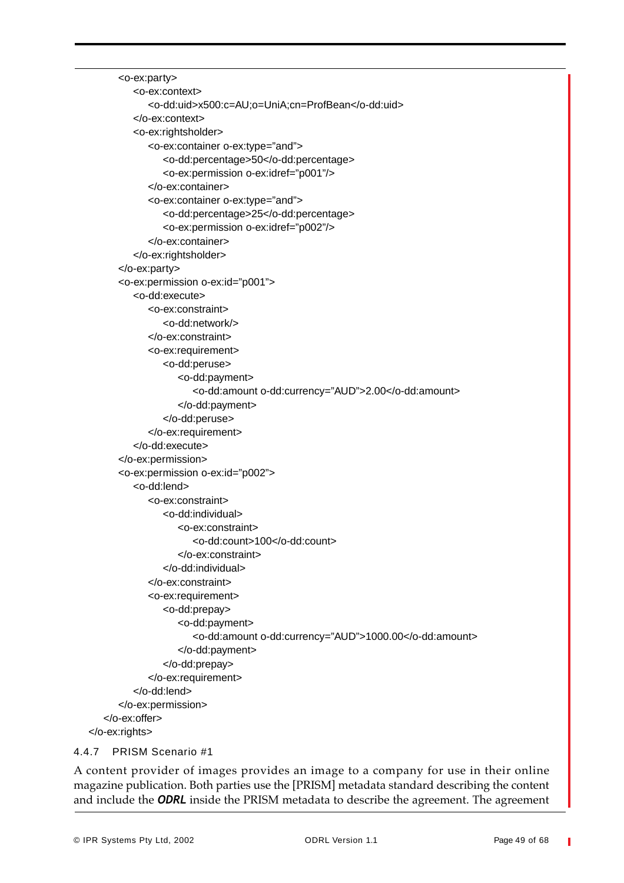```
            <o-ex:party>
                <o-ex:context>
                    <o-dd:uid>x500:c=AU;o=UniA;cn=ProfBean</o-dd:uid>
                </o-ex:context>
                <o-ex:rightsholder>
                    <o-ex:container o-ex:type="and">
                        <o-dd:percentage>50</o-dd:percentage>
                        <o-ex:permission o-ex:idref="p001"/>
                    </o-ex:container>
                    <o-ex:container o-ex:type="and">
                        <o-dd:percentage>25</o-dd:percentage>
                        <o-ex:permission o-ex:idref="p002"/>
                    </o-ex:container>
                </o-ex:rightsholder>
            </o-ex:party>
            <o-ex:permission o-ex:id="p001">
                <o-dd:execute>
                    <o-ex:constraint>
                        <o-dd:network/>
                    </o-ex:constraint>
                    <o-ex:requirement>
                        <o-dd:peruse>
                            <o-dd:payment>
                                <o-dd:amount o-dd:currency="AUD">2.00</o-dd:amount>
                            </o-dd:payment>
                        </o-dd:peruse>
                    </o-ex:requirement>
                </o-dd:execute>
            </o-ex:permission>
            <o-ex:permission o-ex:id="p002">
                <o-dd:lend>
                    <o-ex:constraint>
                        <o-dd:individual>
                            <o-ex:constraint>
                                <o-dd:count>100</o-dd:count>
                            </o-ex:constraint>
                        </o-dd:individual>
                    </o-ex:constraint>
                    <o-ex:requirement>
                        <o-dd:prepay>
                            <o-dd:payment>
                                <o-dd:amount o-dd:currency="AUD">1000.00</o-dd:amount>
                            </o-dd:payment>
                        </o-dd:prepay>
                    </o-ex:requirement>
                </o-dd:lend>
            </o-ex:permission>
        </o-ex:offer>
    </o-ex:rights>
```

#### 4.4.7 PRISM Scenario #1

A content provider of images provides an image to a company for use in their online magazine publication. Both parties use the [PRISM] metadata standard describing the content and include the ***ODRL*** inside the PRISM metadata to describe the agreement. The agreement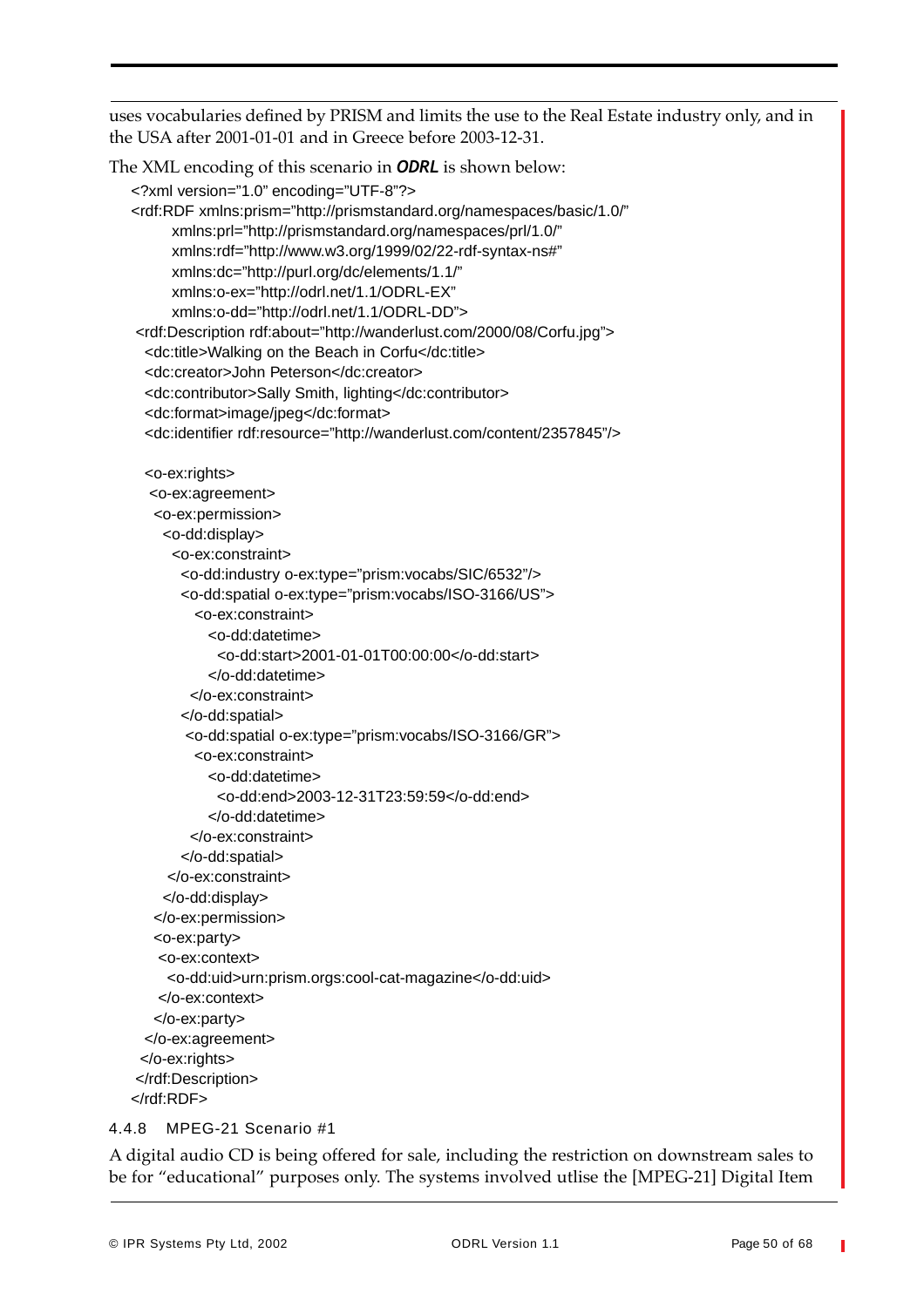uses vocabularies defined by PRISM and limits the use to the Real Estate industry only, and in the USA after 2001-01-01 and in Greece before 2003-12-31.

The XML encoding of this scenario in ***ODRL*** is shown below:

```
<?xml version="1.0" encoding="UTF-8"?>
<rdf:RDF xmlns:prism="http://prismstandard.org/namespaces/basic/1.0/"
      xmlns:prl="http://prismstandard.org/namespaces/prl/1.0/"
      xmlns:rdf="http://www.w3.org/1999/02/22-rdf-syntax-ns#"
      xmlns:dc="http://purl.org/dc/elements/1.1/"
      xmlns:o-ex="http://odrl.net/1.1/ODRL-EX"
      xmlns:o-dd="http://odrl.net/1.1/ODRL-DD">
 <rdf:Description rdf:about="http://wanderlust.com/2000/08/Corfu.jpg">
  <dc:title>Walking on the Beach in Corfu</dc:title>
  <dc:creator>John Peterson</dc:creator>
  <dc:contributor>Sally Smith, lighting</dc:contributor>
  <dc:format>image/jpeg</dc:format>
  <dc:identifier rdf:resource="http://wanderlust.com/content/2357845"/>

  <o-ex:rights>
   <o-ex:agreement>
    <o-ex:permission>
     <o-dd:display>
      <o-ex:constraint>
       <o-dd:industry o-ex:type="prism:vocabs/SIC/6532"/>
       <o-dd:spatial o-ex:type="prism:vocabs/ISO-3166/US">
         <o-ex:constraint>
           <o-dd:datetime>
             <o-dd:start>2001-01-01T00:00:00</o-dd:start>
           </o-dd:datetime>
        </o-ex:constraint>
       </o-dd:spatial>
        <o-dd:spatial o-ex:type="prism:vocabs/ISO-3166/GR">
         <o-ex:constraint>
           <o-dd:datetime>
             <o-dd:end>2003-12-31T23:59:59</o-dd:end>
           </o-dd:datetime>
        </o-ex:constraint>
       </o-dd:spatial>
     </o-ex:constraint>
    </o-dd:display>
   </o-ex:permission>
   <o-ex:party>
    <o-ex:context>
     <o-dd:uid>urn:prism.orgs:cool-cat-magazine</o-dd:uid>
    </o-ex:context>
   </o-ex:party>
  </o-ex:agreement>
 </o-ex:rights>
 </rdf:Description>
</rdf:RDF>
```

#### 4.4.8 MPEG-21 Scenario #1

A digital audio CD is being offered for sale, including the restriction on downstream sales to be for "educational" purposes only. The systems involved utlise the [MPEG-21] Digital Item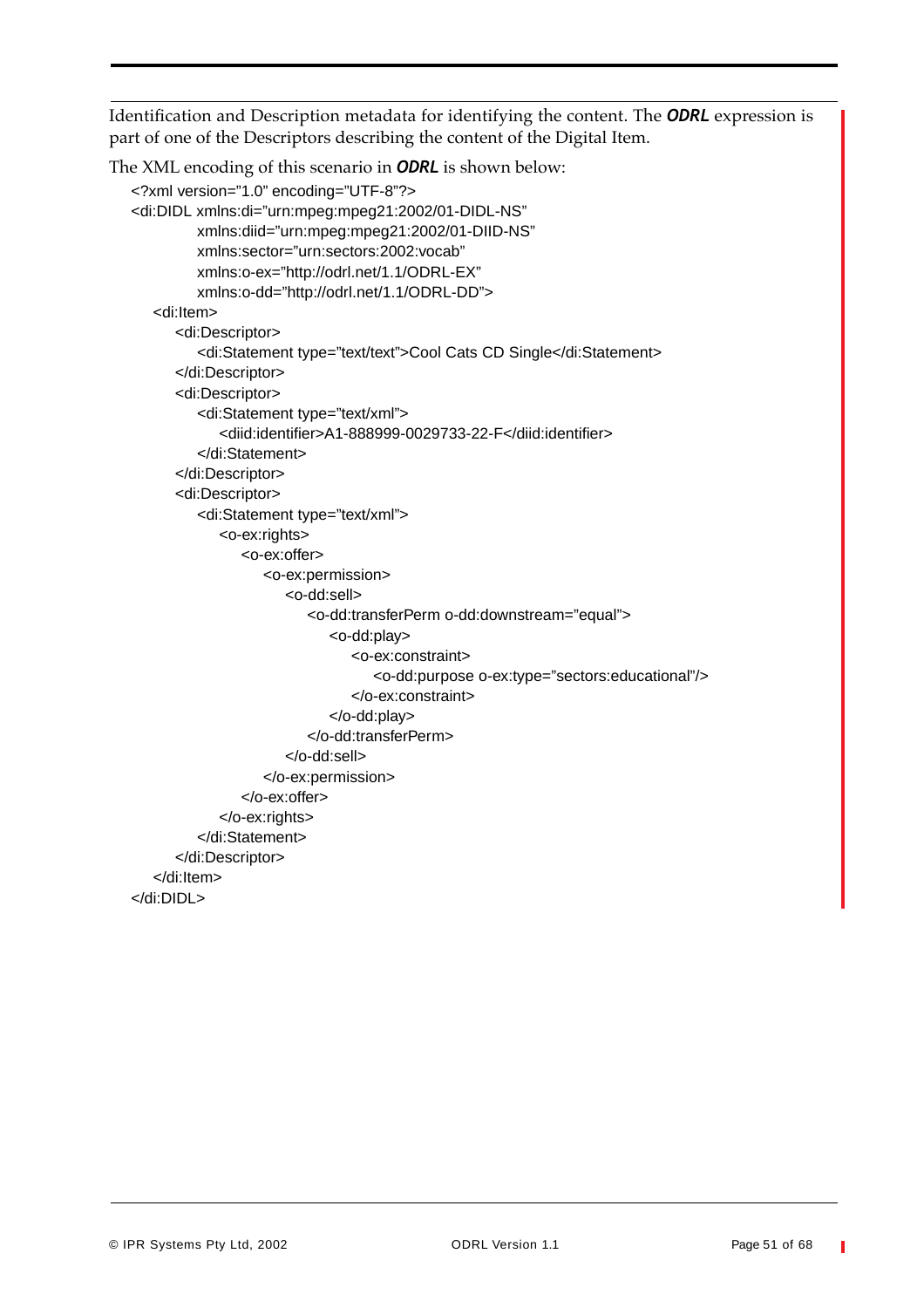Identification and Description metadata for identifying the content. The ***ODRL*** expression is part of one of the Descriptors describing the content of the Digital Item.

The XML encoding of this scenario in ***ODRL*** is shown below:

```
<?xml version="1.0" encoding="UTF-8"?>
<di:DIDL xmlns:di="urn:mpeg:mpeg21:2002/01-DIDL-NS"
         xmlns:diid="urn:mpeg:mpeg21:2002/01-DIID-NS"
         xmlns:sector="urn:sectors:2002:vocab"
         xmlns:o-ex="http://odrl.net/1.1/ODRL-EX"
         xmlns:o-dd="http://odrl.net/1.1/ODRL-DD">
  <di:Item>
    <di:Descriptor>
      <di:Statement type="text/text">Cool Cats CD Single</di:Statement>
    </di:Descriptor>
    <di:Descriptor>
      <di:Statement type="text/xml">
        <diid:identifier>A1-888999-0029733-22-F</diid:identifier>
      </di:Statement>
    </di:Descriptor>
    <di:Descriptor>
      <di:Statement type="text/xml">
        <o-ex:rights>
          <o-ex:offer>
            <o-ex:permission>
              <o-dd:sell>
                <o-dd:transferPerm o-dd:downstream="equal">
                  <o-dd:play>
                    <o-ex:constraint>
                      <o-dd:purpose o-ex:type="sectors:educational"/>
                    </o-ex:constraint>
                  </o-dd:play>
                </o-dd:transferPerm>
              </o-dd:sell>
            </o-ex:permission>
          </o-ex:offer>
        </o-ex:rights>
      </di:Statement>
    </di:Descriptor>
  </di:Item>
</di:DIDL>
```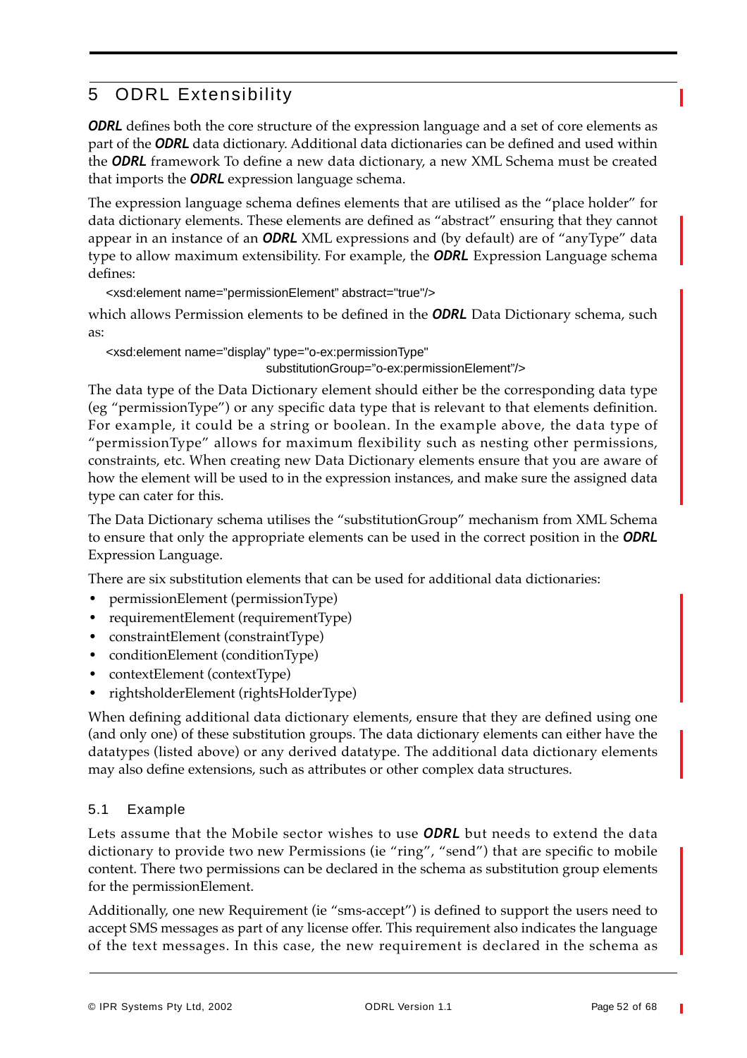# 5 ODRL Extensibility

***ODRL*** defines both the core structure of the expression language and a set of core elements as part of the ***ODRL*** data dictionary. Additional data dictionaries can be defined and used within the ***ODRL*** framework To define a new data dictionary, a new XML Schema must be created that imports the ***ODRL*** expression language schema.

The expression language schema defines elements that are utilised as the "place holder" for data dictionary elements. These elements are defined as "abstract" ensuring that they cannot appear in an instance of an ***ODRL*** XML expressions and (by default) are of "anyType" data type to allow maximum extensibility. For example, the ***ODRL*** Expression Language schema defines:

```
<xsd:element name="permissionElement" abstract="true"/>
```

which allows Permission elements to be defined in the ***ODRL*** Data Dictionary schema, such as:

```
<xsd:element name="display" type="o-ex:permissionType"
                    substitutionGroup="o-ex:permissionElement"/>
```

The data type of the Data Dictionary element should either be the corresponding data type (eg "permissionType") or any specific data type that is relevant to that elements definition. For example, it could be a string or boolean. In the example above, the data type of "permissionType" allows for maximum flexibility such as nesting other permissions, constraints, etc. When creating new Data Dictionary elements ensure that you are aware of how the element will be used to in the expression instances, and make sure the assigned data type can cater for this.

The Data Dictionary schema utilises the "substitutionGroup" mechanism from XML Schema to ensure that only the appropriate elements can be used in the correct position in the ***ODRL*** Expression Language.

There are six substitution elements that can be used for additional data dictionaries:

- permissionElement (permissionType)
- requirementElement (requirementType)
- constraintElement (constraintType)
- conditionElement (conditionType)
- contextElement (contextType)
- rightsholderElement (rightsHolderType)

When defining additional data dictionary elements, ensure that they are defined using one (and only one) of these substitution groups. The data dictionary elements can either have the datatypes (listed above) or any derived datatype. The additional data dictionary elements may also define extensions, such as attributes or other complex data structures.

## 5.1 Example

Lets assume that the Mobile sector wishes to use ***ODRL*** but needs to extend the data dictionary to provide two new Permissions (ie "ring", "send") that are specific to mobile content. There two permissions can be declared in the schema as substitution group elements for the permissionElement.

Additionally, one new Requirement (ie "sms-accept") is defined to support the users need to accept SMS messages as part of any license offer. This requirement also indicates the language of the text messages. In this case, the new requirement is declared in the schema as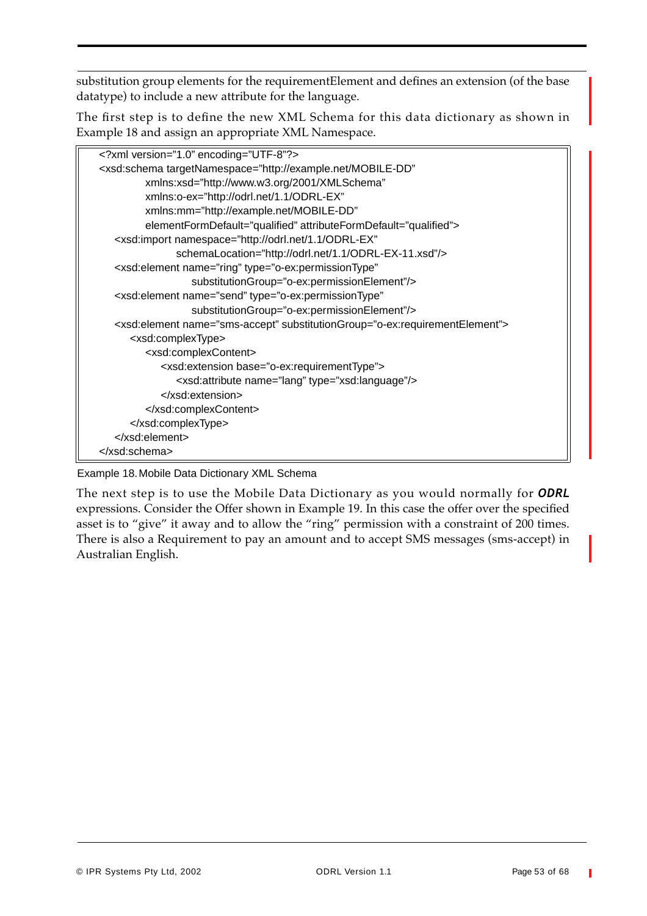substitution group elements for the requirementElement and defines an extension (of the base datatype) to include a new attribute for the language.

The first step is to define the new XML Schema for this data dictionary as shown in Example 18 and assign an appropriate XML Namespace.

```
<?xml version="1.0" encoding="UTF-8"?>
<xsd:schema targetNamespace="http://example.net/MOBILE-DD"
        xmlns:xsd="http://www.w3.org/2001/XMLSchema"
        xmlns:o-ex="http://odrl.net/1.1/ODRL-EX"
        xmlns:mm="http://example.net/MOBILE-DD"
        elementFormDefault="qualified" attributeFormDefault="qualified">
  <xsd:import namespace="http://odrl.net/1.1/ODRL-EX"
          schemaLocation="http://odrl.net/1.1/ODRL-EX-11.xsd"/>
  <xsd:element name="ring" type="o-ex:permissionType"
            substitutionGroup="o-ex:permissionElement"/>
  <xsd:element name="send" type="o-ex:permissionType"
            substitutionGroup="o-ex:permissionElement"/>
  <xsd:element name="sms-accept" substitutionGroup="o-ex:requirementElement">
    <xsd:complexType>
      <xsd:complexContent>
        <xsd:extension base="o-ex:requirementType">
          <xsd:attribute name="lang" type="xsd:language"/>
        </xsd:extension>
      </xsd:complexContent>
    </xsd:complexType>
  </xsd:element>
</xsd:schema>
```

Example 18. Mobile Data Dictionary XML Schema

The next step is to use the Mobile Data Dictionary as you would normally for ***ODRL*** expressions. Consider the Offer shown in Example 19. In this case the offer over the specified asset is to "give" it away and to allow the "ring" permission with a constraint of 200 times. There is also a Requirement to pay an amount and to accept SMS messages (sms-accept) in Australian English.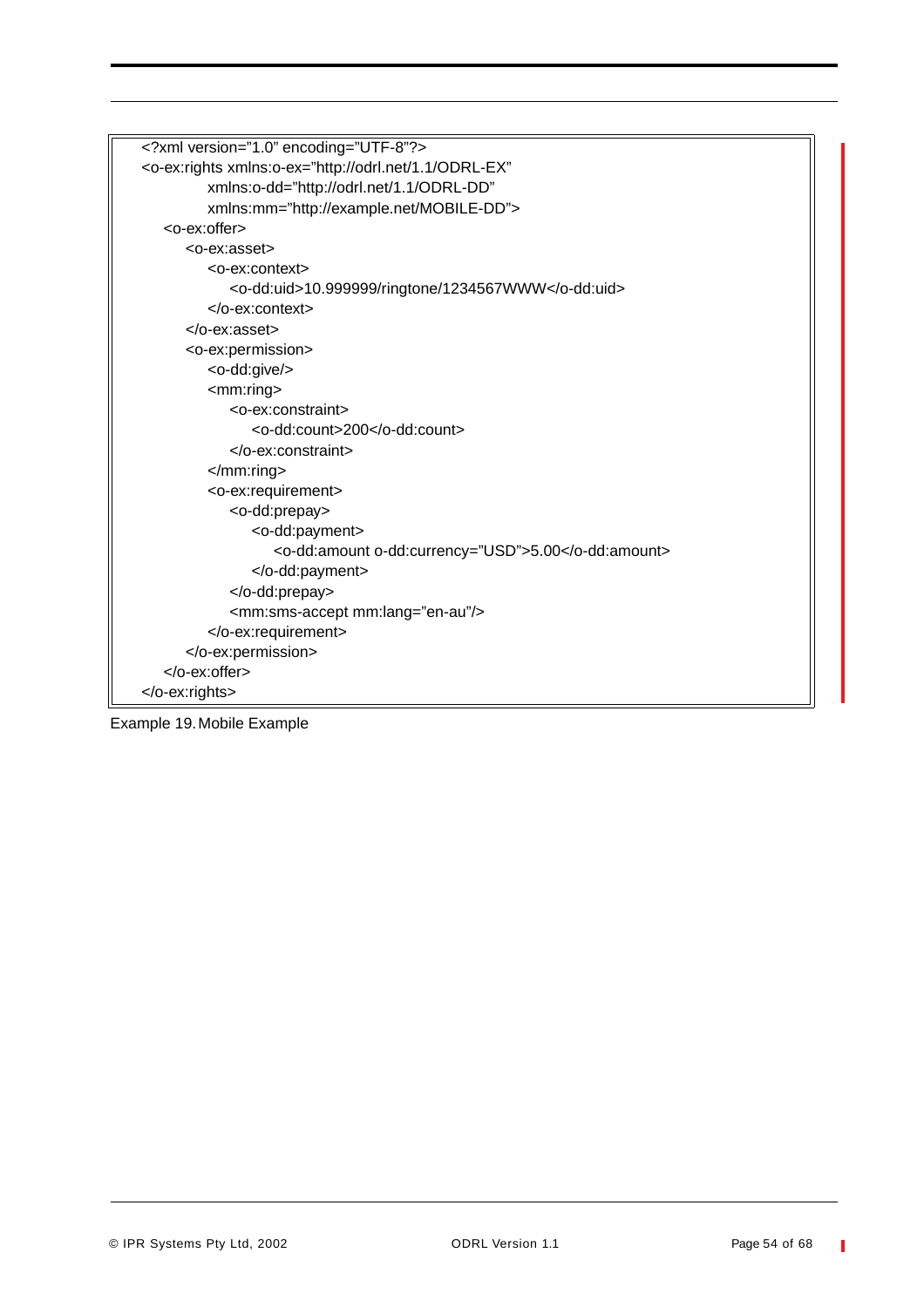```xml
<?xml version="1.0" encoding="UTF-8"?>
<o-ex:rights xmlns:o-ex="http://odrl.net/1.1/ODRL-EX"
            xmlns:o-dd="http://odrl.net/1.1/ODRL-DD"
            xmlns:mm="http://example.net/MOBILE-DD">
   <o-ex:offer>
      <o-ex:asset>
         <o-ex:context>
            <o-dd:uid>10.999999/ringtone/1234567WWW</o-dd:uid>
         </o-ex:context>
      </o-ex:asset>
      <o-ex:permission>
         <o-dd:give/>
         <mm:ring>
            <o-ex:constraint>
               <o-dd:count>200</o-dd:count>
            </o-ex:constraint>
         </mm:ring>
         <o-ex:requirement>
            <o-dd:prepay>
               <o-dd:payment>
                  <o-dd:amount o-dd:currency="USD">5.00</o-dd:amount>
               </o-dd:payment>
            </o-dd:prepay>
            <mm:sms-accept mm:lang="en-au"/>
         </o-ex:requirement>
      </o-ex:permission>
   </o-ex:offer>
</o-ex:rights>
```

Example 19. Mobile Example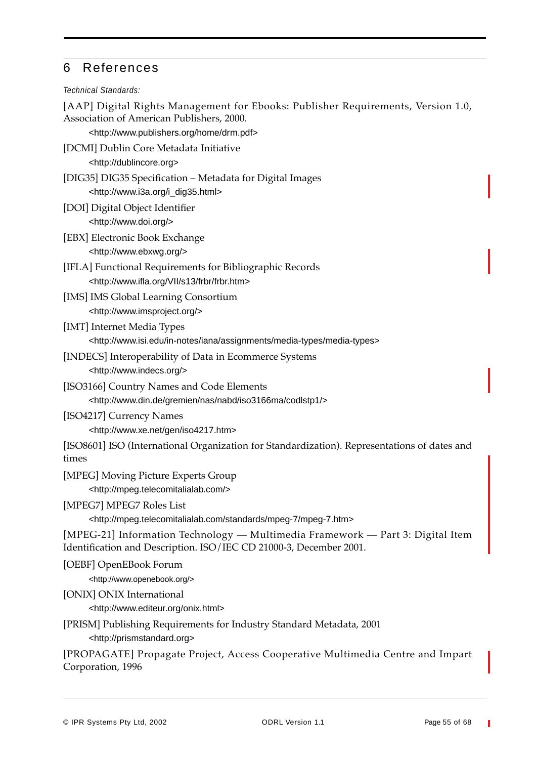## 6 References

*Technical Standards:*

[AAP] Digital Rights Management for Ebooks: Publisher Requirements, Version 1.0, Association of American Publishers, 2000.

<http://www.publishers.org/home/drm.pdf>

[DCMI] Dublin Core Metadata Initiative

<http://dublincore.org>

[DIG35] DIG35 Specification – Metadata for Digital Images

<http://www.i3a.org/i_dig35.html>

[DOI] Digital Object Identifier

<http://www.doi.org/>

[EBX] Electronic Book Exchange

<http://www.ebxwg.org/>

[IFLA] Functional Requirements for Bibliographic Records

<http://www.ifla.org/VII/s13/frbr/frbr.htm>

[IMS] IMS Global Learning Consortium

<http://www.imsproject.org/>

[IMT] Internet Media Types

<http://www.isi.edu/in-notes/iana/assignments/media-types/media-types>

[INDECS] Interoperability of Data in Ecommerce Systems

<http://www.indecs.org/>

[ISO3166] Country Names and Code Elements

<http://www.din.de/gremien/nas/nabd/iso3166ma/codlstp1/>

[ISO4217] Currency Names

<http://www.xe.net/gen/iso4217.htm>

[ISO8601] ISO (International Organization for Standardization). Representations of dates and times

[MPEG] Moving Picture Experts Group

<http://mpeg.telecomitalialab.com/>

[MPEG7] MPEG7 Roles List

<http://mpeg.telecomitalialab.com/standards/mpeg-7/mpeg-7.htm>

[MPEG-21] Information Technology — Multimedia Framework — Part 3: Digital Item Identification and Description. ISO/IEC CD 21000-3, December 2001.

[OEBF] OpenEBook Forum

<http://www.openebook.org/>

[ONIX] ONIX International

<http://www.editeur.org/onix.html>

[PRISM] Publishing Requirements for Industry Standard Metadata, 2001

<http://prismstandard.org>

[PROPAGATE] Propagate Project, Access Cooperative Multimedia Centre and Impart Corporation, 1996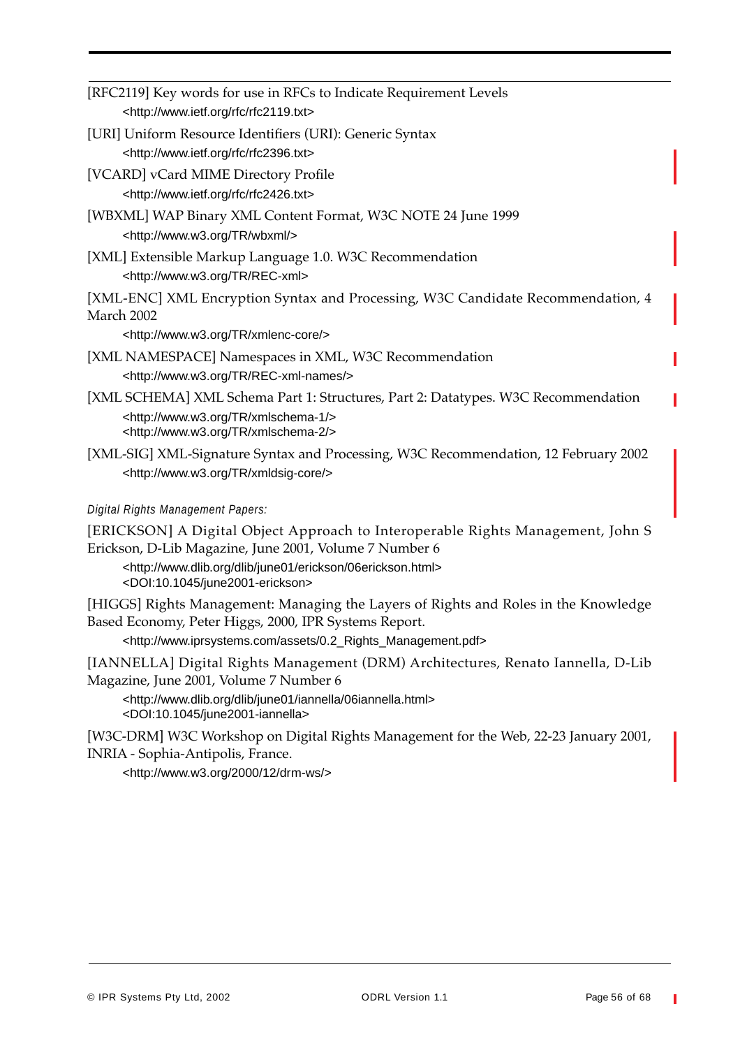[RFC2119] Key words for use in RFCs to Indicate Requirement Levels
<http://www.ietf.org/rfc/rfc2119.txt>

[URI] Uniform Resource Identifiers (URI): Generic Syntax
<http://www.ietf.org/rfc/rfc2396.txt>

[VCARD] vCard MIME Directory Profile
<http://www.ietf.org/rfc/rfc2426.txt>

[WBXML] WAP Binary XML Content Format, W3C NOTE 24 June 1999
<http://www.w3.org/TR/wbxml/>

[XML] Extensible Markup Language 1.0. W3C Recommendation
<http://www.w3.org/TR/REC-xml>

[XML-ENC] XML Encryption Syntax and Processing, W3C Candidate Recommendation, 4 March 2002
<http://www.w3.org/TR/xmlenc-core/>

[XML NAMESPACE] Namespaces in XML, W3C Recommendation
<http://www.w3.org/TR/REC-xml-names/>

[XML SCHEMA] XML Schema Part 1: Structures, Part 2: Datatypes. W3C Recommendation
<http://www.w3.org/TR/xmlschema-1/>
<http://www.w3.org/TR/xmlschema-2/>

[XML-SIG] XML-Signature Syntax and Processing, W3C Recommendation, 12 February 2002
<http://www.w3.org/TR/xmldsig-core/>

*Digital Rights Management Papers:*

[ERICKSON] A Digital Object Approach to Interoperable Rights Management, John S Erickson, D-Lib Magazine, June 2001, Volume 7 Number 6
<http://www.dlib.org/dlib/june01/erickson/06erickson.html>
<DOI:10.1045/june2001-erickson>

[HIGGS] Rights Management: Managing the Layers of Rights and Roles in the Knowledge Based Economy, Peter Higgs, 2000, IPR Systems Report.
<http://www.iprsystems.com/assets/0.2_Rights_Management.pdf>

[IANNELLA] Digital Rights Management (DRM) Architectures, Renato Iannella, D-Lib Magazine, June 2001, Volume 7 Number 6
<http://www.dlib.org/dlib/june01/iannella/06iannella.html>
<DOI:10.1045/june2001-iannella>

[W3C-DRM] W3C Workshop on Digital Rights Management for the Web, 22-23 January 2001, INRIA - Sophia-Antipolis, France.
<http://www.w3.org/2000/12/drm-ws/>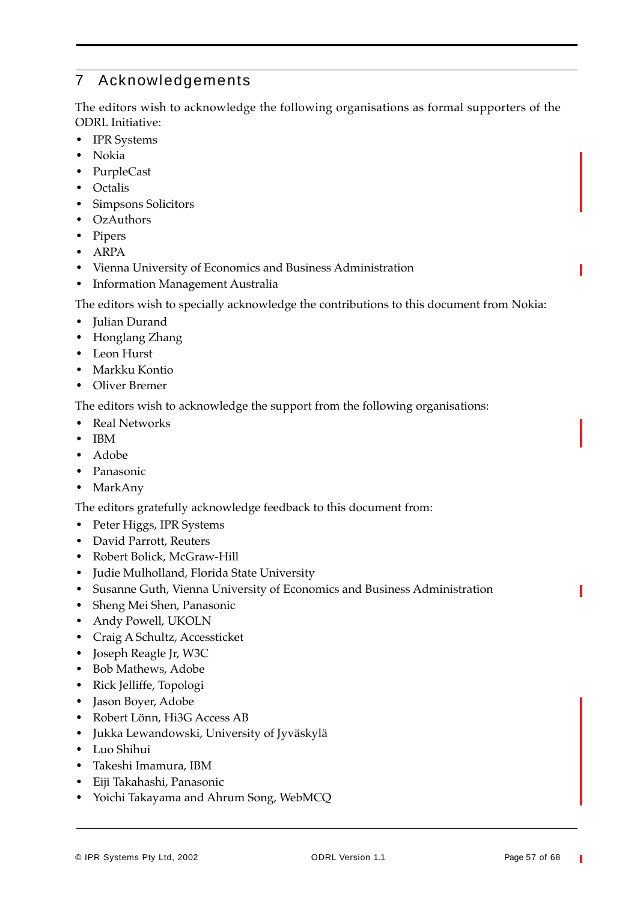# 7 Acknowledgements

The editors wish to acknowledge the following organisations as formal supporters of the ODRL Initiative:

- IPR Systems
- Nokia
- PurpleCast
- Octalis
- Simpsons Solicitors
- OzAuthors
- Pipers
- ARPA
- Vienna University of Economics and Business Administration
- Information Management Australia

The editors wish to specially acknowledge the contributions to this document from Nokia:

- Julian Durand
- Honglang Zhang
- Leon Hurst
- Markku Kontio
- Oliver Bremer

The editors wish to acknowledge the support from the following organisations:

- Real Networks
- IBM
- Adobe
- Panasonic
- MarkAny

The editors gratefully acknowledge feedback to this document from:

- Peter Higgs, IPR Systems
- David Parrott, Reuters
- Robert Bolick, McGraw-Hill
- Judie Mulholland, Florida State University
- Susanne Guth, Vienna University of Economics and Business Administration
- Sheng Mei Shen, Panasonic
- Andy Powell, UKOLN
- Craig A Schultz, Accessticket
- Joseph Reagle Jr, W3C
- Bob Mathews, Adobe
- Rick Jelliffe, Topologi
- Jason Boyer, Adobe
- Robert Lönn, Hi3G Access AB
- Jukka Lewandowski, University of Jyväskylä
- Luo Shihui
- Takeshi Imamura, IBM
- Eiji Takahashi, Panasonic
- Yoichi Takayama and Ahrum Song, WebMCQ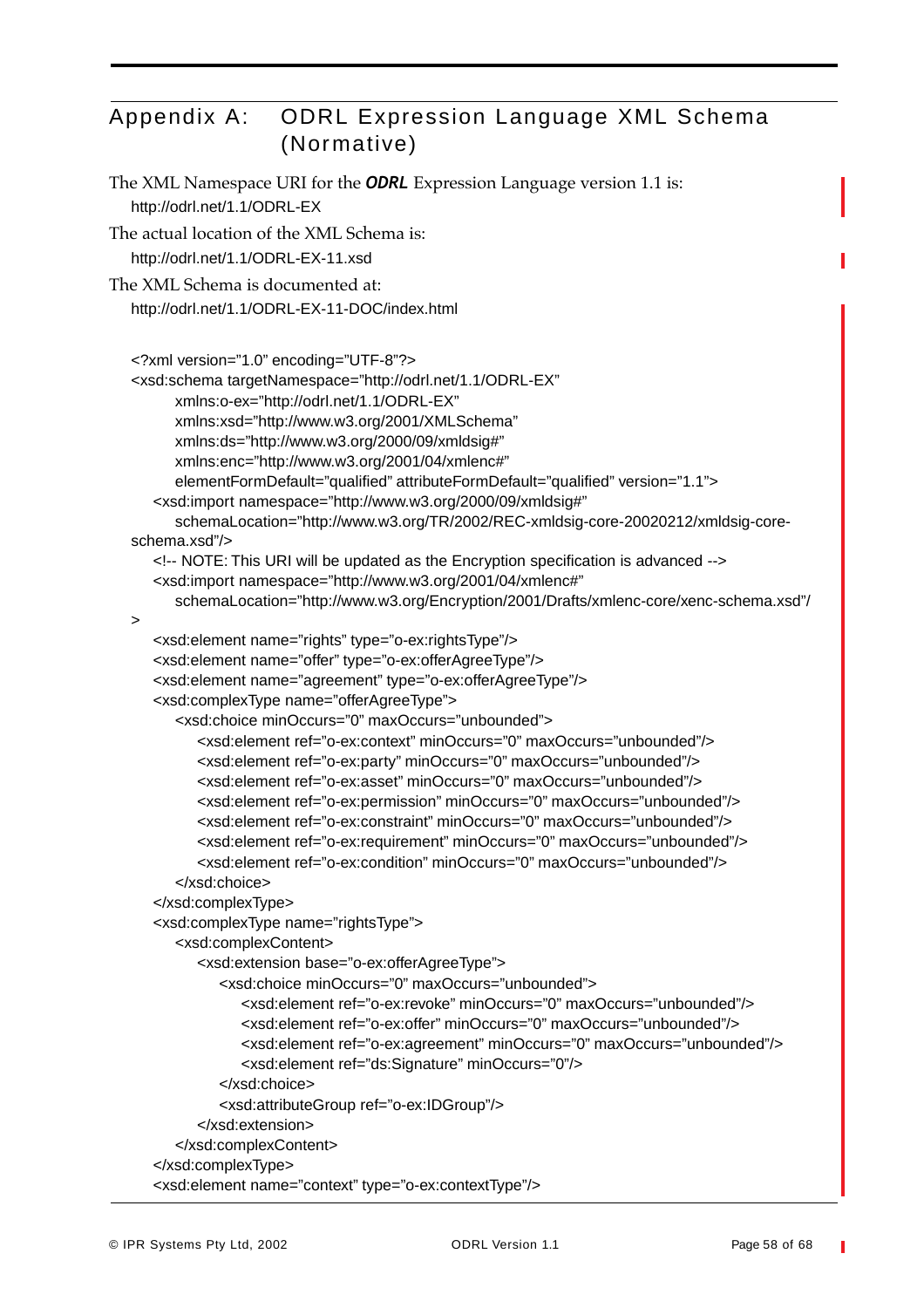# Appendix A: ODRL Expression Language XML Schema (Normative)

The XML Namespace URI for the ***ODRL*** Expression Language version 1.1 is:

http://odrl.net/1.1/ODRL-EX

The actual location of the XML Schema is:

http://odrl.net/1.1/ODRL-EX-11.xsd

The XML Schema is documented at:

http://odrl.net/1.1/ODRL-EX-11-DOC/index.html

```
<?xml version="1.0" encoding="UTF-8"?>
<xsd:schema targetNamespace="http://odrl.net/1.1/ODRL-EX"
      xmlns:o-ex="http://odrl.net/1.1/ODRL-EX"
      xmlns:xsd="http://www.w3.org/2001/XMLSchema"
      xmlns:ds="http://www.w3.org/2000/09/xmldsig#"
      xmlns:enc="http://www.w3.org/2001/04/xmlenc#"
      elementFormDefault="qualified" attributeFormDefault="qualified" version="1.1">
   <xsd:import namespace="http://www.w3.org/2000/09/xmldsig#"
      schemaLocation="http://www.w3.org/TR/2002/REC-xmldsig-core-20020212/xmldsig-core-
schema.xsd"/>
   <!-- NOTE: This URI will be updated as the Encryption specification is advanced -->
   <xsd:import namespace="http://www.w3.org/2001/04/xmlenc#"
      schemaLocation="http://www.w3.org/Encryption/2001/Drafts/xmlenc-core/xenc-schema.xsd"/
>
   <xsd:element name="rights" type="o-ex:rightsType"/>
   <xsd:element name="offer" type="o-ex:offerAgreeType"/>
   <xsd:element name="agreement" type="o-ex:offerAgreeType"/>
   <xsd:complexType name="offerAgreeType">
      <xsd:choice minOccurs="0" maxOccurs="unbounded">
         <xsd:element ref="o-ex:context" minOccurs="0" maxOccurs="unbounded"/>
         <xsd:element ref="o-ex:party" minOccurs="0" maxOccurs="unbounded"/>
         <xsd:element ref="o-ex:asset" minOccurs="0" maxOccurs="unbounded"/>
         <xsd:element ref="o-ex:permission" minOccurs="0" maxOccurs="unbounded"/>
         <xsd:element ref="o-ex:constraint" minOccurs="0" maxOccurs="unbounded"/>
         <xsd:element ref="o-ex:requirement" minOccurs="0" maxOccurs="unbounded"/>
         <xsd:element ref="o-ex:condition" minOccurs="0" maxOccurs="unbounded"/>
      </xsd:choice>
   </xsd:complexType>
   <xsd:complexType name="rightsType">
      <xsd:complexContent>
         <xsd:extension base="o-ex:offerAgreeType">
            <xsd:choice minOccurs="0" maxOccurs="unbounded">
               <xsd:element ref="o-ex:revoke" minOccurs="0" maxOccurs="unbounded"/>
               <xsd:element ref="o-ex:offer" minOccurs="0" maxOccurs="unbounded"/>
               <xsd:element ref="o-ex:agreement" minOccurs="0" maxOccurs="unbounded"/>
               <xsd:element ref="ds:Signature" minOccurs="0"/>
            </xsd:choice>
            <xsd:attributeGroup ref="o-ex:IDGroup"/>
         </xsd:extension>
      </xsd:complexContent>
   </xsd:complexType>
   <xsd:element name="context" type="o-ex:contextType"/>
```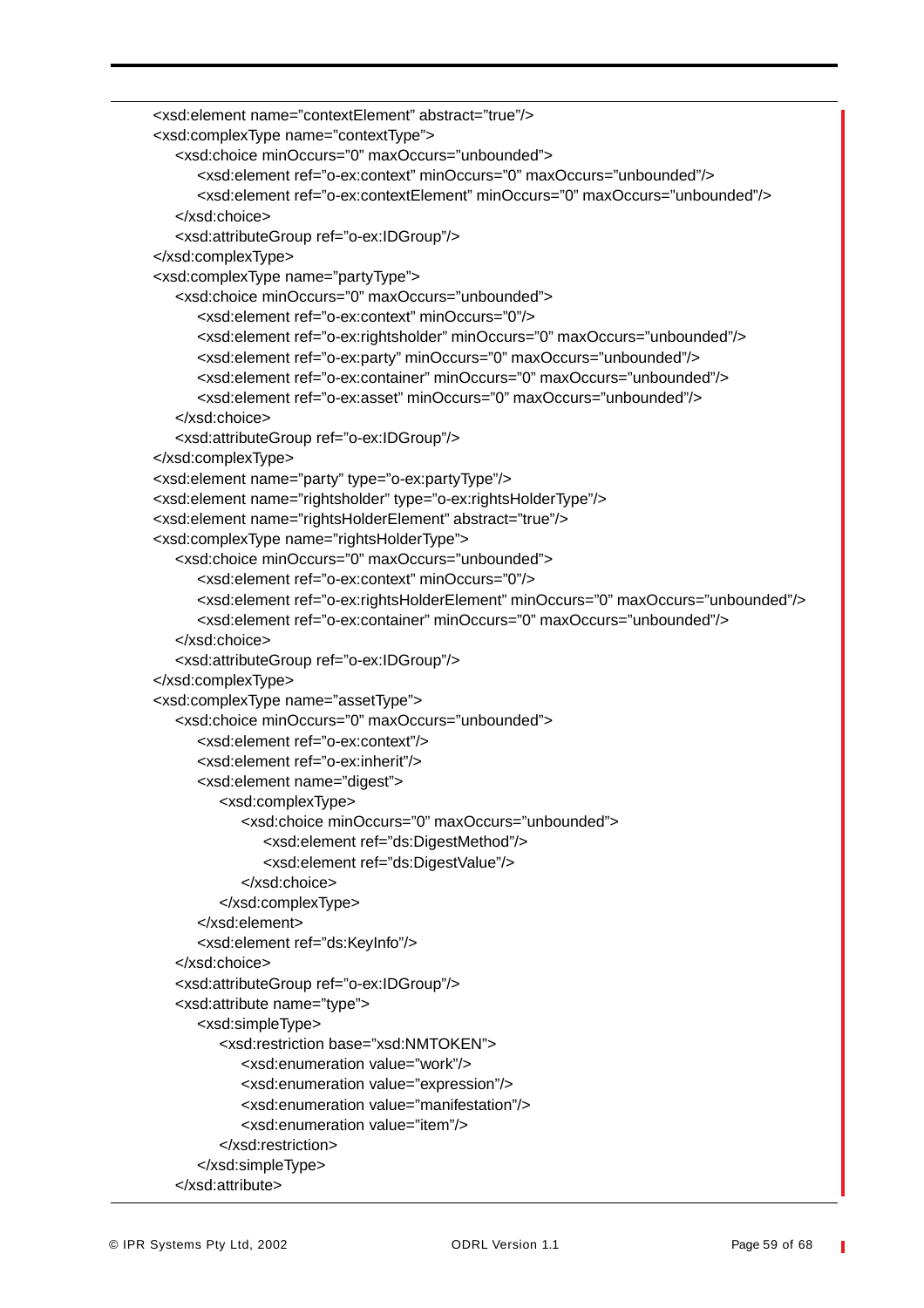```
<xsd:element name="contextElement" abstract="true"/>
<xsd:complexType name="contextType">
   <xsd:choice minOccurs="0" maxOccurs="unbounded">
      <xsd:element ref="o-ex:context" minOccurs="0" maxOccurs="unbounded"/>
      <xsd:element ref="o-ex:contextElement" minOccurs="0" maxOccurs="unbounded"/>
   </xsd:choice>
   <xsd:attributeGroup ref="o-ex:IDGroup"/>
</xsd:complexType>
<xsd:complexType name="partyType">
   <xsd:choice minOccurs="0" maxOccurs="unbounded">
      <xsd:element ref="o-ex:context" minOccurs="0"/>
      <xsd:element ref="o-ex:rightsholder" minOccurs="0" maxOccurs="unbounded"/>
      <xsd:element ref="o-ex:party" minOccurs="0" maxOccurs="unbounded"/>
      <xsd:element ref="o-ex:container" minOccurs="0" maxOccurs="unbounded"/>
      <xsd:element ref="o-ex:asset" minOccurs="0" maxOccurs="unbounded"/>
   </xsd:choice>
   <xsd:attributeGroup ref="o-ex:IDGroup"/>
</xsd:complexType>
<xsd:element name="party" type="o-ex:partyType"/>
<xsd:element name="rightsholder" type="o-ex:rightsHolderType"/>
<xsd:element name="rightsHolderElement" abstract="true"/>
<xsd:complexType name="rightsHolderType">
   <xsd:choice minOccurs="0" maxOccurs="unbounded">
      <xsd:element ref="o-ex:context" minOccurs="0"/>
      <xsd:element ref="o-ex:rightsHolderElement" minOccurs="0" maxOccurs="unbounded"/>
      <xsd:element ref="o-ex:container" minOccurs="0" maxOccurs="unbounded"/>
   </xsd:choice>
   <xsd:attributeGroup ref="o-ex:IDGroup"/>
</xsd:complexType>
<xsd:complexType name="assetType">
   <xsd:choice minOccurs="0" maxOccurs="unbounded">
      <xsd:element ref="o-ex:context"/>
      <xsd:element ref="o-ex:inherit"/>
      <xsd:element name="digest">
         <xsd:complexType>
            <xsd:choice minOccurs="0" maxOccurs="unbounded">
               <xsd:element ref="ds:DigestMethod"/>
               <xsd:element ref="ds:DigestValue"/>
            </xsd:choice>
         </xsd:complexType>
      </xsd:element>
      <xsd:element ref="ds:KeyInfo"/>
   </xsd:choice>
   <xsd:attributeGroup ref="o-ex:IDGroup"/>
   <xsd:attribute name="type">
      <xsd:simpleType>
         <xsd:restriction base="xsd:NMTOKEN">
            <xsd:enumeration value="work"/>
            <xsd:enumeration value="expression"/>
            <xsd:enumeration value="manifestation"/>
            <xsd:enumeration value="item"/>
         </xsd:restriction>
      </xsd:simpleType>
   </xsd:attribute>
```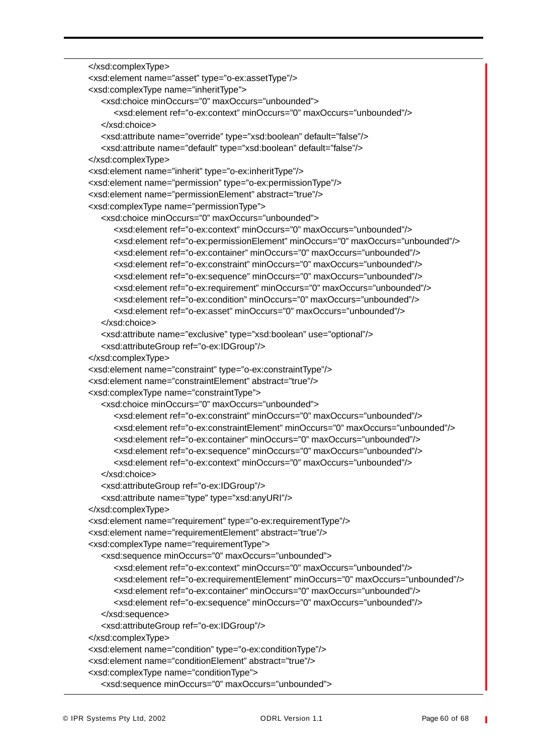```
</xsd:complexType>
<xsd:element name="asset" type="o-ex:assetType"/>
<xsd:complexType name="inheritType">
   <xsd:choice minOccurs="0" maxOccurs="unbounded">
      <xsd:element ref="o-ex:context" minOccurs="0" maxOccurs="unbounded"/>
   </xsd:choice>
   <xsd:attribute name="override" type="xsd:boolean" default="false"/>
   <xsd:attribute name="default" type="xsd:boolean" default="false"/>
</xsd:complexType>
<xsd:element name="inherit" type="o-ex:inheritType"/>
<xsd:element name="permission" type="o-ex:permissionType"/>
<xsd:element name="permissionElement" abstract="true"/>
<xsd:complexType name="permissionType">
   <xsd:choice minOccurs="0" maxOccurs="unbounded">
      <xsd:element ref="o-ex:context" minOccurs="0" maxOccurs="unbounded"/>
      <xsd:element ref="o-ex:permissionElement" minOccurs="0" maxOccurs="unbounded"/>
      <xsd:element ref="o-ex:container" minOccurs="0" maxOccurs="unbounded"/>
      <xsd:element ref="o-ex:constraint" minOccurs="0" maxOccurs="unbounded"/>
      <xsd:element ref="o-ex:sequence" minOccurs="0" maxOccurs="unbounded"/>
      <xsd:element ref="o-ex:requirement" minOccurs="0" maxOccurs="unbounded"/>
      <xsd:element ref="o-ex:condition" minOccurs="0" maxOccurs="unbounded"/>
      <xsd:element ref="o-ex:asset" minOccurs="0" maxOccurs="unbounded"/>
   </xsd:choice>
   <xsd:attribute name="exclusive" type="xsd:boolean" use="optional"/>
   <xsd:attributeGroup ref="o-ex:IDGroup"/>
</xsd:complexType>
<xsd:element name="constraint" type="o-ex:constraintType"/>
<xsd:element name="constraintElement" abstract="true"/>
<xsd:complexType name="constraintType">
   <xsd:choice minOccurs="0" maxOccurs="unbounded">
      <xsd:element ref="o-ex:constraint" minOccurs="0" maxOccurs="unbounded"/>
      <xsd:element ref="o-ex:constraintElement" minOccurs="0" maxOccurs="unbounded"/>
      <xsd:element ref="o-ex:container" minOccurs="0" maxOccurs="unbounded"/>
      <xsd:element ref="o-ex:sequence" minOccurs="0" maxOccurs="unbounded"/>
      <xsd:element ref="o-ex:context" minOccurs="0" maxOccurs="unbounded"/>
   </xsd:choice>
   <xsd:attributeGroup ref="o-ex:IDGroup"/>
   <xsd:attribute name="type" type="xsd:anyURI"/>
</xsd:complexType>
<xsd:element name="requirement" type="o-ex:requirementType"/>
<xsd:element name="requirementElement" abstract="true"/>
<xsd:complexType name="requirementType">
   <xsd:sequence minOccurs="0" maxOccurs="unbounded">
      <xsd:element ref="o-ex:context" minOccurs="0" maxOccurs="unbounded"/>
      <xsd:element ref="o-ex:requirementElement" minOccurs="0" maxOccurs="unbounded"/>
      <xsd:element ref="o-ex:container" minOccurs="0" maxOccurs="unbounded"/>
      <xsd:element ref="o-ex:sequence" minOccurs="0" maxOccurs="unbounded"/>
   </xsd:sequence>
   <xsd:attributeGroup ref="o-ex:IDGroup"/>
</xsd:complexType>
<xsd:element name="condition" type="o-ex:conditionType"/>
<xsd:element name="conditionElement" abstract="true"/>
<xsd:complexType name="conditionType">
   <xsd:sequence minOccurs="0" maxOccurs="unbounded">
```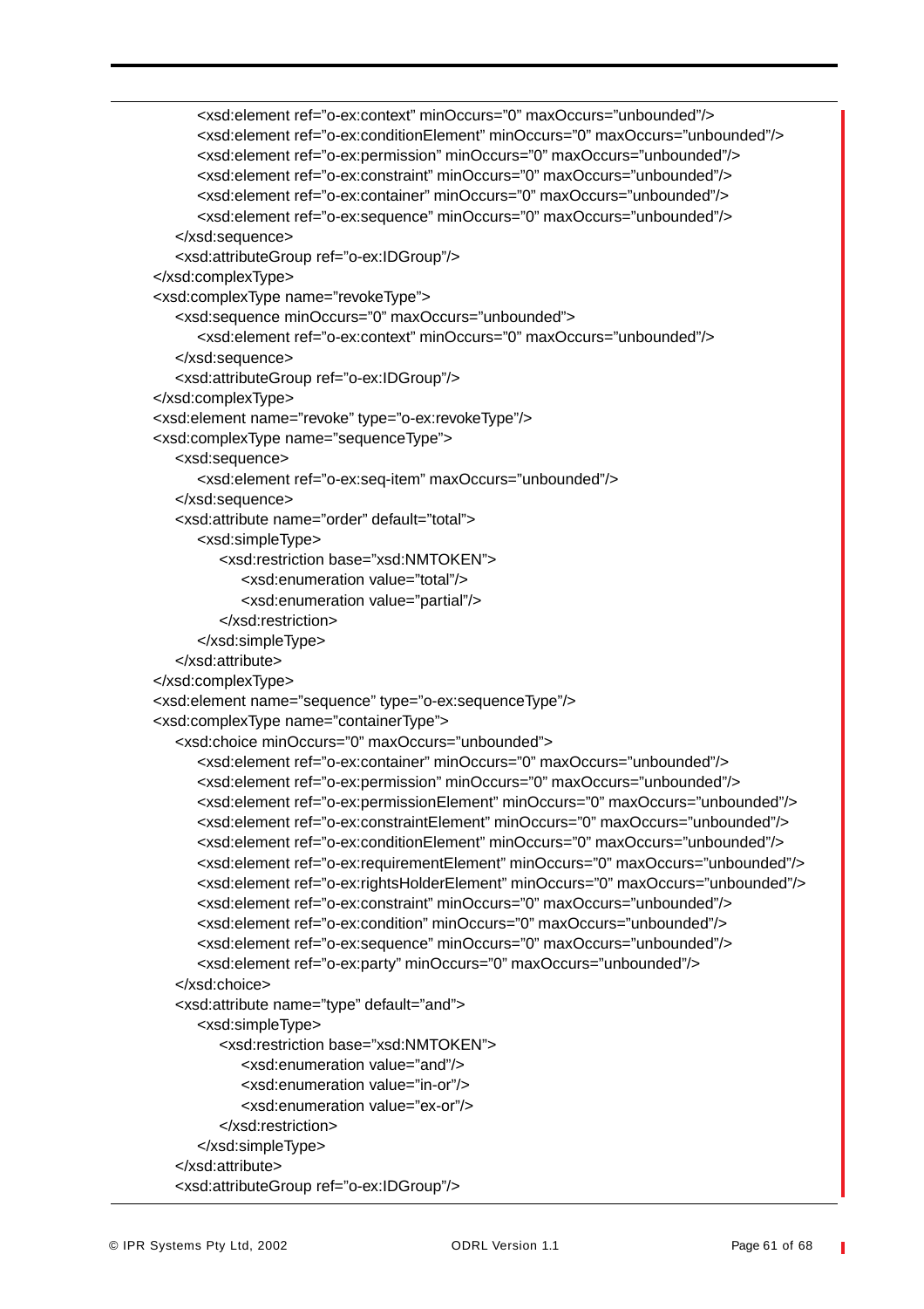```
            <xsd:element ref="o-ex:context" minOccurs="0" maxOccurs="unbounded"/>
            <xsd:element ref="o-ex:conditionElement" minOccurs="0" maxOccurs="unbounded"/>
            <xsd:element ref="o-ex:permission" minOccurs="0" maxOccurs="unbounded"/>
            <xsd:element ref="o-ex:constraint" minOccurs="0" maxOccurs="unbounded"/>
            <xsd:element ref="o-ex:container" minOccurs="0" maxOccurs="unbounded"/>
            <xsd:element ref="o-ex:sequence" minOccurs="0" maxOccurs="unbounded"/>
        </xsd:sequence>
        <xsd:attributeGroup ref="o-ex:IDGroup"/>
    </xsd:complexType>
    <xsd:complexType name="revokeType">
        <xsd:sequence minOccurs="0" maxOccurs="unbounded">
            <xsd:element ref="o-ex:context" minOccurs="0" maxOccurs="unbounded"/>
        </xsd:sequence>
        <xsd:attributeGroup ref="o-ex:IDGroup"/>
    </xsd:complexType>
    <xsd:element name="revoke" type="o-ex:revokeType"/>
    <xsd:complexType name="sequenceType">
        <xsd:sequence>
            <xsd:element ref="o-ex:seq-item" maxOccurs="unbounded"/>
        </xsd:sequence>
        <xsd:attribute name="order" default="total">
            <xsd:simpleType>
                <xsd:restriction base="xsd:NMTOKEN">
                    <xsd:enumeration value="total"/>
                    <xsd:enumeration value="partial"/>
                </xsd:restriction>
            </xsd:simpleType>
        </xsd:attribute>
    </xsd:complexType>
    <xsd:element name="sequence" type="o-ex:sequenceType"/>
    <xsd:complexType name="containerType">
        <xsd:choice minOccurs="0" maxOccurs="unbounded">
            <xsd:element ref="o-ex:container" minOccurs="0" maxOccurs="unbounded"/>
            <xsd:element ref="o-ex:permission" minOccurs="0" maxOccurs="unbounded"/>
            <xsd:element ref="o-ex:permissionElement" minOccurs="0" maxOccurs="unbounded"/>
            <xsd:element ref="o-ex:constraintElement" minOccurs="0" maxOccurs="unbounded"/>
            <xsd:element ref="o-ex:conditionElement" minOccurs="0" maxOccurs="unbounded"/>
            <xsd:element ref="o-ex:requirementElement" minOccurs="0" maxOccurs="unbounded"/>
            <xsd:element ref="o-ex:rightsHolderElement" minOccurs="0" maxOccurs="unbounded"/>
            <xsd:element ref="o-ex:constraint" minOccurs="0" maxOccurs="unbounded"/>
            <xsd:element ref="o-ex:condition" minOccurs="0" maxOccurs="unbounded"/>
            <xsd:element ref="o-ex:sequence" minOccurs="0" maxOccurs="unbounded"/>
            <xsd:element ref="o-ex:party" minOccurs="0" maxOccurs="unbounded"/>
        </xsd:choice>
        <xsd:attribute name="type" default="and">
            <xsd:simpleType>
                <xsd:restriction base="xsd:NMTOKEN">
                    <xsd:enumeration value="and"/>
                    <xsd:enumeration value="in-or"/>
                    <xsd:enumeration value="ex-or"/>
                </xsd:restriction>
            </xsd:simpleType>
        </xsd:attribute>
        <xsd:attributeGroup ref="o-ex:IDGroup"/>
```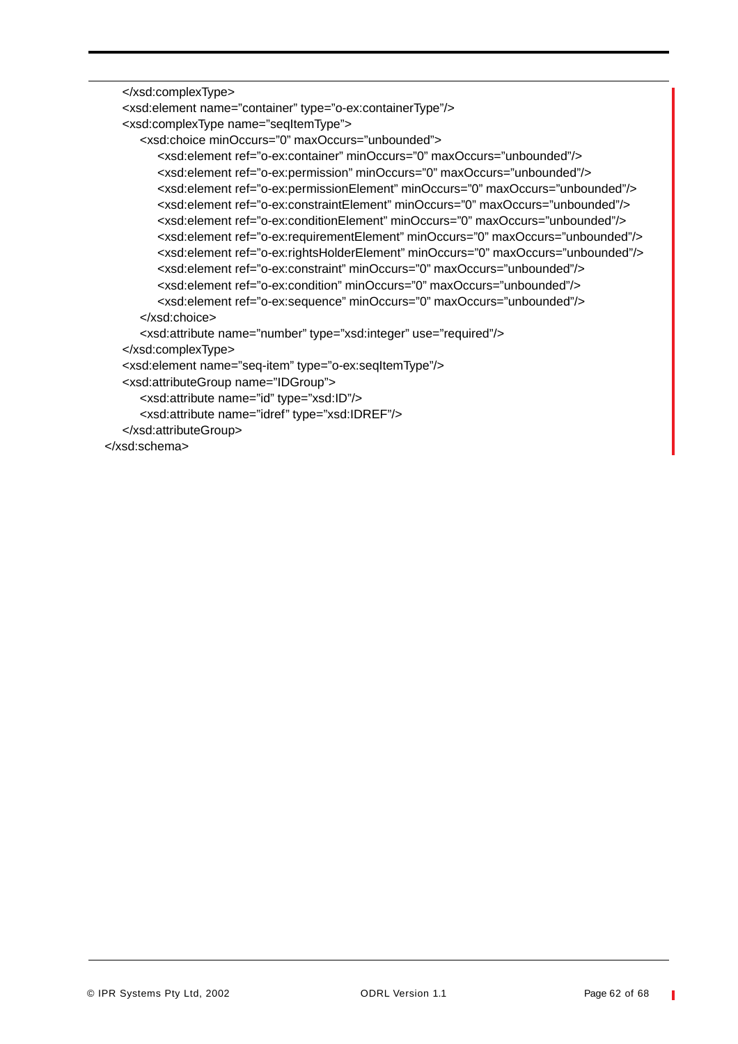```
    </xsd:complexType>
    <xsd:element name="container" type="o-ex:containerType"/>
    <xsd:complexType name="seqItemType">
        <xsd:choice minOccurs="0" maxOccurs="unbounded">
            <xsd:element ref="o-ex:container" minOccurs="0" maxOccurs="unbounded"/>
            <xsd:element ref="o-ex:permission" minOccurs="0" maxOccurs="unbounded"/>
            <xsd:element ref="o-ex:permissionElement" minOccurs="0" maxOccurs="unbounded"/>
            <xsd:element ref="o-ex:constraintElement" minOccurs="0" maxOccurs="unbounded"/>
            <xsd:element ref="o-ex:conditionElement" minOccurs="0" maxOccurs="unbounded"/>
            <xsd:element ref="o-ex:requirementElement" minOccurs="0" maxOccurs="unbounded"/>
            <xsd:element ref="o-ex:rightsHolderElement" minOccurs="0" maxOccurs="unbounded"/>
            <xsd:element ref="o-ex:constraint" minOccurs="0" maxOccurs="unbounded"/>
            <xsd:element ref="o-ex:condition" minOccurs="0" maxOccurs="unbounded"/>
            <xsd:element ref="o-ex:sequence" minOccurs="0" maxOccurs="unbounded"/>
        </xsd:choice>
        <xsd:attribute name="number" type="xsd:integer" use="required"/>
    </xsd:complexType>
    <xsd:element name="seq-item" type="o-ex:seqItemType"/>
    <xsd:attributeGroup name="IDGroup">
        <xsd:attribute name="id" type="xsd:ID"/>
        <xsd:attribute name="idref" type="xsd:IDREF"/>
    </xsd:attributeGroup>
</xsd:schema>
```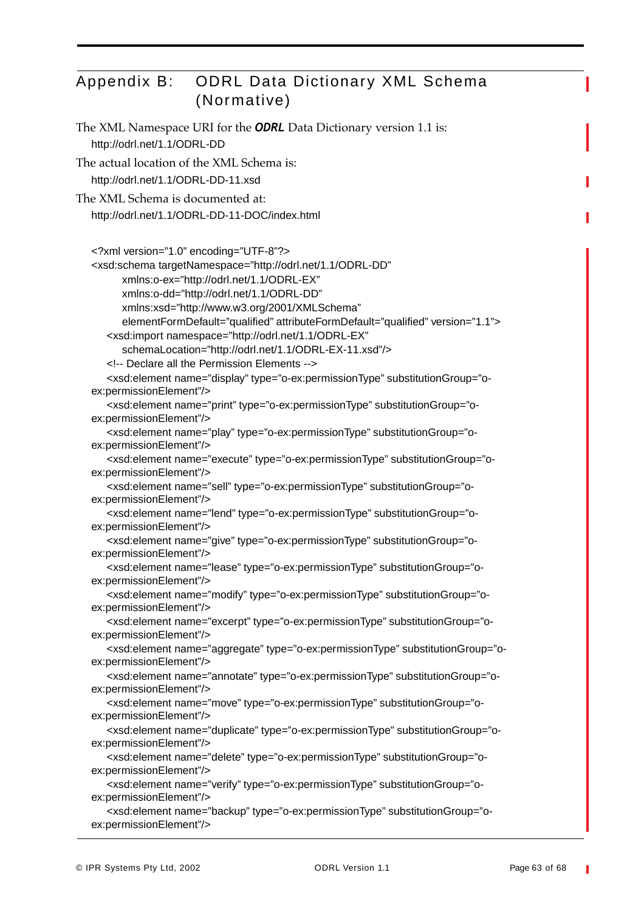# Appendix B: ODRL Data Dictionary XML Schema (Normative)

The XML Namespace URI for the ***ODRL*** Data Dictionary version 1.1 is:

http://odrl.net/1.1/ODRL-DD

The actual location of the XML Schema is:

http://odrl.net/1.1/ODRL-DD-11.xsd

The XML Schema is documented at:

http://odrl.net/1.1/ODRL-DD-11-DOC/index.html

```
<?xml version="1.0" encoding="UTF-8"?>
<xsd:schema targetNamespace="http://odrl.net/1.1/ODRL-DD"
    xmlns:o-ex="http://odrl.net/1.1/ODRL-EX"
    xmlns:o-dd="http://odrl.net/1.1/ODRL-DD"
    xmlns:xsd="http://www.w3.org/2001/XMLSchema"
    elementFormDefault="qualified" attributeFormDefault="qualified" version="1.1">
  <xsd:import namespace="http://odrl.net/1.1/ODRL-EX"
    schemaLocation="http://odrl.net/1.1/ODRL-EX-11.xsd"/>
  <!-- Declare all the Permission Elements -->
  <xsd:element name="display" type="o-ex:permissionType" substitutionGroup="o-
ex:permissionElement"/>
  <xsd:element name="print" type="o-ex:permissionType" substitutionGroup="o-
ex:permissionElement"/>
  <xsd:element name="play" type="o-ex:permissionType" substitutionGroup="o-
ex:permissionElement"/>
  <xsd:element name="execute" type="o-ex:permissionType" substitutionGroup="o-
ex:permissionElement"/>
  <xsd:element name="sell" type="o-ex:permissionType" substitutionGroup="o-
ex:permissionElement"/>
  <xsd:element name="lend" type="o-ex:permissionType" substitutionGroup="o-
ex:permissionElement"/>
  <xsd:element name="give" type="o-ex:permissionType" substitutionGroup="o-
ex:permissionElement"/>
  <xsd:element name="lease" type="o-ex:permissionType" substitutionGroup="o-
ex:permissionElement"/>
  <xsd:element name="modify" type="o-ex:permissionType" substitutionGroup="o-
ex:permissionElement"/>
  <xsd:element name="excerpt" type="o-ex:permissionType" substitutionGroup="o-
ex:permissionElement"/>
  <xsd:element name="aggregate" type="o-ex:permissionType" substitutionGroup="o-
ex:permissionElement"/>
  <xsd:element name="annotate" type="o-ex:permissionType" substitutionGroup="o-
ex:permissionElement"/>
  <xsd:element name="move" type="o-ex:permissionType" substitutionGroup="o-
ex:permissionElement"/>
  <xsd:element name="duplicate" type="o-ex:permissionType" substitutionGroup="o-
ex:permissionElement"/>
  <xsd:element name="delete" type="o-ex:permissionType" substitutionGroup="o-
ex:permissionElement"/>
  <xsd:element name="verify" type="o-ex:permissionType" substitutionGroup="o-
ex:permissionElement"/>
  <xsd:element name="backup" type="o-ex:permissionType" substitutionGroup="o-
ex:permissionElement"/>
```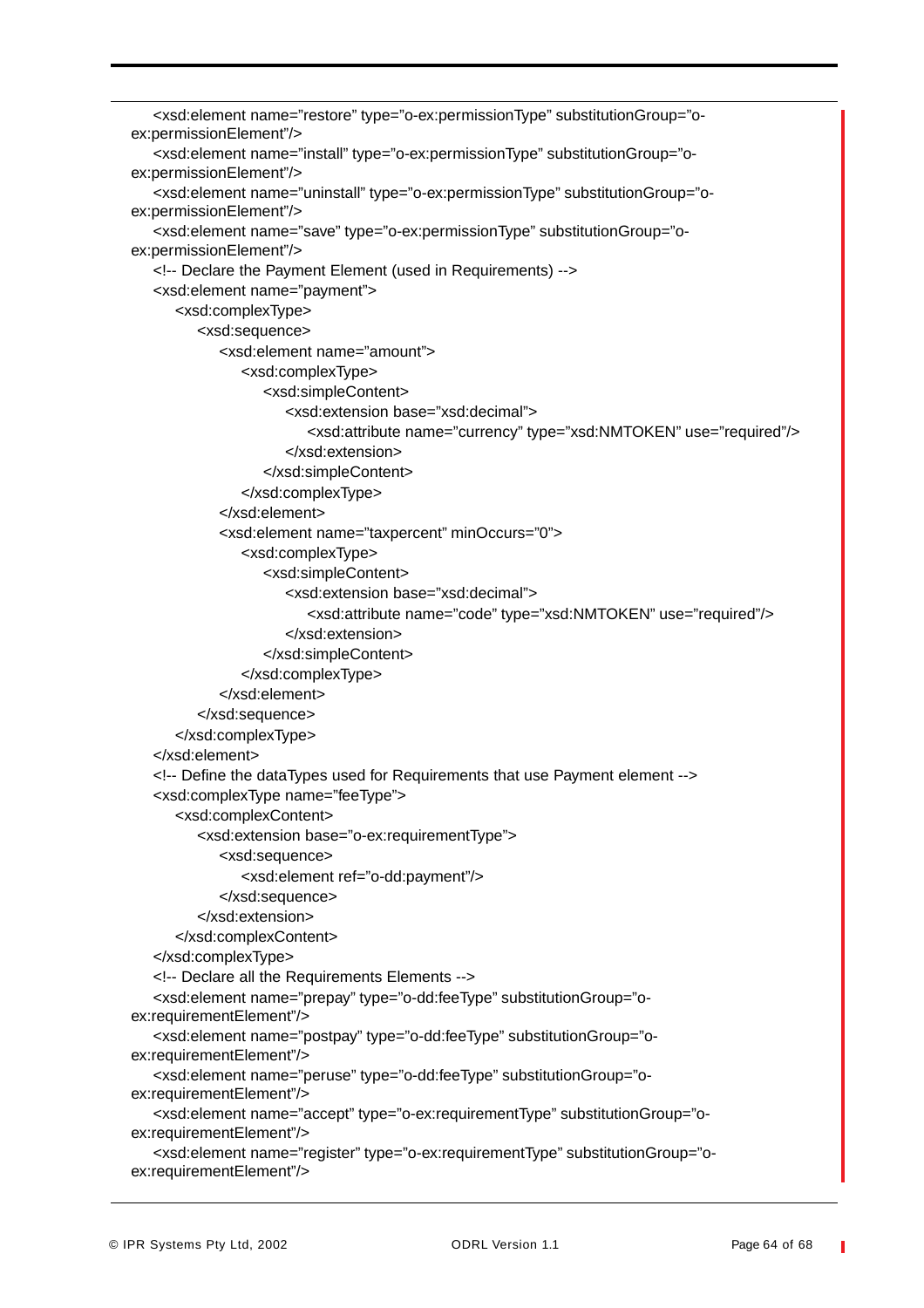```
    <xsd:element name="restore" type="o-ex:permissionType" substitutionGroup="o-ex:permissionElement"/>
    <xsd:element name="install" type="o-ex:permissionType" substitutionGroup="o-ex:permissionElement"/>
    <xsd:element name="uninstall" type="o-ex:permissionType" substitutionGroup="o-ex:permissionElement"/>
    <xsd:element name="save" type="o-ex:permissionType" substitutionGroup="o-ex:permissionElement"/>
    <!-- Declare the Payment Element (used in Requirements) -->
    <xsd:element name="payment">
        <xsd:complexType>
            <xsd:sequence>
                <xsd:element name="amount">
                    <xsd:complexType>
                        <xsd:simpleContent>
                            <xsd:extension base="xsd:decimal">
                                <xsd:attribute name="currency" type="xsd:NMTOKEN" use="required"/>
                            </xsd:extension>
                        </xsd:simpleContent>
                    </xsd:complexType>
                </xsd:element>
                <xsd:element name="taxpercent" minOccurs="0">
                    <xsd:complexType>
                        <xsd:simpleContent>
                            <xsd:extension base="xsd:decimal">
                                <xsd:attribute name="code" type="xsd:NMTOKEN" use="required"/>
                            </xsd:extension>
                        </xsd:simpleContent>
                    </xsd:complexType>
                </xsd:element>
            </xsd:sequence>
        </xsd:complexType>
    </xsd:element>
    <!-- Define the dataTypes used for Requirements that use Payment element -->
    <xsd:complexType name="feeType">
        <xsd:complexContent>
            <xsd:extension base="o-ex:requirementType">
                <xsd:sequence>
                    <xsd:element ref="o-dd:payment"/>
                </xsd:sequence>
            </xsd:extension>
        </xsd:complexContent>
    </xsd:complexType>
    <!-- Declare all the Requirements Elements -->
    <xsd:element name="prepay" type="o-dd:feeType" substitutionGroup="o-ex:requirementElement"/>
    <xsd:element name="postpay" type="o-dd:feeType" substitutionGroup="o-ex:requirementElement"/>
    <xsd:element name="peruse" type="o-dd:feeType" substitutionGroup="o-ex:requirementElement"/>
    <xsd:element name="accept" type="o-ex:requirementType" substitutionGroup="o-ex:requirementElement"/>
    <xsd:element name="register" type="o-ex:requirementType" substitutionGroup="o-ex:requirementElement"/>
```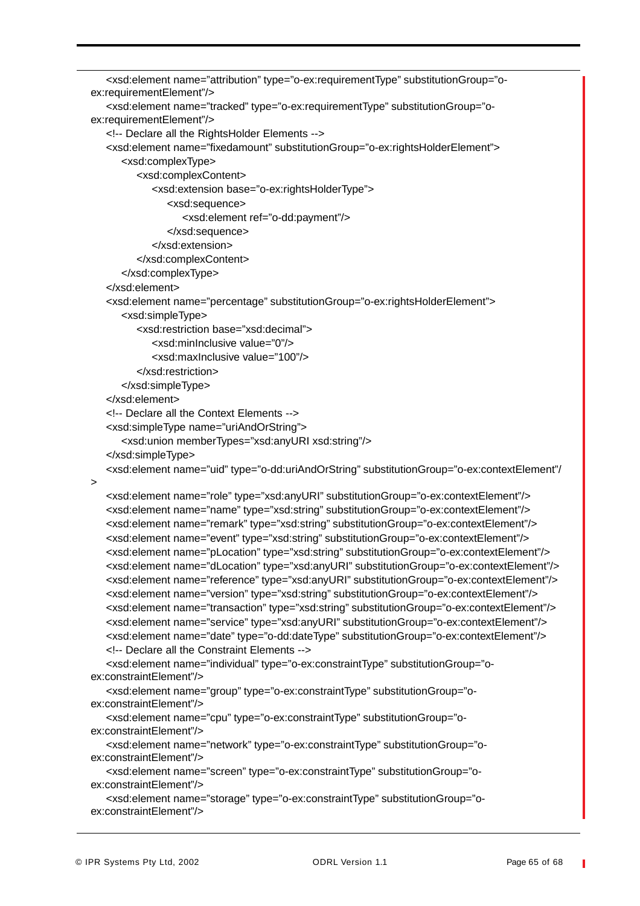```
<xsd:element name="attribution" type="o-ex:requirementType" substitutionGroup="o-ex:requirementElement"/>
<xsd:element name="tracked" type="o-ex:requirementType" substitutionGroup="o-ex:requirementElement"/>
<!-- Declare all the RightsHolder Elements -->
<xsd:element name="fixedamount" substitutionGroup="o-ex:rightsHolderElement">
    <xsd:complexType>
        <xsd:complexContent>
            <xsd:extension base="o-ex:rightsHolderType">
                <xsd:sequence>
                    <xsd:element ref="o-dd:payment"/>
                </xsd:sequence>
            </xsd:extension>
        </xsd:complexContent>
    </xsd:complexType>
</xsd:element>
<xsd:element name="percentage" substitutionGroup="o-ex:rightsHolderElement">
    <xsd:simpleType>
        <xsd:restriction base="xsd:decimal">
            <xsd:minInclusive value="0"/>
            <xsd:maxInclusive value="100"/>
        </xsd:restriction>
    </xsd:simpleType>
</xsd:element>
<!-- Declare all the Context Elements -->
<xsd:simpleType name="uriAndOrString">
    <xsd:union memberTypes="xsd:anyURI xsd:string"/>
</xsd:simpleType>
<xsd:element name="uid" type="o-dd:uriAndOrString" substitutionGroup="o-ex:contextElement"/>
<xsd:element name="role" type="xsd:anyURI" substitutionGroup="o-ex:contextElement"/>
<xsd:element name="name" type="xsd:string" substitutionGroup="o-ex:contextElement"/>
<xsd:element name="remark" type="xsd:string" substitutionGroup="o-ex:contextElement"/>
<xsd:element name="event" type="xsd:string" substitutionGroup="o-ex:contextElement"/>
<xsd:element name="pLocation" type="xsd:string" substitutionGroup="o-ex:contextElement"/>
<xsd:element name="dLocation" type="xsd:anyURI" substitutionGroup="o-ex:contextElement"/>
<xsd:element name="reference" type="xsd:anyURI" substitutionGroup="o-ex:contextElement"/>
<xsd:element name="version" type="xsd:string" substitutionGroup="o-ex:contextElement"/>
<xsd:element name="transaction" type="xsd:string" substitutionGroup="o-ex:contextElement"/>
<xsd:element name="service" type="xsd:anyURI" substitutionGroup="o-ex:contextElement"/>
<xsd:element name="date" type="o-dd:dateType" substitutionGroup="o-ex:contextElement"/>
<!-- Declare all the Constraint Elements -->
<xsd:element name="individual" type="o-ex:constraintType" substitutionGroup="o-ex:constraintElement"/>
<xsd:element name="group" type="o-ex:constraintType" substitutionGroup="o-ex:constraintElement"/>
<xsd:element name="cpu" type="o-ex:constraintType" substitutionGroup="o-ex:constraintElement"/>
<xsd:element name="network" type="o-ex:constraintType" substitutionGroup="o-ex:constraintElement"/>
<xsd:element name="screen" type="o-ex:constraintType" substitutionGroup="o-ex:constraintElement"/>
<xsd:element name="storage" type="o-ex:constraintType" substitutionGroup="o-ex:constraintElement"/>
```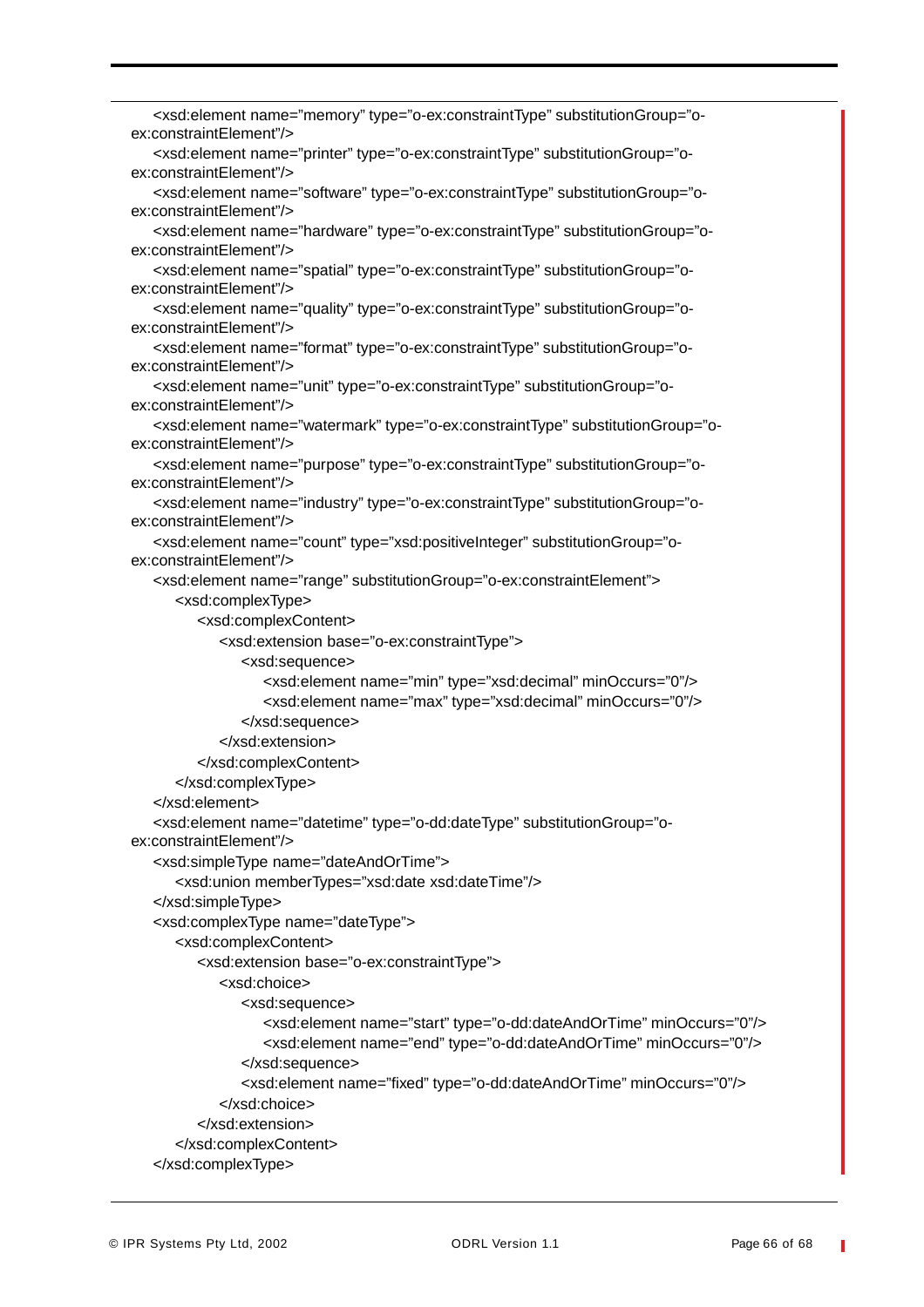```
    <xsd:element name="memory" type="o-ex:constraintType" substitutionGroup="o-ex:constraintElement"/>
    <xsd:element name="printer" type="o-ex:constraintType" substitutionGroup="o-ex:constraintElement"/>
    <xsd:element name="software" type="o-ex:constraintType" substitutionGroup="o-ex:constraintElement"/>
    <xsd:element name="hardware" type="o-ex:constraintType" substitutionGroup="o-ex:constraintElement"/>
    <xsd:element name="spatial" type="o-ex:constraintType" substitutionGroup="o-ex:constraintElement"/>
    <xsd:element name="quality" type="o-ex:constraintType" substitutionGroup="o-ex:constraintElement"/>
    <xsd:element name="format" type="o-ex:constraintType" substitutionGroup="o-ex:constraintElement"/>
    <xsd:element name="unit" type="o-ex:constraintType" substitutionGroup="o-ex:constraintElement"/>
    <xsd:element name="watermark" type="o-ex:constraintType" substitutionGroup="o-ex:constraintElement"/>
    <xsd:element name="purpose" type="o-ex:constraintType" substitutionGroup="o-ex:constraintElement"/>
    <xsd:element name="industry" type="o-ex:constraintType" substitutionGroup="o-ex:constraintElement"/>
    <xsd:element name="count" type="xsd:positiveInteger" substitutionGroup="o-ex:constraintElement"/>
    <xsd:element name="range" substitutionGroup="o-ex:constraintElement">
        <xsd:complexType>
            <xsd:complexContent>
                <xsd:extension base="o-ex:constraintType">
                    <xsd:sequence>
                        <xsd:element name="min" type="xsd:decimal" minOccurs="0"/>
                        <xsd:element name="max" type="xsd:decimal" minOccurs="0"/>
                    </xsd:sequence>
                </xsd:extension>
            </xsd:complexContent>
        </xsd:complexType>
    </xsd:element>
    <xsd:element name="datetime" type="o-dd:dateType" substitutionGroup="o-ex:constraintElement"/>
    <xsd:simpleType name="dateAndOrTime">
        <xsd:union memberTypes="xsd:date xsd:dateTime"/>
    </xsd:simpleType>
    <xsd:complexType name="dateType">
        <xsd:complexContent>
            <xsd:extension base="o-ex:constraintType">
                <xsd:choice>
                    <xsd:sequence>
                        <xsd:element name="start" type="o-dd:dateAndOrTime" minOccurs="0"/>
                        <xsd:element name="end" type="o-dd:dateAndOrTime" minOccurs="0"/>
                    </xsd:sequence>
                    <xsd:element name="fixed" type="o-dd:dateAndOrTime" minOccurs="0"/>
                </xsd:choice>
            </xsd:extension>
        </xsd:complexContent>
    </xsd:complexType>
```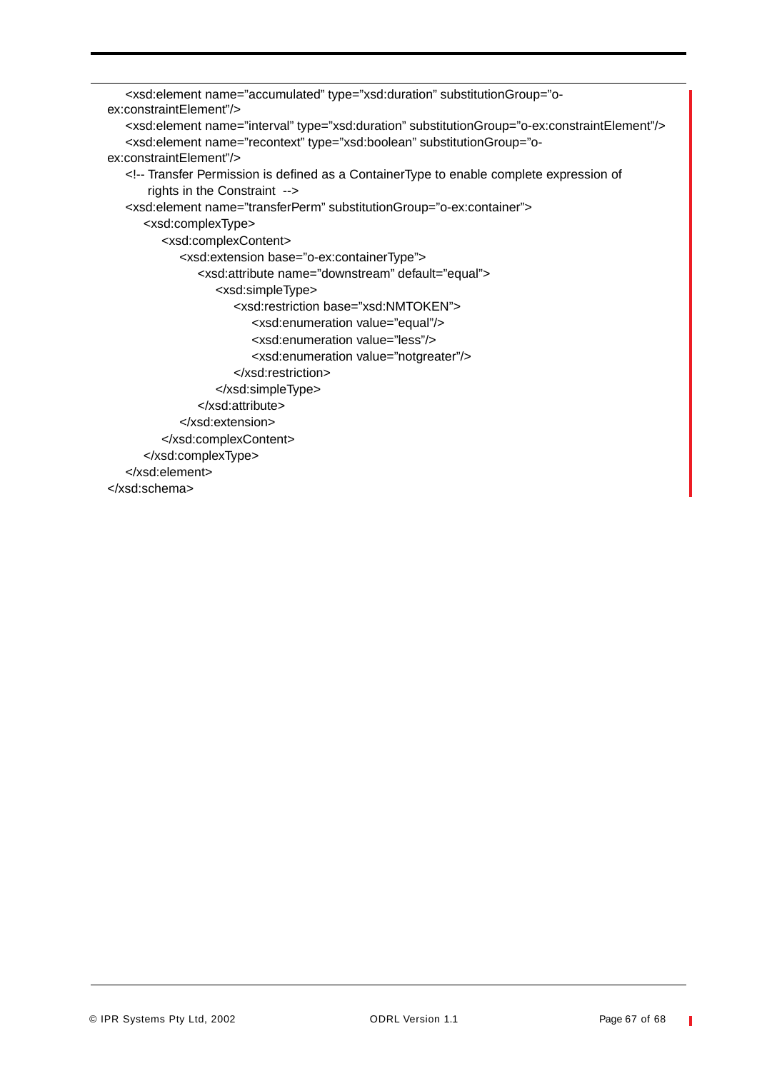```
    <xsd:element name="accumulated" type="xsd:duration" substitutionGroup="o-ex:constraintElement"/>
    <xsd:element name="interval" type="xsd:duration" substitutionGroup="o-ex:constraintElement"/>
    <xsd:element name="recontext" type="xsd:boolean" substitutionGroup="o-ex:constraintElement"/>
    <!-- Transfer Permission is defined as a ContainerType to enable complete expression of
         rights in the Constraint  -->
    <xsd:element name="transferPerm" substitutionGroup="o-ex:container">
        <xsd:complexType>
            <xsd:complexContent>
                <xsd:extension base="o-ex:containerType">
                    <xsd:attribute name="downstream" default="equal">
                        <xsd:simpleType>
                            <xsd:restriction base="xsd:NMTOKEN">
                                <xsd:enumeration value="equal"/>
                                <xsd:enumeration value="less"/>
                                <xsd:enumeration value="notgreater"/>
                            </xsd:restriction>
                        </xsd:simpleType>
                    </xsd:attribute>
                </xsd:extension>
            </xsd:complexContent>
        </xsd:complexType>
    </xsd:element>
</xsd:schema>
```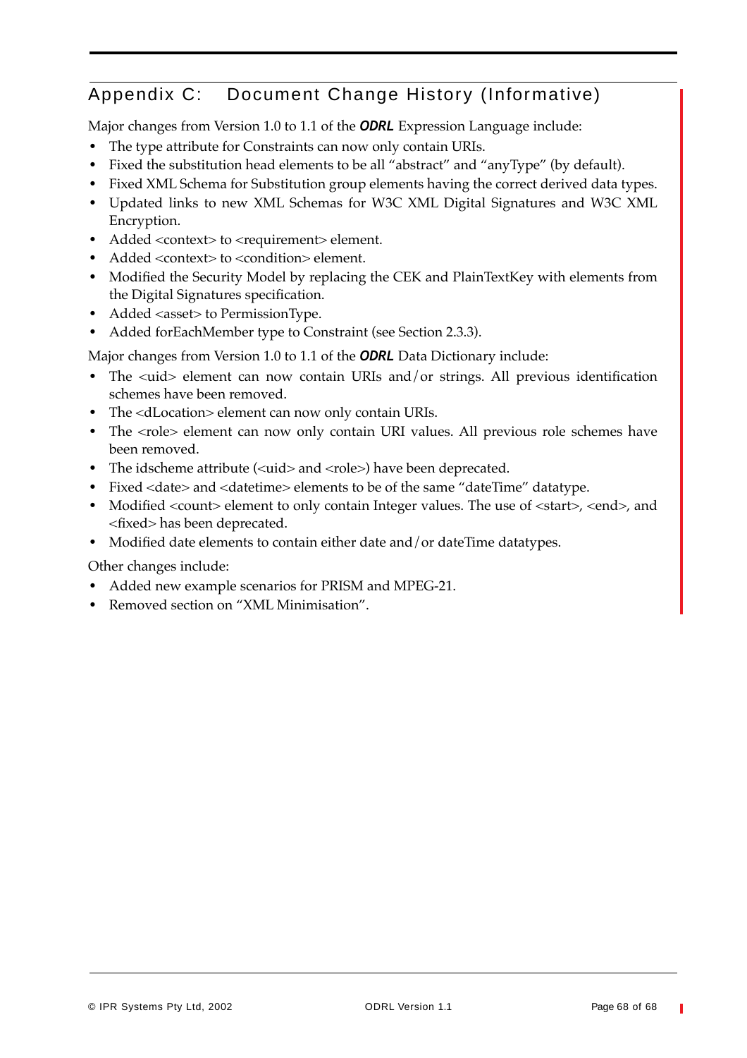# Appendix C: Document Change History (Informative)

Major changes from Version 1.0 to 1.1 of the ***ODRL*** Expression Language include:

- The type attribute for Constraints can now only contain URIs.
- Fixed the substitution head elements to be all "abstract" and "anyType" (by default).
- Fixed XML Schema for Substitution group elements having the correct derived data types.
- Updated links to new XML Schemas for W3C XML Digital Signatures and W3C XML Encryption.
- Added <context> to <requirement> element.
- Added <context> to <condition> element.
- Modified the Security Model by replacing the CEK and PlainTextKey with elements from the Digital Signatures specification.
- Added <asset> to PermissionType.
- Added forEachMember type to Constraint (see Section 2.3.3).

Major changes from Version 1.0 to 1.1 of the ***ODRL*** Data Dictionary include:

- The <uid> element can now contain URIs and/or strings. All previous identification schemes have been removed.
- The <dLocation> element can now only contain URIs.
- The <role> element can now only contain URI values. All previous role schemes have been removed.
- The idscheme attribute (<uid> and <role>) have been deprecated.
- Fixed <date> and <datetime> elements to be of the same "dateTime" datatype.
- Modified <count> element to only contain Integer values. The use of <start>, <end>, and <fixed> has been deprecated.
- Modified date elements to contain either date and/or dateTime datatypes.

Other changes include:

- Added new example scenarios for PRISM and MPEG-21.
- Removed section on "XML Minimisation".